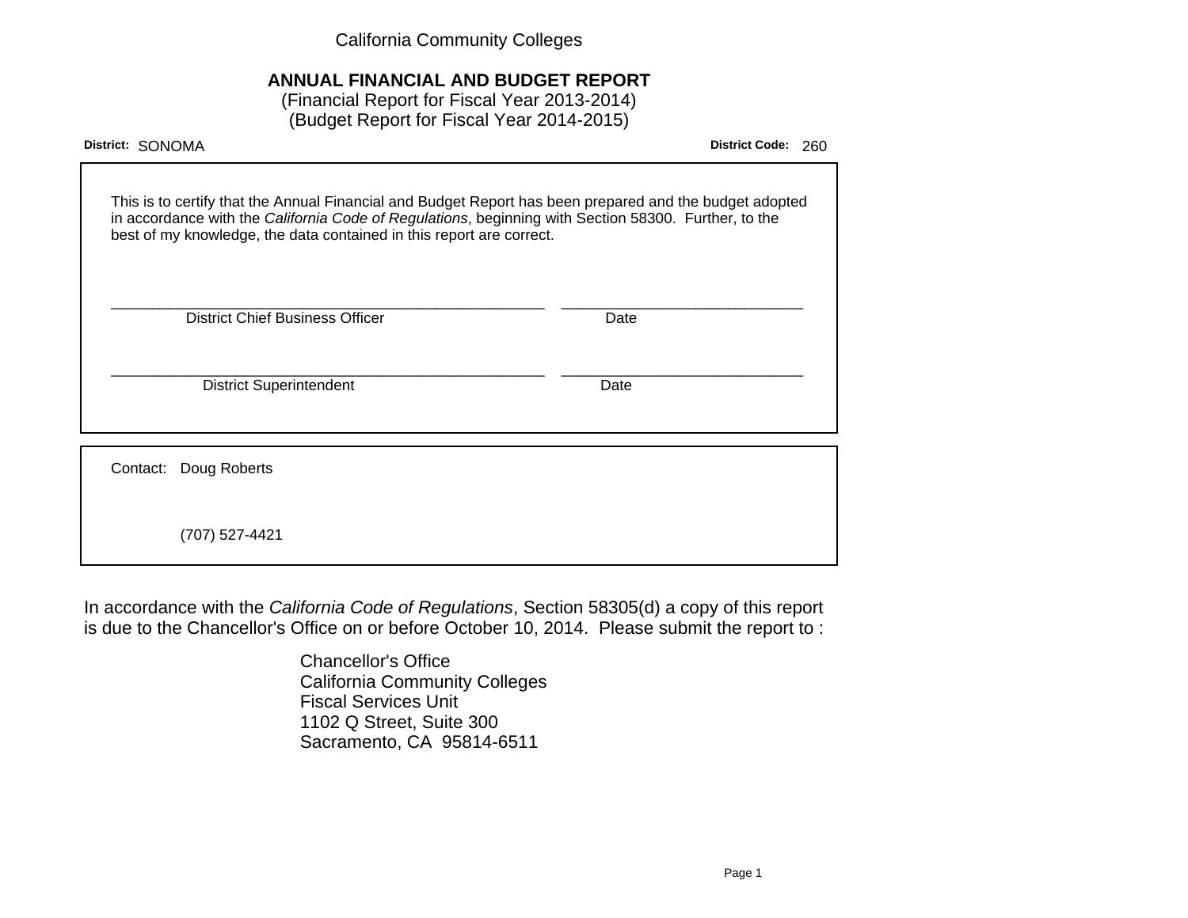California Community Colleges

# ANNUAL FINANCIAL AND BUDGET REPORT

(Financial Report for Fiscal Year 2013-2014)
(Budget Report for Fiscal Year 2014-2015)

**District:** SONOMA **District Code:** 260

This is to certify that the Annual Financial and Budget Report has been prepared and the budget adopted in accordance with the *California Code of Regulations*, beginning with Section 58300. Further, to the best of my knowledge, the data contained in this report are correct.

\_\_\_\_\_\_\_\_\_\_\_\_\_\_\_\_\_\_\_\_\_\_\_\_\_\_\_\_\_\_\_\_\_\_\_\_\_\_\_\_ \_\_\_\_\_\_\_\_\_\_\_\_\_\_\_\_\_\_\_\_\_\_\_\_
District Chief Business Officer Date

\_\_\_\_\_\_\_\_\_\_\_\_\_\_\_\_\_\_\_\_\_\_\_\_\_\_\_\_\_\_\_\_\_\_\_\_\_\_\_\_ \_\_\_\_\_\_\_\_\_\_\_\_\_\_\_\_\_\_\_\_\_\_\_\_
District Superintendent Date

Contact: Doug Roberts

(707) 527-4421

In accordance with the *California Code of Regulations*, Section 58305(d) a copy of this report is due to the Chancellor's Office on or before October 10, 2014. Please submit the report to :

Chancellor's Office
California Community Colleges
Fiscal Services Unit
1102 Q Street, Suite 300
Sacramento, CA 95814-6511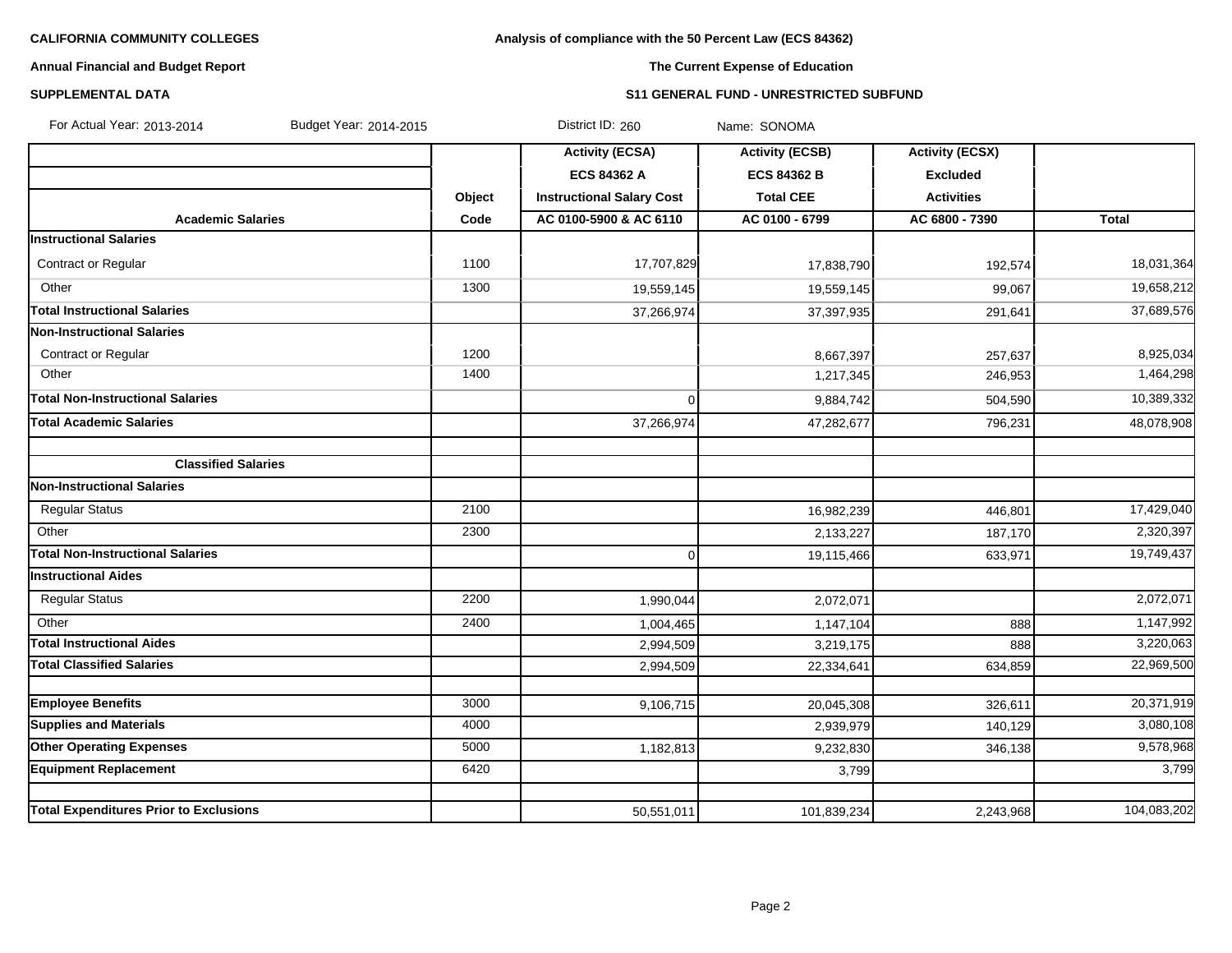**CALIFORNIA COMMUNITY COLLEGES**

**Annual Financial and Budget Report**

**SUPPLEMENTAL DATA**

**Analysis of compliance with the 50 Percent Law (ECS 84362)**

**The Current Expense of Education**

**S11 GENERAL FUND - UNRESTRICTED SUBFUND**

For Actual Year: 2013-2014 Budget Year: 2014-2015 District ID: 260 Name: SONOMA

| | | Activity (ECSA) | Activity (ECSB) | Activity (ECSX) | |
|---|---|---|---|---|---|
| | | ECS 84362 A | ECS 84362 B | Excluded | |
| | Object | Instructional Salary Cost | Total CEE | Activities | |
| **Academic Salaries** | Code | AC 0100-5900 & AC 6110 | AC 0100 - 6799 | AC 6800 - 7390 | Total |
| **Instructional Salaries** | | | | | |
| Contract or Regular | 1100 | 17,707,829 | 17,838,790 | 192,574 | 18,031,364 |
| Other | 1300 | 19,559,145 | 19,559,145 | 99,067 | 19,658,212 |
| **Total Instructional Salaries** | | 37,266,974 | 37,397,935 | 291,641 | 37,689,576 |
| **Non-Instructional Salaries** | | | | | |
| Contract or Regular | 1200 | | 8,667,397 | 257,637 | 8,925,034 |
| Other | 1400 | | 1,217,345 | 246,953 | 1,464,298 |
| **Total Non-Instructional Salaries** | | 0 | 9,884,742 | 504,590 | 10,389,332 |
| **Total Academic Salaries** | | 37,266,974 | 47,282,677 | 796,231 | 48,078,908 |
| | | | | | |
| **Classified Salaries** | | | | | |
| **Non-Instructional Salaries** | | | | | |
| Regular Status | 2100 | | 16,982,239 | 446,801 | 17,429,040 |
| Other | 2300 | | 2,133,227 | 187,170 | 2,320,397 |
| **Total Non-Instructional Salaries** | | 0 | 19,115,466 | 633,971 | 19,749,437 |
| **Instructional Aides** | | | | | |
| Regular Status | 2200 | 1,990,044 | 2,072,071 | | 2,072,071 |
| Other | 2400 | 1,004,465 | 1,147,104 | 888 | 1,147,992 |
| **Total Instructional Aides** | | 2,994,509 | 3,219,175 | 888 | 3,220,063 |
| **Total Classified Salaries** | | 2,994,509 | 22,334,641 | 634,859 | 22,969,500 |
| | | | | | |
| **Employee Benefits** | 3000 | 9,106,715 | 20,045,308 | 326,611 | 20,371,919 |
| **Supplies and Materials** | 4000 | | 2,939,979 | 140,129 | 3,080,108 |
| **Other Operating Expenses** | 5000 | 1,182,813 | 9,232,830 | 346,138 | 9,578,968 |
| **Equipment Replacement** | 6420 | | 3,799 | | 3,799 |
| | | | | | |
| **Total Expenditures Prior to Exclusions** | | 50,551,011 | 101,839,234 | 2,243,968 | 104,083,202 |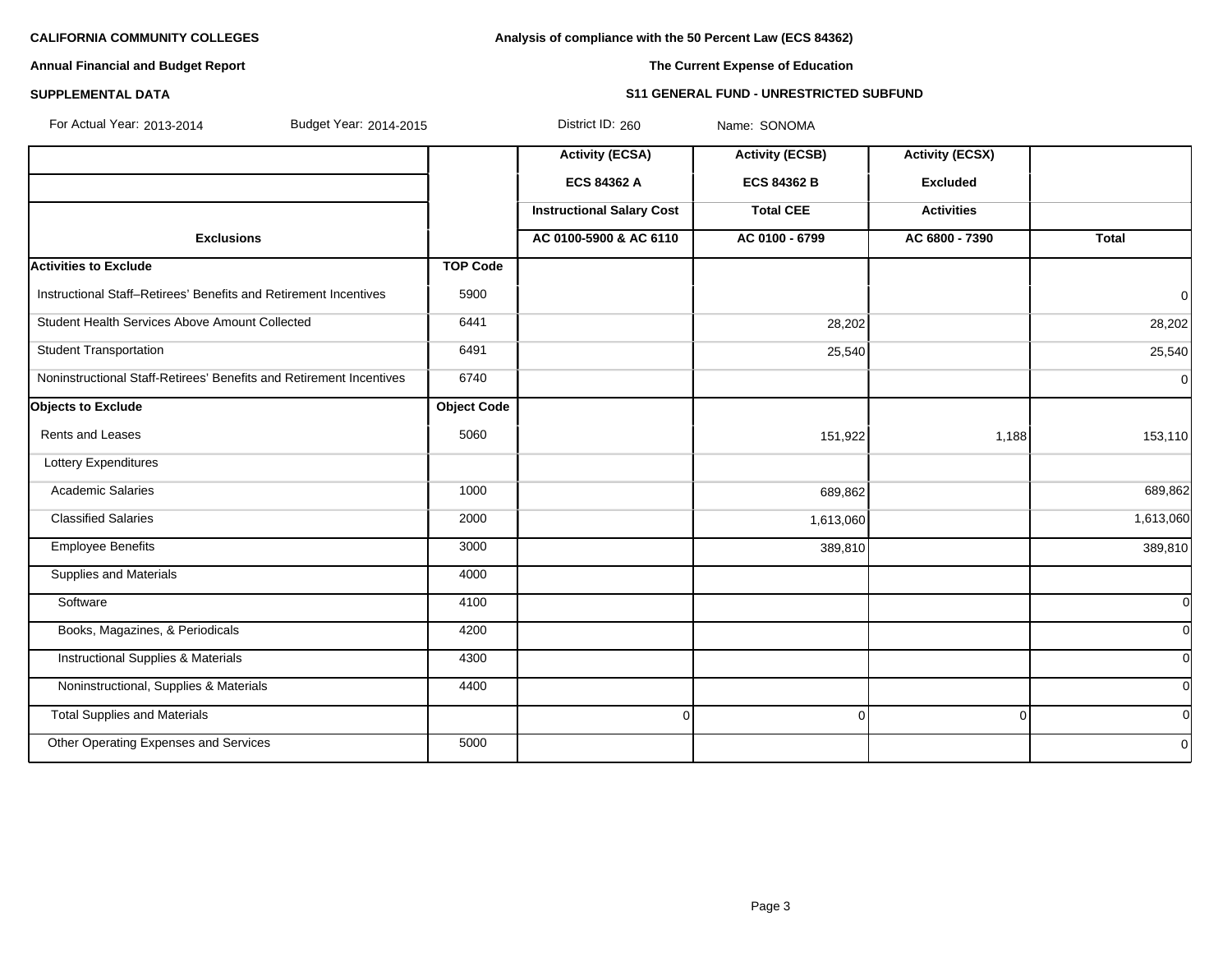**CALIFORNIA COMMUNITY COLLEGES**

**Annual Financial and Budget Report**

**SUPPLEMENTAL DATA**

**Analysis of compliance with the 50 Percent Law (ECS 84362)**

**The Current Expense of Education**

**S11 GENERAL FUND - UNRESTRICTED SUBFUND**

For Actual Year: 2013-2014 Budget Year: 2014-2015 District ID: 260 Name: SONOMA

| | | Activity (ECSA) | Activity (ECSB) | Activity (ECSX) | |
|---|---|---|---|---|---|
| | | ECS 84362 A | ECS 84362 B | Excluded | |
| | | Instructional Salary Cost | Total CEE | Activities | |
| **Exclusions** | | AC 0100-5900 & AC 6110 | AC 0100 - 6799 | AC 6800 - 7390 | Total |
| **Activities to Exclude** | **TOP Code** | | | | |
| Instructional Staff–Retirees' Benefits and Retirement Incentives | 5900 | | | | 0 |
| Student Health Services Above Amount Collected | 6441 | | 28,202 | | 28,202 |
| Student Transportation | 6491 | | 25,540 | | 25,540 |
| Noninstructional Staff-Retirees' Benefits and Retirement Incentives | 6740 | | | | 0 |
| **Objects to Exclude** | **Object Code** | | | | |
| Rents and Leases | 5060 | | 151,922 | 1,188 | 153,110 |
| Lottery Expenditures | | | | | |
| Academic Salaries | 1000 | | 689,862 | | 689,862 |
| Classified Salaries | 2000 | | 1,613,060 | | 1,613,060 |
| Employee Benefits | 3000 | | 389,810 | | 389,810 |
| Supplies and Materials | 4000 | | | | |
| Software | 4100 | | | | 0 |
| Books, Magazines, & Periodicals | 4200 | | | | 0 |
| Instructional Supplies & Materials | 4300 | | | | 0 |
| Noninstructional, Supplies & Materials | 4400 | | | | 0 |
| Total Supplies and Materials | | 0 | 0 | 0 | 0 |
| Other Operating Expenses and Services | 5000 | | | | 0 |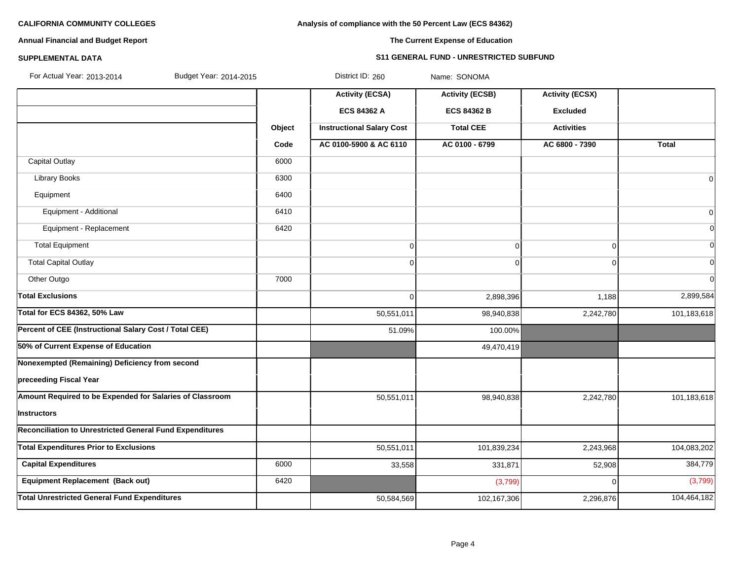**CALIFORNIA COMMUNITY COLLEGES**

**Annual Financial and Budget Report**

**SUPPLEMENTAL DATA**

**Analysis of compliance with the 50 Percent Law (ECS 84362)**

**The Current Expense of Education**

**S11 GENERAL FUND - UNRESTRICTED SUBFUND**

For Actual Year: 2013-2014 Budget Year: 2014-2015 District ID: 260 Name: SONOMA

| | Object Code | Activity (ECSA) ECS 84362 A Instructional Salary Cost AC 0100-5900 & AC 6110 | Activity (ECSB) ECS 84362 B Total CEE AC 0100 - 6799 | Activity (ECSX) Excluded Activities AC 6800 - 7390 | Total |
|---|---|---|---|---|---|
| Capital Outlay | 6000 | | | | |
| Library Books | 6300 | | | | 0 |
| Equipment | 6400 | | | | |
| Equipment - Additional | 6410 | | | | 0 |
| Equipment - Replacement | 6420 | | | | 0 |
| Total Equipment | | 0 | 0 | 0 | 0 |
| Total Capital Outlay | | 0 | 0 | 0 | 0 |
| Other Outgo | 7000 | | | | 0 |
| **Total Exclusions** | | 0 | 2,898,396 | 1,188 | 2,899,584 |
| **Total for ECS 84362, 50% Law** | | 50,551,011 | 98,940,838 | 2,242,780 | 101,183,618 |
| **Percent of CEE (Instructional Salary Cost / Total CEE)** | | 51.09% | 100.00% | | |
| **50% of Current Expense of Education** | | | 49,470,419 | | |
| **Nonexempted (Remaining) Deficiency from second preceeding Fiscal Year** | | | | | |
| **Amount Required to be Expended for Salaries of Classroom Instructors** | | 50,551,011 | 98,940,838 | 2,242,780 | 101,183,618 |
| **Reconciliation to Unrestricted General Fund Expenditures** | | | | | |
| **Total Expenditures Prior to Exclusions** | | 50,551,011 | 101,839,234 | 2,243,968 | 104,083,202 |
| **Capital Expenditures** | 6000 | 33,558 | 331,871 | 52,908 | 384,779 |
| **Equipment Replacement (Back out)** | 6420 | | (3,799) | 0 | (3,799) |
| **Total Unrestricted General Fund Expenditures** | | 50,584,569 | 102,167,306 | 2,296,876 | 104,464,182 |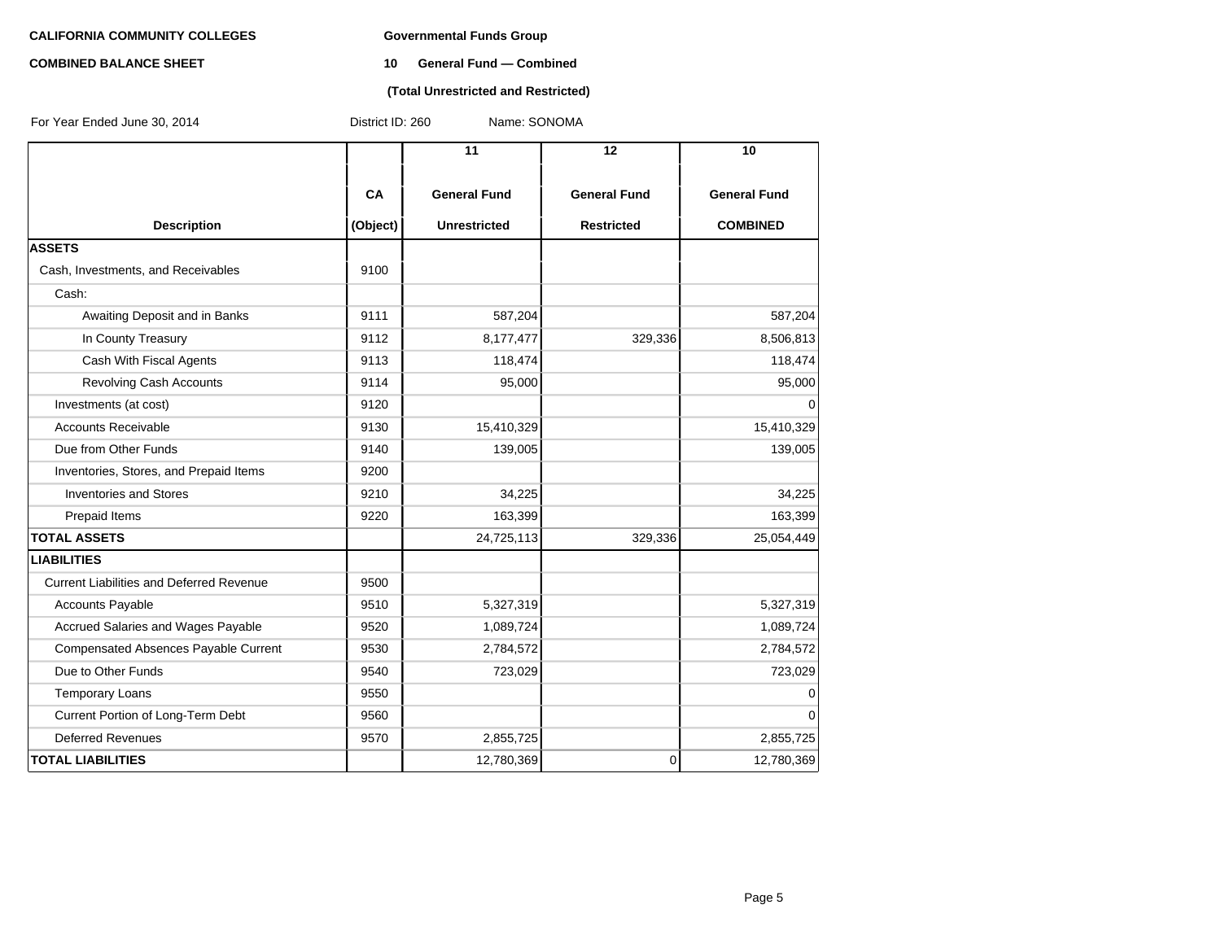**CALIFORNIA COMMUNITY COLLEGES**

**COMBINED BALANCE SHEET**

**Governmental Funds Group**

**10 General Fund — Combined**

**(Total Unrestricted and Restricted)**

For Year Ended June 30, 2014 District ID: 260 Name: SONOMA

| Description | CA (Object) | 11 General Fund Unrestricted | 12 General Fund Restricted | 10 General Fund COMBINED |
|---|---|---|---|---|
| **ASSETS** | | | | |
| Cash, Investments, and Receivables | 9100 | | | |
| Cash: | | | | |
| Awaiting Deposit and in Banks | 9111 | 587,204 | | 587,204 |
| In County Treasury | 9112 | 8,177,477 | 329,336 | 8,506,813 |
| Cash With Fiscal Agents | 9113 | 118,474 | | 118,474 |
| Revolving Cash Accounts | 9114 | 95,000 | | 95,000 |
| Investments (at cost) | 9120 | | | 0 |
| Accounts Receivable | 9130 | 15,410,329 | | 15,410,329 |
| Due from Other Funds | 9140 | 139,005 | | 139,005 |
| Inventories, Stores, and Prepaid Items | 9200 | | | |
| Inventories and Stores | 9210 | 34,225 | | 34,225 |
| Prepaid Items | 9220 | 163,399 | | 163,399 |
| **TOTAL ASSETS** | | 24,725,113 | 329,336 | 25,054,449 |
| **LIABILITIES** | | | | |
| Current Liabilities and Deferred Revenue | 9500 | | | |
| Accounts Payable | 9510 | 5,327,319 | | 5,327,319 |
| Accrued Salaries and Wages Payable | 9520 | 1,089,724 | | 1,089,724 |
| Compensated Absences Payable Current | 9530 | 2,784,572 | | 2,784,572 |
| Due to Other Funds | 9540 | 723,029 | | 723,029 |
| Temporary Loans | 9550 | | | 0 |
| Current Portion of Long-Term Debt | 9560 | | | 0 |
| Deferred Revenues | 9570 | 2,855,725 | | 2,855,725 |
| **TOTAL LIABILITIES** | | 12,780,369 | 0 | 12,780,369 |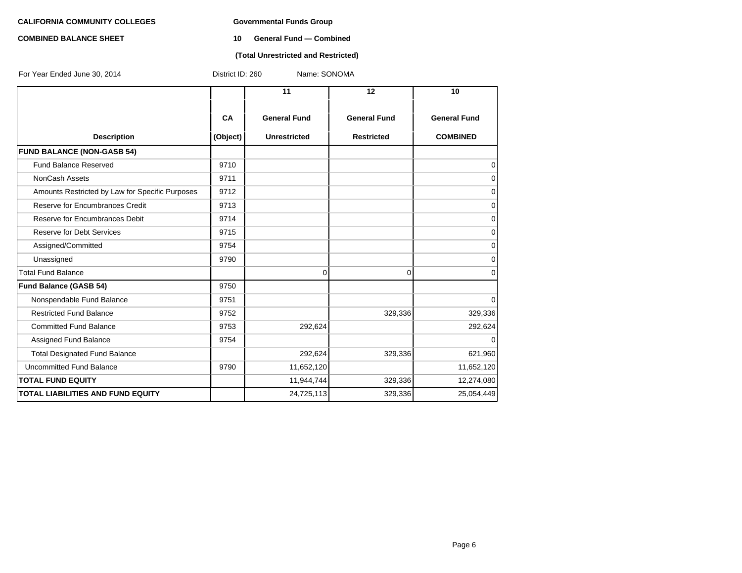**CALIFORNIA COMMUNITY COLLEGES**

**COMBINED BALANCE SHEET**

**Governmental Funds Group**

**10 General Fund — Combined**

**(Total Unrestricted and Restricted)**

For Year Ended June 30, 2014 District ID: 260 Name: SONOMA

| Description | CA (Object) | 11 General Fund Unrestricted | 12 General Fund Restricted | 10 General Fund COMBINED |
|---|---|---|---|---|
| **FUND BALANCE (NON-GASB 54)** | | | | |
| Fund Balance Reserved | 9710 | | | 0 |
| NonCash Assets | 9711 | | | 0 |
| Amounts Restricted by Law for Specific Purposes | 9712 | | | 0 |
| Reserve for Encumbrances Credit | 9713 | | | 0 |
| Reserve for Encumbrances Debit | 9714 | | | 0 |
| Reserve for Debt Services | 9715 | | | 0 |
| Assigned/Committed | 9754 | | | 0 |
| Unassigned | 9790 | | | 0 |
| Total Fund Balance | | 0 | 0 | 0 |
| **Fund Balance (GASB 54)** | 9750 | | | |
| Nonspendable Fund Balance | 9751 | | | 0 |
| Restricted Fund Balance | 9752 | | 329,336 | 329,336 |
| Committed Fund Balance | 9753 | 292,624 | | 292,624 |
| Assigned Fund Balance | 9754 | | | 0 |
| Total Designated Fund Balance | | 292,624 | 329,336 | 621,960 |
| Uncommitted Fund Balance | 9790 | 11,652,120 | | 11,652,120 |
| **TOTAL FUND EQUITY** | | 11,944,744 | 329,336 | 12,274,080 |
| **TOTAL LIABILITIES AND FUND EQUITY** | | 24,725,113 | 329,336 | 25,054,449 |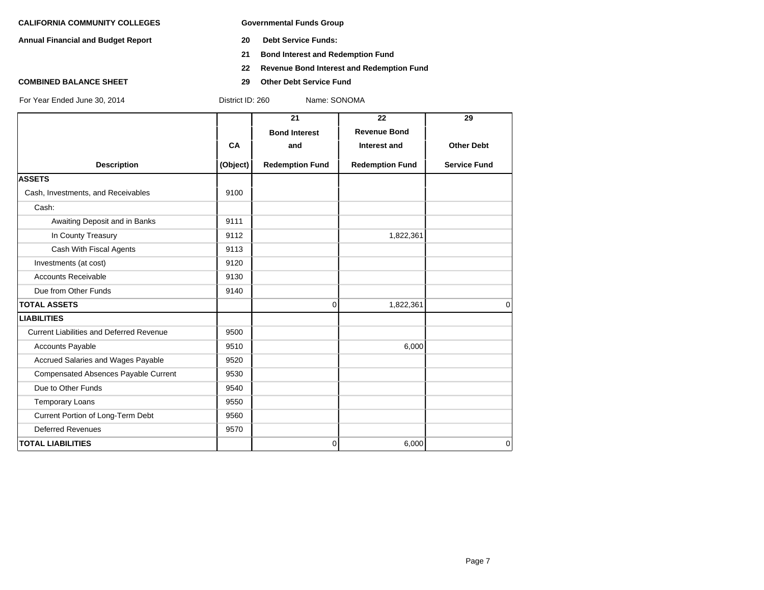**CALIFORNIA COMMUNITY COLLEGES**

**Annual Financial and Budget Report**

**COMBINED BALANCE SHEET**

**Governmental Funds Group**

**20 Debt Service Funds:**

**21 Bond Interest and Redemption Fund**

**22 Revenue Bond Interest and Redemption Fund**

**29 Other Debt Service Fund**

For Year Ended June 30, 2014 District ID: 260 Name: SONOMA

| Description | CA (Object) | 21 Bond Interest and Redemption Fund | 22 Revenue Bond Interest and Redemption Fund | 29 Other Debt Service Fund |
|---|---|---|---|---|
| **ASSETS** | | | | |
| Cash, Investments, and Receivables | 9100 | | | |
| Cash: | | | | |
| Awaiting Deposit and in Banks | 9111 | | | |
| In County Treasury | 9112 | | 1,822,361 | |
| Cash With Fiscal Agents | 9113 | | | |
| Investments (at cost) | 9120 | | | |
| Accounts Receivable | 9130 | | | |
| Due from Other Funds | 9140 | | | |
| **TOTAL ASSETS** | | 0 | 1,822,361 | 0 |
| **LIABILITIES** | | | | |
| Current Liabilities and Deferred Revenue | 9500 | | | |
| Accounts Payable | 9510 | | 6,000 | |
| Accrued Salaries and Wages Payable | 9520 | | | |
| Compensated Absences Payable Current | 9530 | | | |
| Due to Other Funds | 9540 | | | |
| Temporary Loans | 9550 | | | |
| Current Portion of Long-Term Debt | 9560 | | | |
| Deferred Revenues | 9570 | | | |
| **TOTAL LIABILITIES** | | 0 | 6,000 | 0 |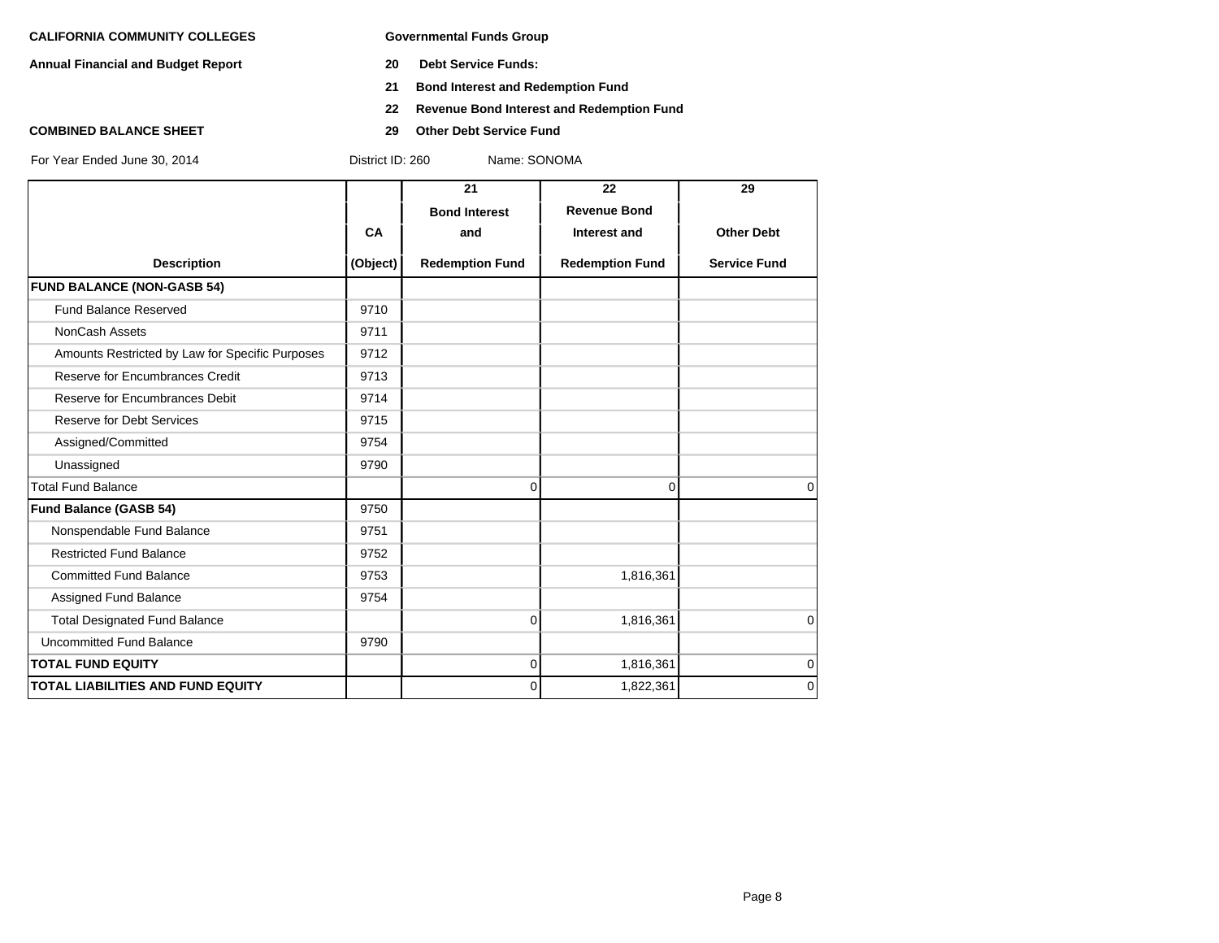**CALIFORNIA COMMUNITY COLLEGES**

**Annual Financial and Budget Report**

**COMBINED BALANCE SHEET**

**Governmental Funds Group**

**20 Debt Service Funds:**

**21 Bond Interest and Redemption Fund**

**22 Revenue Bond Interest and Redemption Fund**

**29 Other Debt Service Fund**

For Year Ended June 30, 2014 District ID: 260 Name: SONOMA

| Description | CA (Object) | 21 Bond Interest and Redemption Fund | 22 Revenue Bond Interest and Redemption Fund | 29 Other Debt Service Fund |
|---|---|---|---|---|
| **FUND BALANCE (NON-GASB 54)** | | | | |
| Fund Balance Reserved | 9710 | | | |
| NonCash Assets | 9711 | | | |
| Amounts Restricted by Law for Specific Purposes | 9712 | | | |
| Reserve for Encumbrances Credit | 9713 | | | |
| Reserve for Encumbrances Debit | 9714 | | | |
| Reserve for Debt Services | 9715 | | | |
| Assigned/Committed | 9754 | | | |
| Unassigned | 9790 | | | |
| Total Fund Balance | | 0 | 0 | 0 |
| **Fund Balance (GASB 54)** | 9750 | | | |
| Nonspendable Fund Balance | 9751 | | | |
| Restricted Fund Balance | 9752 | | | |
| Committed Fund Balance | 9753 | | 1,816,361 | |
| Assigned Fund Balance | 9754 | | | |
| Total Designated Fund Balance | | 0 | 1,816,361 | 0 |
| Uncommitted Fund Balance | 9790 | | | |
| **TOTAL FUND EQUITY** | | 0 | 1,816,361 | 0 |
| **TOTAL LIABILITIES AND FUND EQUITY** | | 0 | 1,822,361 | 0 |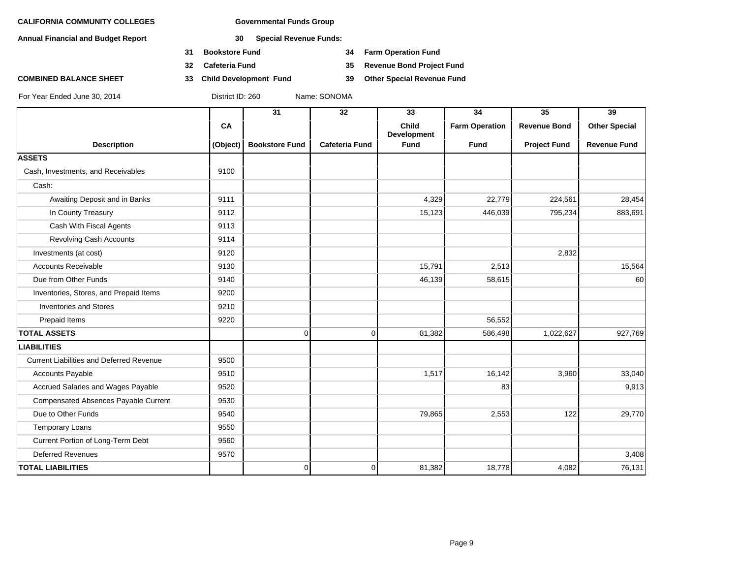**CALIFORNIA COMMUNITY COLLEGES**

**Annual Financial and Budget Report**

**COMBINED BALANCE SHEET**

**Governmental Funds Group**

**30 Special Revenue Funds:**

- **31 Bookstore Fund**
- **32 Cafeteria Fund**
- **33 Child Development Fund**
- **34 Farm Operation Fund**
- **35 Revenue Bond Project Fund**
- **39 Other Special Revenue Fund**

For Year Ended June 30, 2014 District ID: 260 Name: SONOMA

| Description | CA (Object) | 31 Bookstore Fund | 32 Cafeteria Fund | 33 Child Development Fund | 34 Farm Operation Fund | 35 Revenue Bond Project Fund | 39 Other Special Revenue Fund |
|---|---|---|---|---|---|---|---|
| **ASSETS** | | | | | | | |
| Cash, Investments, and Receivables | 9100 | | | | | | |
| Cash: | | | | | | | |
| Awaiting Deposit and in Banks | 9111 | | | 4,329 | 22,779 | 224,561 | 28,454 |
| In County Treasury | 9112 | | | 15,123 | 446,039 | 795,234 | 883,691 |
| Cash With Fiscal Agents | 9113 | | | | | | |
| Revolving Cash Accounts | 9114 | | | | | | |
| Investments (at cost) | 9120 | | | | | 2,832 | |
| Accounts Receivable | 9130 | | | 15,791 | 2,513 | | 15,564 |
| Due from Other Funds | 9140 | | | 46,139 | 58,615 | | 60 |
| Inventories, Stores, and Prepaid Items | 9200 | | | | | | |
| Inventories and Stores | 9210 | | | | | | |
| Prepaid Items | 9220 | | | | 56,552 | | |
| **TOTAL ASSETS** | | 0 | 0 | 81,382 | 586,498 | 1,022,627 | 927,769 |
| **LIABILITIES** | | | | | | | |
| Current Liabilities and Deferred Revenue | 9500 | | | | | | |
| Accounts Payable | 9510 | | | 1,517 | 16,142 | 3,960 | 33,040 |
| Accrued Salaries and Wages Payable | 9520 | | | | 83 | | 9,913 |
| Compensated Absences Payable Current | 9530 | | | | | | |
| Due to Other Funds | 9540 | | | 79,865 | 2,553 | 122 | 29,770 |
| Temporary Loans | 9550 | | | | | | |
| Current Portion of Long-Term Debt | 9560 | | | | | | |
| Deferred Revenues | 9570 | | | | | | 3,408 |
| **TOTAL LIABILITIES** | | 0 | 0 | 81,382 | 18,778 | 4,082 | 76,131 |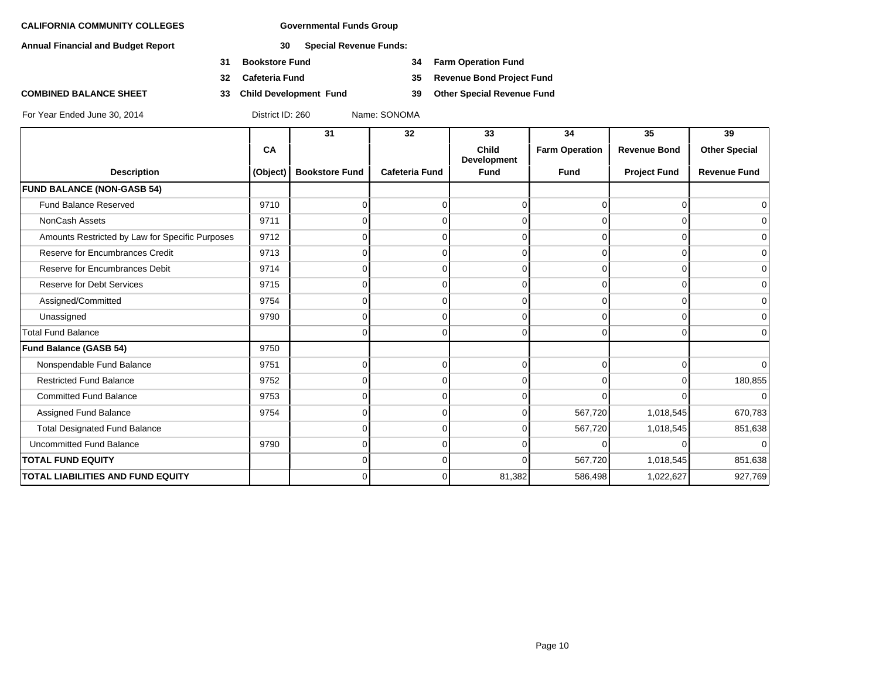**CALIFORNIA COMMUNITY COLLEGES** | **Governmental Funds Group**

**Annual Financial and Budget Report** | **30 Special Revenue Funds:**

- **31 Bookstore Fund**
- **32 Cafeteria Fund**
- **33 Child Development Fund**
- **34 Farm Operation Fund**
- **35 Revenue Bond Project Fund**
- **39 Other Special Revenue Fund**

**COMBINED BALANCE SHEET**

For Year Ended June 30, 2014 | District ID: 260 | Name: SONOMA

| | | 31 | 32 | 33 | 34 | 35 | 39 |
|---|---|---|---|---|---|---|---|
| | CA | | | Child Development | Farm Operation | Revenue Bond | Other Special |
| **Description** | **(Object)** | **Bookstore Fund** | **Cafeteria Fund** | **Fund** | **Fund** | **Project Fund** | **Revenue Fund** |
| **FUND BALANCE (NON-GASB 54)** | | | | | | | |
| Fund Balance Reserved | 9710 | 0 | 0 | 0 | 0 | 0 | 0 |
| NonCash Assets | 9711 | 0 | 0 | 0 | 0 | 0 | 0 |
| Amounts Restricted by Law for Specific Purposes | 9712 | 0 | 0 | 0 | 0 | 0 | 0 |
| Reserve for Encumbrances Credit | 9713 | 0 | 0 | 0 | 0 | 0 | 0 |
| Reserve for Encumbrances Debit | 9714 | 0 | 0 | 0 | 0 | 0 | 0 |
| Reserve for Debt Services | 9715 | 0 | 0 | 0 | 0 | 0 | 0 |
| Assigned/Committed | 9754 | 0 | 0 | 0 | 0 | 0 | 0 |
| Unassigned | 9790 | 0 | 0 | 0 | 0 | 0 | 0 |
| Total Fund Balance | | 0 | 0 | 0 | 0 | 0 | 0 |
| **Fund Balance (GASB 54)** | 9750 | | | | | | |
| Nonspendable Fund Balance | 9751 | 0 | 0 | 0 | 0 | 0 | 0 |
| Restricted Fund Balance | 9752 | 0 | 0 | 0 | 0 | 0 | 180,855 |
| Committed Fund Balance | 9753 | 0 | 0 | 0 | 0 | 0 | 0 |
| Assigned Fund Balance | 9754 | 0 | 0 | 0 | 567,720 | 1,018,545 | 670,783 |
| Total Designated Fund Balance | | 0 | 0 | 0 | 567,720 | 1,018,545 | 851,638 |
| Uncommitted Fund Balance | 9790 | 0 | 0 | 0 | 0 | 0 | 0 |
| **TOTAL FUND EQUITY** | | 0 | 0 | 0 | 567,720 | 1,018,545 | 851,638 |
| **TOTAL LIABILITIES AND FUND EQUITY** | | 0 | 0 | 81,382 | 586,498 | 1,022,627 | 927,769 |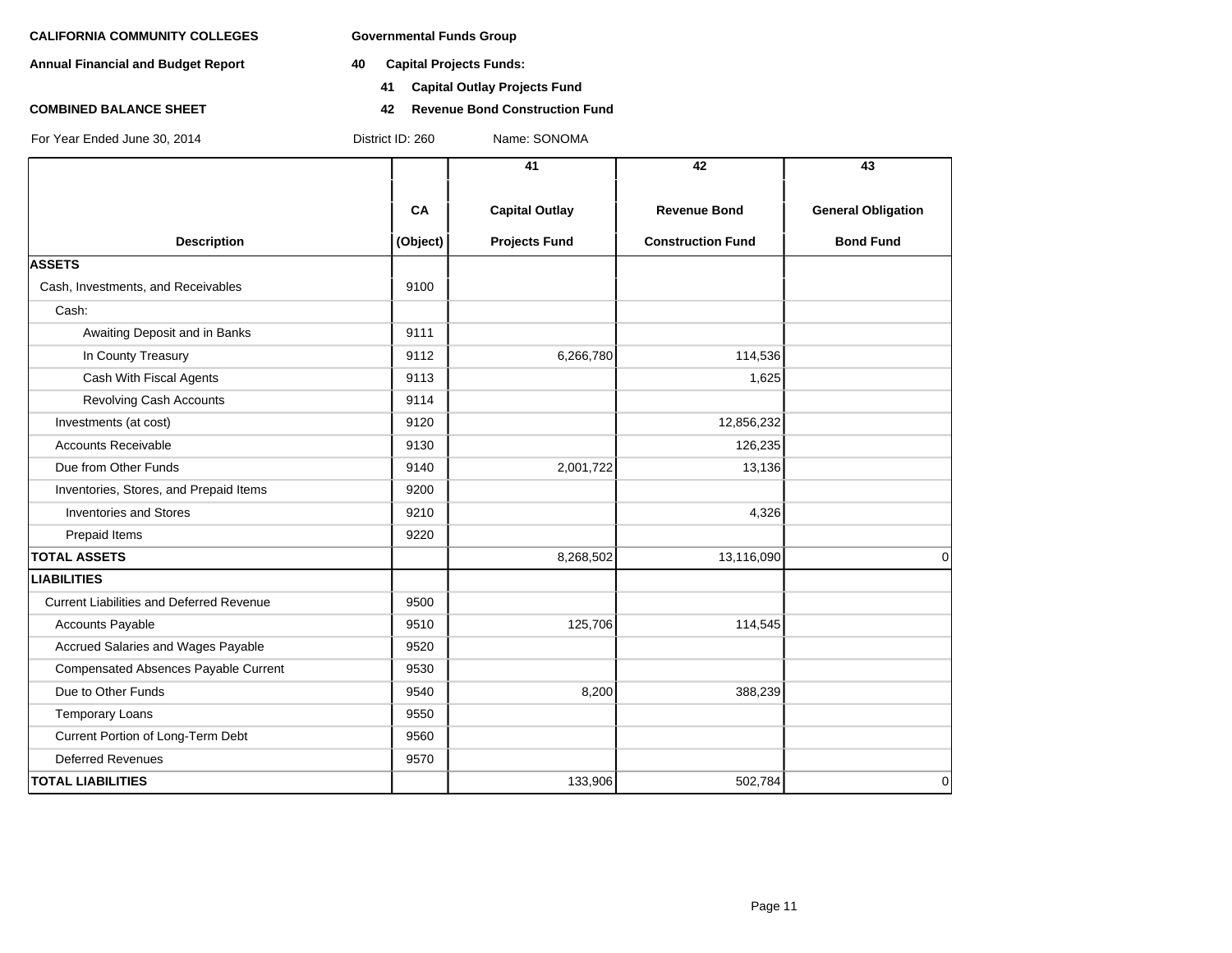**CALIFORNIA COMMUNITY COLLEGES** **Governmental Funds Group**

**Annual Financial and Budget Report** **40 Capital Projects Funds:**

**41 Capital Outlay Projects Fund**

**COMBINED BALANCE SHEET** **42 Revenue Bond Construction Fund**

For Year Ended June 30, 2014 District ID: 260 Name: SONOMA

| Description | CA (Object) | 41 Capital Outlay Projects Fund | 42 Revenue Bond Construction Fund | 43 General Obligation Bond Fund |
|---|---|---|---|---|
| **ASSETS** | | | | |
| Cash, Investments, and Receivables | 9100 | | | |
| Cash: | | | | |
| Awaiting Deposit and in Banks | 9111 | | | |
| In County Treasury | 9112 | 6,266,780 | 114,536 | |
| Cash With Fiscal Agents | 9113 | | 1,625 | |
| Revolving Cash Accounts | 9114 | | | |
| Investments (at cost) | 9120 | | 12,856,232 | |
| Accounts Receivable | 9130 | | 126,235 | |
| Due from Other Funds | 9140 | 2,001,722 | 13,136 | |
| Inventories, Stores, and Prepaid Items | 9200 | | | |
| Inventories and Stores | 9210 | | 4,326 | |
| Prepaid Items | 9220 | | | |
| **TOTAL ASSETS** | | 8,268,502 | 13,116,090 | 0 |
| **LIABILITIES** | | | | |
| Current Liabilities and Deferred Revenue | 9500 | | | |
| Accounts Payable | 9510 | 125,706 | 114,545 | |
| Accrued Salaries and Wages Payable | 9520 | | | |
| Compensated Absences Payable Current | 9530 | | | |
| Due to Other Funds | 9540 | 8,200 | 388,239 | |
| Temporary Loans | 9550 | | | |
| Current Portion of Long-Term Debt | 9560 | | | |
| Deferred Revenues | 9570 | | | |
| **TOTAL LIABILITIES** | | 133,906 | 502,784 | 0 |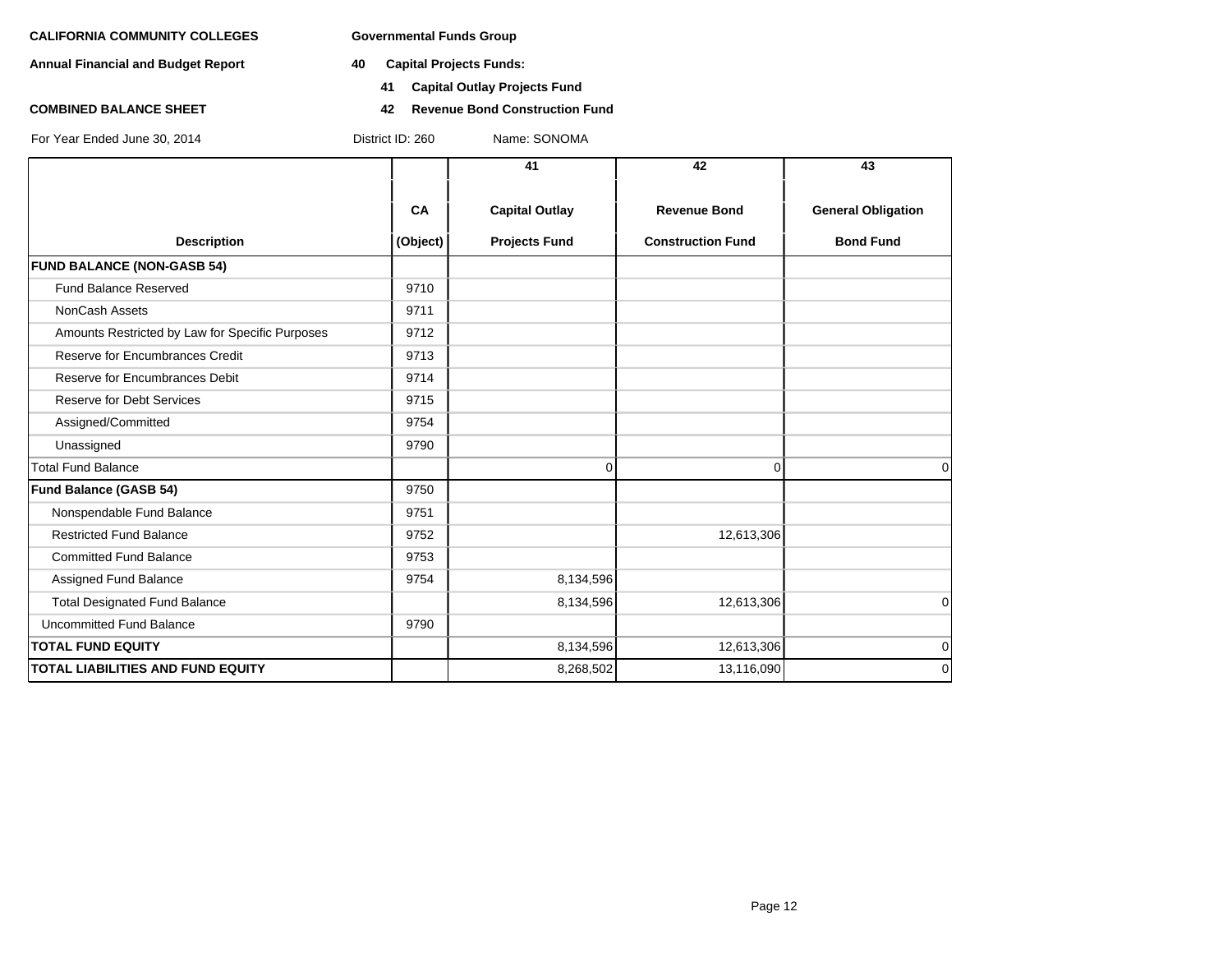**CALIFORNIA COMMUNITY COLLEGES** **Governmental Funds Group**

**Annual Financial and Budget Report** **40 Capital Projects Funds:**

**41 Capital Outlay Projects Fund**

**COMBINED BALANCE SHEET** **42 Revenue Bond Construction Fund**

For Year Ended June 30, 2014 District ID: 260 Name: SONOMA

| Description | CA (Object) | 41 Capital Outlay Projects Fund | 42 Revenue Bond Construction Fund | 43 General Obligation Bond Fund |
|---|---|---|---|---|
| **FUND BALANCE (NON-GASB 54)** | | | | |
| Fund Balance Reserved | 9710 | | | |
| NonCash Assets | 9711 | | | |
| Amounts Restricted by Law for Specific Purposes | 9712 | | | |
| Reserve for Encumbrances Credit | 9713 | | | |
| Reserve for Encumbrances Debit | 9714 | | | |
| Reserve for Debt Services | 9715 | | | |
| Assigned/Committed | 9754 | | | |
| Unassigned | 9790 | | | |
| Total Fund Balance | | 0 | 0 | 0 |
| **Fund Balance (GASB 54)** | 9750 | | | |
| Nonspendable Fund Balance | 9751 | | | |
| Restricted Fund Balance | 9752 | | 12,613,306 | |
| Committed Fund Balance | 9753 | | | |
| Assigned Fund Balance | 9754 | 8,134,596 | | |
| Total Designated Fund Balance | | 8,134,596 | 12,613,306 | 0 |
| Uncommitted Fund Balance | 9790 | | | |
| **TOTAL FUND EQUITY** | | 8,134,596 | 12,613,306 | 0 |
| **TOTAL LIABILITIES AND FUND EQUITY** | | 8,268,502 | 13,116,090 | 0 |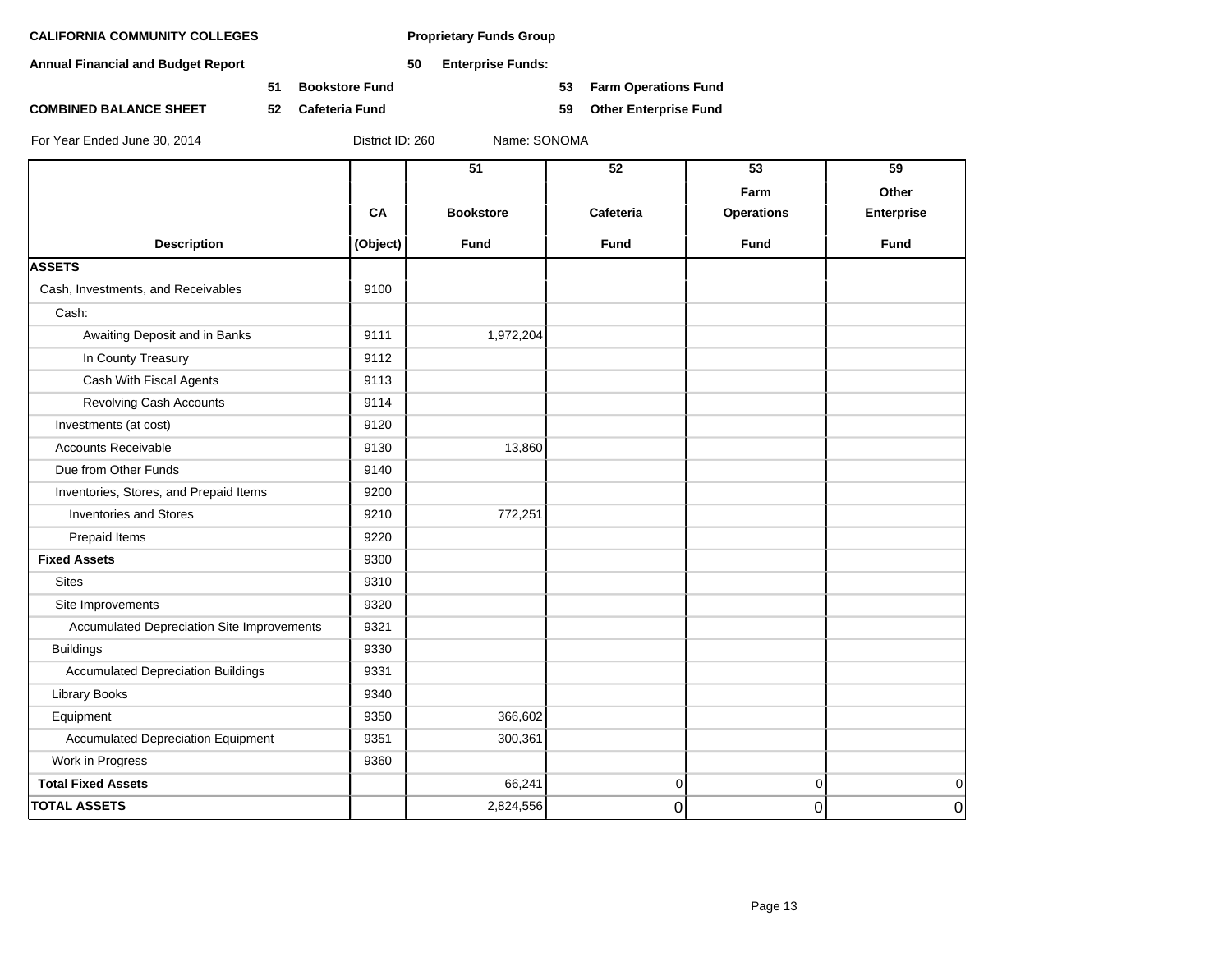**CALIFORNIA COMMUNITY COLLEGES** **Proprietary Funds Group**

**Annual Financial and Budget Report** **50 Enterprise Funds:**

**51 Bookstore Fund** **53 Farm Operations Fund**

**COMBINED BALANCE SHEET** **52 Cafeteria Fund** **59 Other Enterprise Fund**

For Year Ended June 30, 2014 District ID: 260 Name: SONOMA

| Description | CA (Object) | 51 Bookstore Fund | 52 Cafeteria Fund | 53 Farm Operations Fund | 59 Other Enterprise Fund |
|---|---|---|---|---|---|
| **ASSETS** | | | | | |
| Cash, Investments, and Receivables | 9100 | | | | |
| Cash: | | | | | |
| Awaiting Deposit and in Banks | 9111 | 1,972,204 | | | |
| In County Treasury | 9112 | | | | |
| Cash With Fiscal Agents | 9113 | | | | |
| Revolving Cash Accounts | 9114 | | | | |
| Investments (at cost) | 9120 | | | | |
| Accounts Receivable | 9130 | 13,860 | | | |
| Due from Other Funds | 9140 | | | | |
| Inventories, Stores, and Prepaid Items | 9200 | | | | |
| Inventories and Stores | 9210 | 772,251 | | | |
| Prepaid Items | 9220 | | | | |
| **Fixed Assets** | 9300 | | | | |
| Sites | 9310 | | | | |
| Site Improvements | 9320 | | | | |
| Accumulated Depreciation Site Improvements | 9321 | | | | |
| Buildings | 9330 | | | | |
| Accumulated Depreciation Buildings | 9331 | | | | |
| Library Books | 9340 | | | | |
| Equipment | 9350 | 366,602 | | | |
| Accumulated Depreciation Equipment | 9351 | 300,361 | | | |
| Work in Progress | 9360 | | | | |
| **Total Fixed Assets** | | 66,241 | 0 | 0 | 0 |
| **TOTAL ASSETS** | | 2,824,556 | 0 | 0 | 0 |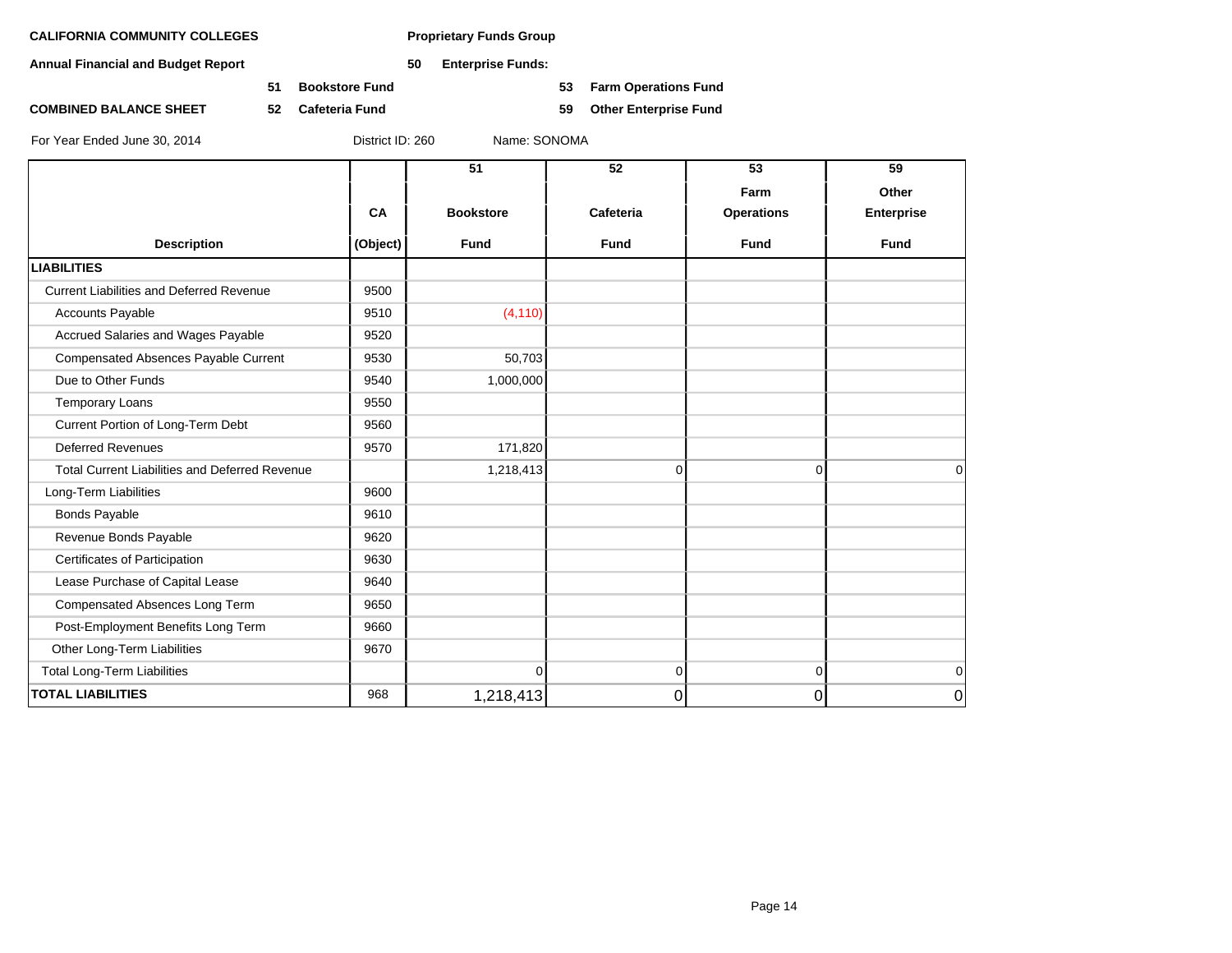**CALIFORNIA COMMUNITY COLLEGES** **Proprietary Funds Group**

**Annual Financial and Budget Report** **50 Enterprise Funds:**

**51 Bookstore Fund** **53 Farm Operations Fund**

**COMBINED BALANCE SHEET** **52 Cafeteria Fund** **59 Other Enterprise Fund**

For Year Ended June 30, 2014 District ID: 260 Name: SONOMA

| Description | CA (Object) | 51 Bookstore Fund | 52 Cafeteria Fund | 53 Farm Operations Fund | 59 Other Enterprise Fund |
|---|---|---|---|---|---|
| **LIABILITIES** | | | | | |
| Current Liabilities and Deferred Revenue | 9500 | | | | |
| Accounts Payable | 9510 | (4,110) | | | |
| Accrued Salaries and Wages Payable | 9520 | | | | |
| Compensated Absences Payable Current | 9530 | 50,703 | | | |
| Due to Other Funds | 9540 | 1,000,000 | | | |
| Temporary Loans | 9550 | | | | |
| Current Portion of Long-Term Debt | 9560 | | | | |
| Deferred Revenues | 9570 | 171,820 | | | |
| Total Current Liabilities and Deferred Revenue | | 1,218,413 | 0 | 0 | 0 |
| Long-Term Liabilities | 9600 | | | | |
| Bonds Payable | 9610 | | | | |
| Revenue Bonds Payable | 9620 | | | | |
| Certificates of Participation | 9630 | | | | |
| Lease Purchase of Capital Lease | 9640 | | | | |
| Compensated Absences Long Term | 9650 | | | | |
| Post-Employment Benefits Long Term | 9660 | | | | |
| Other Long-Term Liabilities | 9670 | | | | |
| Total Long-Term Liabilities | | 0 | 0 | 0 | 0 |
| **TOTAL LIABILITIES** | 968 | 1,218,413 | 0 | 0 | 0 |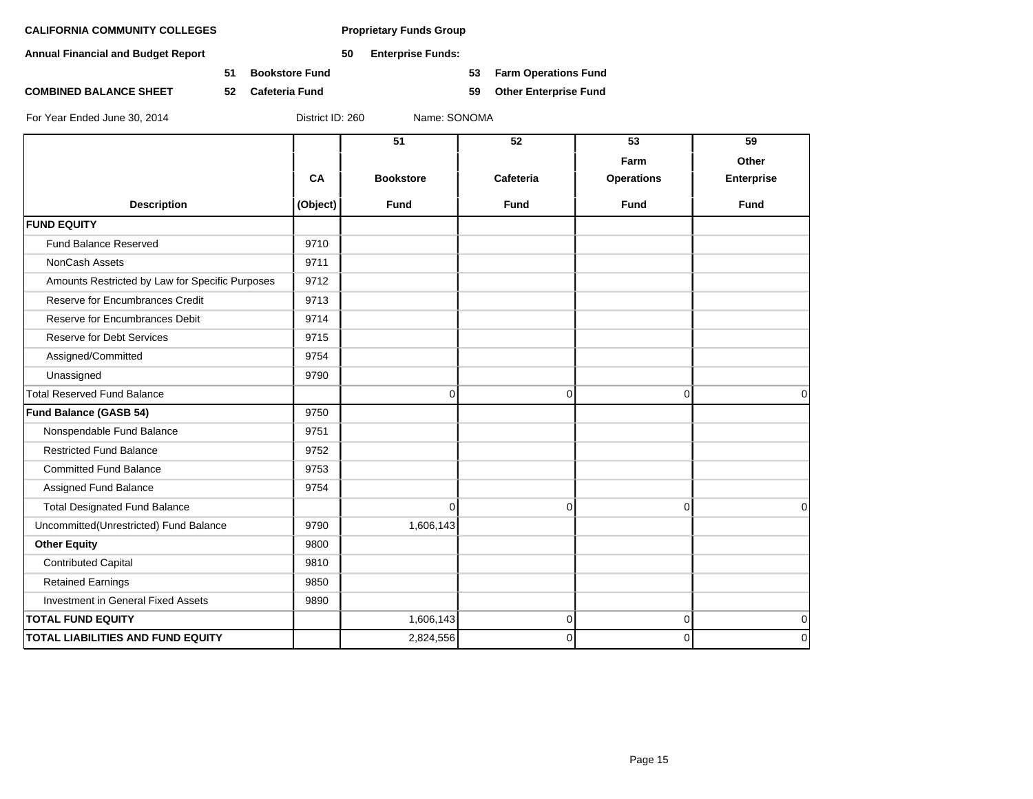**CALIFORNIA COMMUNITY COLLEGES** **Proprietary Funds Group**

**Annual Financial and Budget Report** **50 Enterprise Funds:**

**51 Bookstore Fund** **53 Farm Operations Fund**

**COMBINED BALANCE SHEET** **52 Cafeteria Fund** **59 Other Enterprise Fund**

For Year Ended June 30, 2014 District ID: 260 Name: SONOMA

| Description | CA (Object) | 51 Bookstore Fund | 52 Cafeteria Fund | 53 Farm Operations Fund | 59 Other Enterprise Fund |
|---|---|---|---|---|---|
| **FUND EQUITY** | | | | | |
| Fund Balance Reserved | 9710 | | | | |
| NonCash Assets | 9711 | | | | |
| Amounts Restricted by Law for Specific Purposes | 9712 | | | | |
| Reserve for Encumbrances Credit | 9713 | | | | |
| Reserve for Encumbrances Debit | 9714 | | | | |
| Reserve for Debt Services | 9715 | | | | |
| Assigned/Committed | 9754 | | | | |
| Unassigned | 9790 | | | | |
| Total Reserved Fund Balance | | 0 | 0 | 0 | 0 |
| **Fund Balance (GASB 54)** | 9750 | | | | |
| Nonspendable Fund Balance | 9751 | | | | |
| Restricted Fund Balance | 9752 | | | | |
| Committed Fund Balance | 9753 | | | | |
| Assigned Fund Balance | 9754 | | | | |
| Total Designated Fund Balance | | 0 | 0 | 0 | 0 |
| Uncommitted(Unrestricted) Fund Balance | 9790 | 1,606,143 | | | |
| **Other Equity** | 9800 | | | | |
| Contributed Capital | 9810 | | | | |
| Retained Earnings | 9850 | | | | |
| Investment in General Fixed Assets | 9890 | | | | |
| **TOTAL FUND EQUITY** | | 1,606,143 | 0 | 0 | 0 |
| **TOTAL LIABILITIES AND FUND EQUITY** | | 2,824,556 | 0 | 0 | 0 |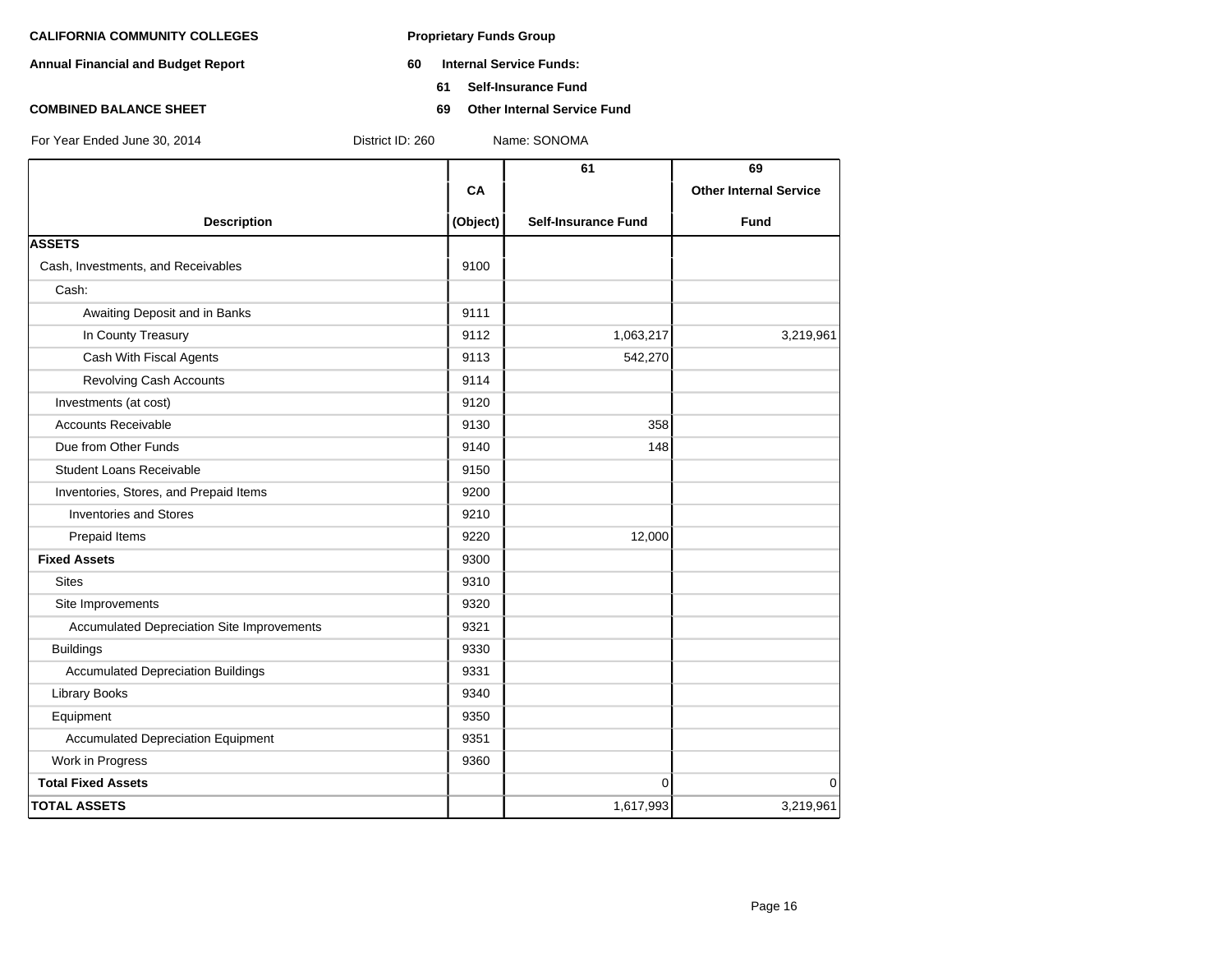**CALIFORNIA COMMUNITY COLLEGES**

**Annual Financial and Budget Report**

**COMBINED BALANCE SHEET**

**Proprietary Funds Group**

**60 Internal Service Funds:**

**61 Self-Insurance Fund**

**69 Other Internal Service Fund**

For Year Ended June 30, 2014 District ID: 260 Name: SONOMA

| Description | CA (Object) | 61 Self-Insurance Fund | 69 Other Internal Service Fund |
|---|---|---|---|
| **ASSETS** | | | |
| Cash, Investments, and Receivables | 9100 | | |
| Cash: | | | |
| Awaiting Deposit and in Banks | 9111 | | |
| In County Treasury | 9112 | 1,063,217 | 3,219,961 |
| Cash With Fiscal Agents | 9113 | 542,270 | |
| Revolving Cash Accounts | 9114 | | |
| Investments (at cost) | 9120 | | |
| Accounts Receivable | 9130 | 358 | |
| Due from Other Funds | 9140 | 148 | |
| Student Loans Receivable | 9150 | | |
| Inventories, Stores, and Prepaid Items | 9200 | | |
| Inventories and Stores | 9210 | | |
| Prepaid Items | 9220 | 12,000 | |
| **Fixed Assets** | 9300 | | |
| Sites | 9310 | | |
| Site Improvements | 9320 | | |
| Accumulated Depreciation Site Improvements | 9321 | | |
| Buildings | 9330 | | |
| Accumulated Depreciation Buildings | 9331 | | |
| Library Books | 9340 | | |
| Equipment | 9350 | | |
| Accumulated Depreciation Equipment | 9351 | | |
| Work in Progress | 9360 | | |
| **Total Fixed Assets** | | 0 | 0 |
| **TOTAL ASSETS** | | 1,617,993 | 3,219,961 |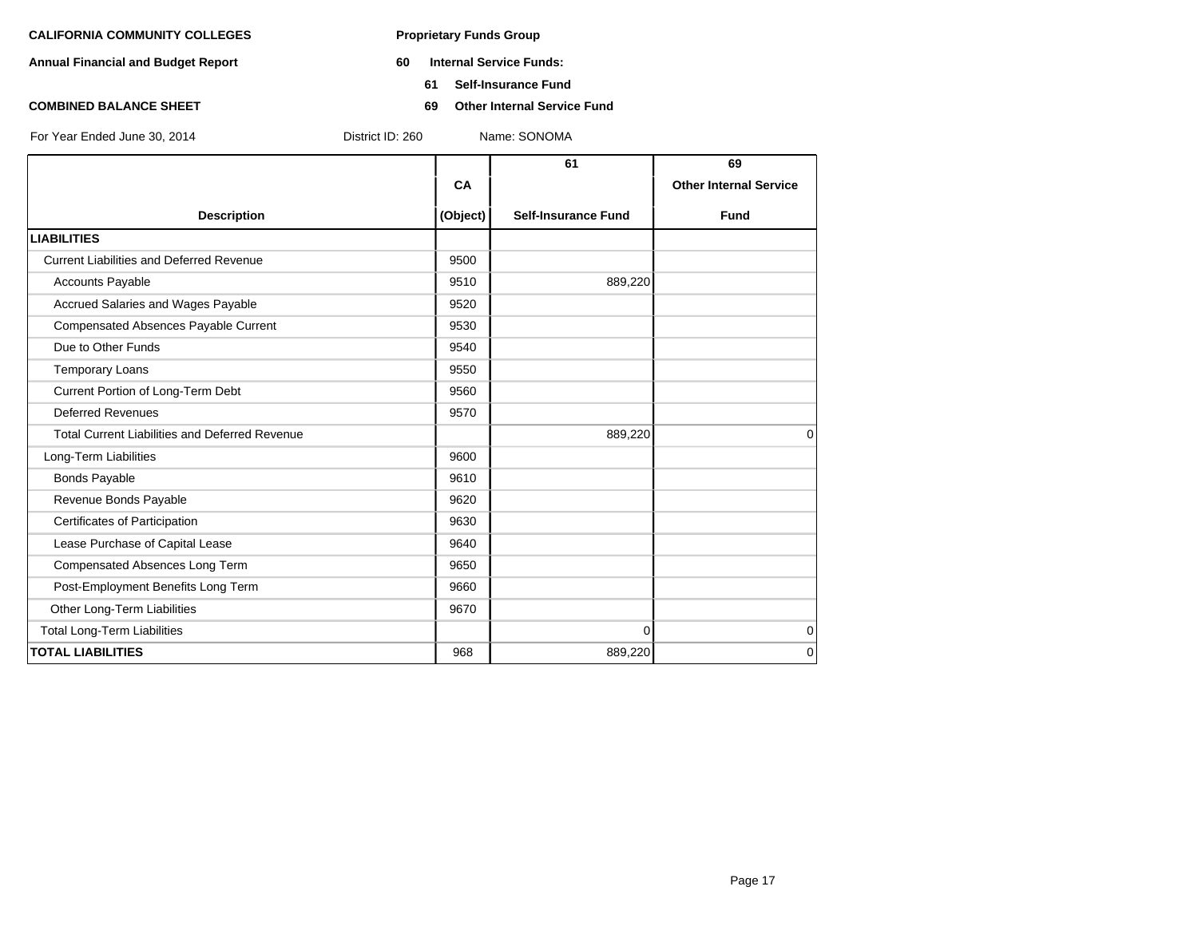**CALIFORNIA COMMUNITY COLLEGES**

**Annual Financial and Budget Report**

**COMBINED BALANCE SHEET**

**Proprietary Funds Group**

**60 Internal Service Funds:**

**61 Self-Insurance Fund**

**69 Other Internal Service Fund**

For Year Ended June 30, 2014 District ID: 260 Name: SONOMA

| Description | CA (Object) | 61 Self-Insurance Fund | 69 Other Internal Service Fund |
|---|---|---|---|
| **LIABILITIES** | | | |
| Current Liabilities and Deferred Revenue | 9500 | | |
| Accounts Payable | 9510 | 889,220 | |
| Accrued Salaries and Wages Payable | 9520 | | |
| Compensated Absences Payable Current | 9530 | | |
| Due to Other Funds | 9540 | | |
| Temporary Loans | 9550 | | |
| Current Portion of Long-Term Debt | 9560 | | |
| Deferred Revenues | 9570 | | |
| Total Current Liabilities and Deferred Revenue | | 889,220 | 0 |
| Long-Term Liabilities | 9600 | | |
| Bonds Payable | 9610 | | |
| Revenue Bonds Payable | 9620 | | |
| Certificates of Participation | 9630 | | |
| Lease Purchase of Capital Lease | 9640 | | |
| Compensated Absences Long Term | 9650 | | |
| Post-Employment Benefits Long Term | 9660 | | |
| Other Long-Term Liabilities | 9670 | | |
| Total Long-Term Liabilities | | 0 | 0 |
| **TOTAL LIABILITIES** | 968 | 889,220 | 0 |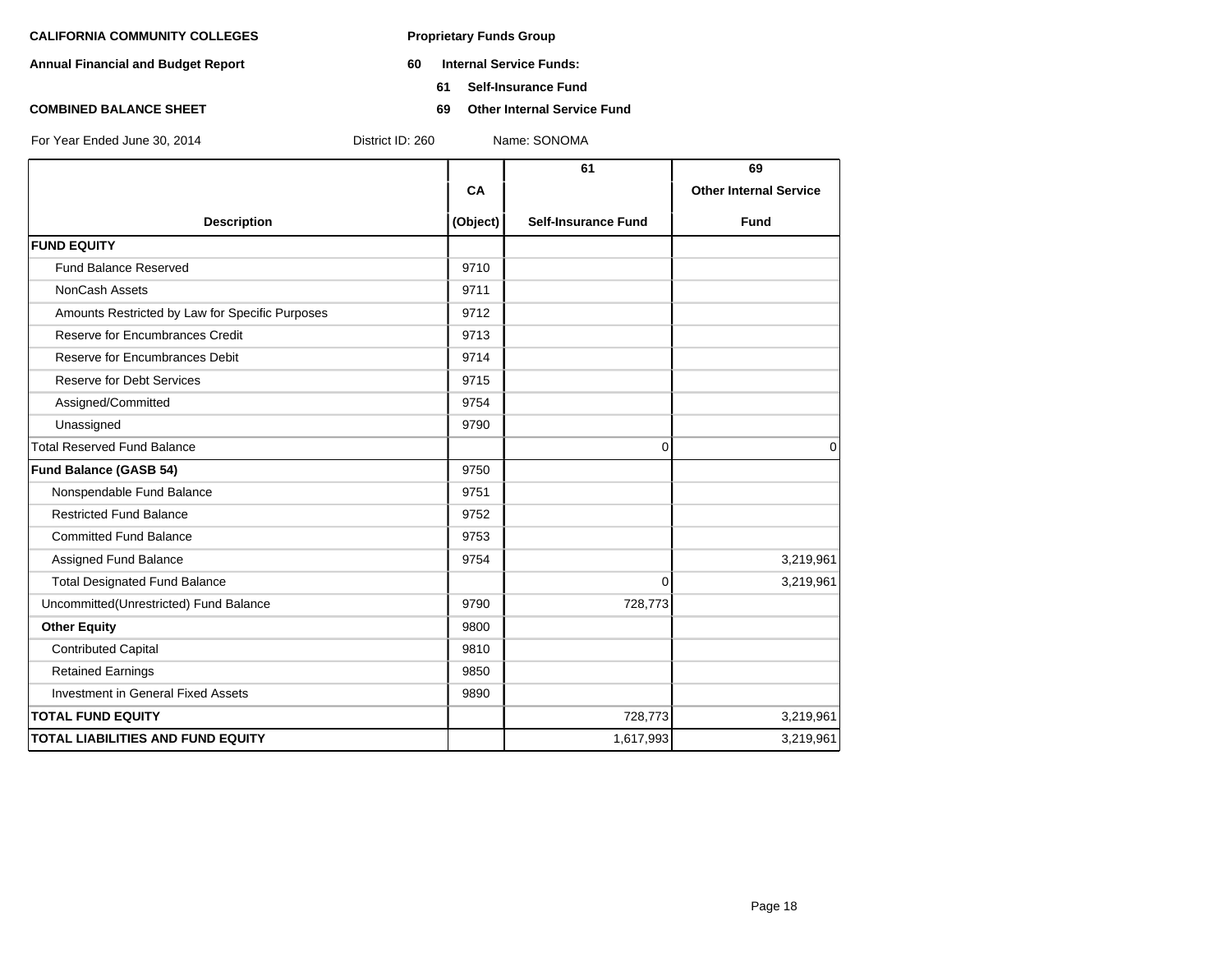**CALIFORNIA COMMUNITY COLLEGES**

**Annual Financial and Budget Report**

**COMBINED BALANCE SHEET**

**Proprietary Funds Group**

**60 Internal Service Funds:**

**61 Self-Insurance Fund**

**69 Other Internal Service Fund**

For Year Ended June 30, 2014 District ID: 260 Name: SONOMA

| Description | CA (Object) | 61 Self-Insurance Fund | 69 Other Internal Service Fund |
|---|---|---|---|
| **FUND EQUITY** | | | |
| Fund Balance Reserved | 9710 | | |
| NonCash Assets | 9711 | | |
| Amounts Restricted by Law for Specific Purposes | 9712 | | |
| Reserve for Encumbrances Credit | 9713 | | |
| Reserve for Encumbrances Debit | 9714 | | |
| Reserve for Debt Services | 9715 | | |
| Assigned/Committed | 9754 | | |
| Unassigned | 9790 | | |
| Total Reserved Fund Balance | | 0 | 0 |
| **Fund Balance (GASB 54)** | 9750 | | |
| Nonspendable Fund Balance | 9751 | | |
| Restricted Fund Balance | 9752 | | |
| Committed Fund Balance | 9753 | | |
| Assigned Fund Balance | 9754 | | 3,219,961 |
| Total Designated Fund Balance | | 0 | 3,219,961 |
| Uncommitted(Unrestricted) Fund Balance | 9790 | 728,773 | |
| **Other Equity** | 9800 | | |
| Contributed Capital | 9810 | | |
| Retained Earnings | 9850 | | |
| Investment in General Fixed Assets | 9890 | | |
| **TOTAL FUND EQUITY** | | 728,773 | 3,219,961 |
| **TOTAL LIABILITIES AND FUND EQUITY** | | 1,617,993 | 3,219,961 |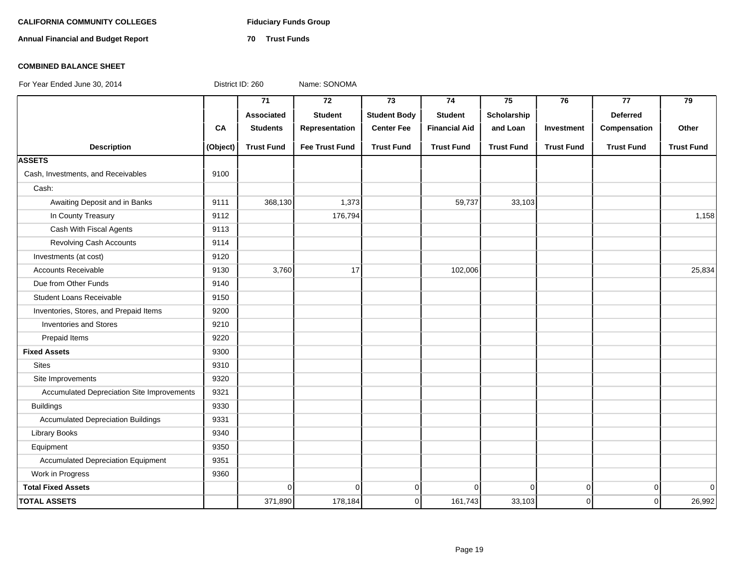**CALIFORNIA COMMUNITY COLLEGES** **Fiduciary Funds Group**

**Annual Financial and Budget Report** **70 Trust Funds**

**COMBINED BALANCE SHEET**

For Year Ended June 30, 2014 District ID: 260 Name: SONOMA

| Description | CA (Object) | 71 Associated Students Trust Fund | 72 Student Representation Fee Trust Fund | 73 Student Body Center Fee Trust Fund | 74 Student Financial Aid Trust Fund | 75 Scholarship and Loan Trust Fund | 76 Investment Trust Fund | 77 Deferred Compensation Trust Fund | 79 Other Trust Fund |
|---|---|---|---|---|---|---|---|---|---|
| **ASSETS** | | | | | | | | | |
| Cash, Investments, and Receivables | 9100 | | | | | | | | |
| Cash: | | | | | | | | | |
| Awaiting Deposit and in Banks | 9111 | 368,130 | 1,373 | | 59,737 | 33,103 | | | |
| In County Treasury | 9112 | | 176,794 | | | | | | 1,158 |
| Cash With Fiscal Agents | 9113 | | | | | | | | |
| Revolving Cash Accounts | 9114 | | | | | | | | |
| Investments (at cost) | 9120 | | | | | | | | |
| Accounts Receivable | 9130 | 3,760 | 17 | | 102,006 | | | | 25,834 |
| Due from Other Funds | 9140 | | | | | | | | |
| Student Loans Receivable | 9150 | | | | | | | | |
| Inventories, Stores, and Prepaid Items | 9200 | | | | | | | | |
| Inventories and Stores | 9210 | | | | | | | | |
| Prepaid Items | 9220 | | | | | | | | |
| **Fixed Assets** | 9300 | | | | | | | | |
| Sites | 9310 | | | | | | | | |
| Site Improvements | 9320 | | | | | | | | |
| Accumulated Depreciation Site Improvements | 9321 | | | | | | | | |
| Buildings | 9330 | | | | | | | | |
| Accumulated Depreciation Buildings | 9331 | | | | | | | | |
| Library Books | 9340 | | | | | | | | |
| Equipment | 9350 | | | | | | | | |
| Accumulated Depreciation Equipment | 9351 | | | | | | | | |
| Work in Progress | 9360 | | | | | | | | |
| **Total Fixed Assets** | | 0 | 0 | 0 | 0 | 0 | 0 | 0 | 0 |
| **TOTAL ASSETS** | | 371,890 | 178,184 | 0 | 161,743 | 33,103 | 0 | 0 | 26,992 |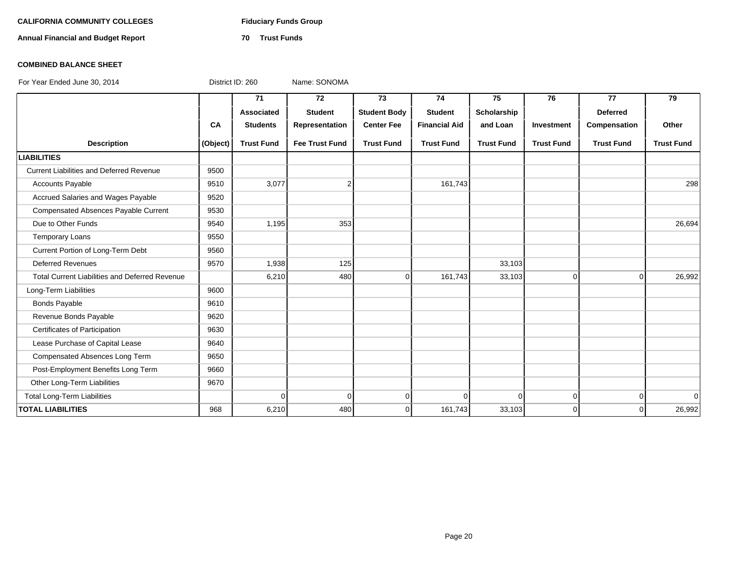**CALIFORNIA COMMUNITY COLLEGES** **Fiduciary Funds Group**

**Annual Financial and Budget Report** **70 Trust Funds**

**COMBINED BALANCE SHEET**

For Year Ended June 30, 2014 District ID: 260 Name: SONOMA

| Description | CA (Object) | 71 Associated Students Trust Fund | 72 Student Representation Fee Trust Fund | 73 Student Body Center Fee Trust Fund | 74 Student Financial Aid Trust Fund | 75 Scholarship and Loan Trust Fund | 76 Investment Trust Fund | 77 Deferred Compensation Trust Fund | 79 Other Trust Fund |
|---|---|---|---|---|---|---|---|---|---|
| **LIABILITIES** | | | | | | | | | |
| Current Liabilities and Deferred Revenue | 9500 | | | | | | | | |
| Accounts Payable | 9510 | 3,077 | 2 | | 161,743 | | | | 298 |
| Accrued Salaries and Wages Payable | 9520 | | | | | | | | |
| Compensated Absences Payable Current | 9530 | | | | | | | | |
| Due to Other Funds | 9540 | 1,195 | 353 | | | | | | 26,694 |
| Temporary Loans | 9550 | | | | | | | | |
| Current Portion of Long-Term Debt | 9560 | | | | | | | | |
| Deferred Revenues | 9570 | 1,938 | 125 | | | 33,103 | | | |
| Total Current Liabilities and Deferred Revenue | | 6,210 | 480 | 0 | 161,743 | 33,103 | 0 | 0 | 26,992 |
| Long-Term Liabilities | 9600 | | | | | | | | |
| Bonds Payable | 9610 | | | | | | | | |
| Revenue Bonds Payable | 9620 | | | | | | | | |
| Certificates of Participation | 9630 | | | | | | | | |
| Lease Purchase of Capital Lease | 9640 | | | | | | | | |
| Compensated Absences Long Term | 9650 | | | | | | | | |
| Post-Employment Benefits Long Term | 9660 | | | | | | | | |
| Other Long-Term Liabilities | 9670 | | | | | | | | |
| Total Long-Term Liabilities | | 0 | 0 | 0 | 0 | 0 | 0 | 0 | 0 |
| **TOTAL LIABILITIES** | 968 | 6,210 | 480 | 0 | 161,743 | 33,103 | 0 | 0 | 26,992 |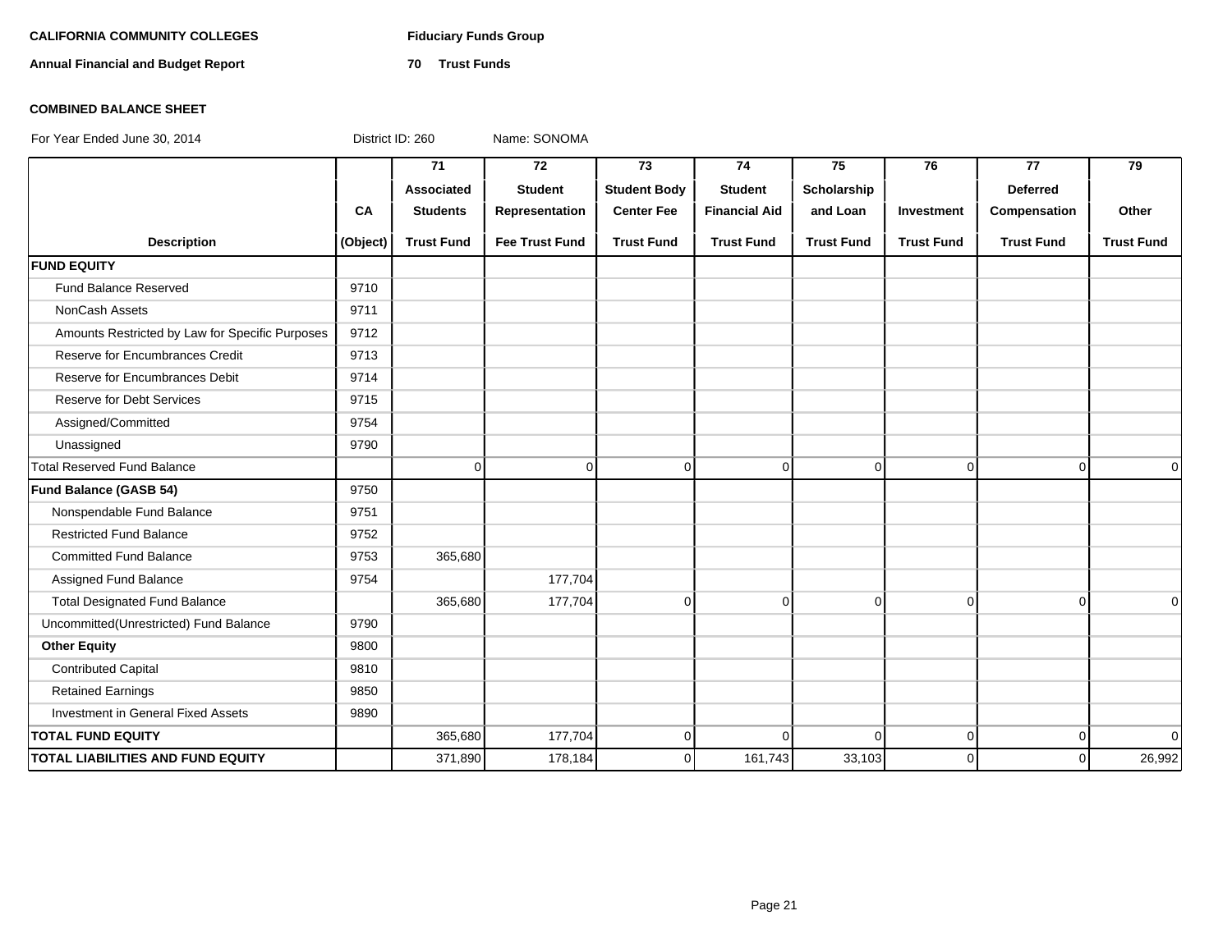**CALIFORNIA COMMUNITY COLLEGES** **Fiduciary Funds Group**

**Annual Financial and Budget Report** **70 Trust Funds**

**COMBINED BALANCE SHEET**

For Year Ended June 30, 2014 District ID: 260 Name: SONOMA

| Description | CA (Object) | 71 Associated Students Trust Fund | 72 Student Representation Fee Trust Fund | 73 Student Body Center Fee Trust Fund | 74 Student Financial Aid Trust Fund | 75 Scholarship and Loan Trust Fund | 76 Investment Trust Fund | 77 Deferred Compensation Trust Fund | 79 Other Trust Fund |
|---|---|---|---|---|---|---|---|---|---|
| **FUND EQUITY** | | | | | | | | | |
| Fund Balance Reserved | 9710 | | | | | | | | |
| NonCash Assets | 9711 | | | | | | | | |
| Amounts Restricted by Law for Specific Purposes | 9712 | | | | | | | | |
| Reserve for Encumbrances Credit | 9713 | | | | | | | | |
| Reserve for Encumbrances Debit | 9714 | | | | | | | | |
| Reserve for Debt Services | 9715 | | | | | | | | |
| Assigned/Committed | 9754 | | | | | | | | |
| Unassigned | 9790 | | | | | | | | |
| Total Reserved Fund Balance | | 0 | 0 | 0 | 0 | 0 | 0 | 0 | 0 |
| **Fund Balance (GASB 54)** | 9750 | | | | | | | | |
| Nonspendable Fund Balance | 9751 | | | | | | | | |
| Restricted Fund Balance | 9752 | | | | | | | | |
| Committed Fund Balance | 9753 | 365,680 | | | | | | | |
| Assigned Fund Balance | 9754 | | 177,704 | | | | | | |
| Total Designated Fund Balance | | 365,680 | 177,704 | 0 | 0 | 0 | 0 | 0 | 0 |
| Uncommitted(Unrestricted) Fund Balance | 9790 | | | | | | | | |
| **Other Equity** | 9800 | | | | | | | | |
| Contributed Capital | 9810 | | | | | | | | |
| Retained Earnings | 9850 | | | | | | | | |
| Investment in General Fixed Assets | 9890 | | | | | | | | |
| **TOTAL FUND EQUITY** | | 365,680 | 177,704 | 0 | 0 | 0 | 0 | 0 | 0 |
| **TOTAL LIABILITIES AND FUND EQUITY** | | 371,890 | 178,184 | 0 | 161,743 | 33,103 | 0 | 0 | 26,992 |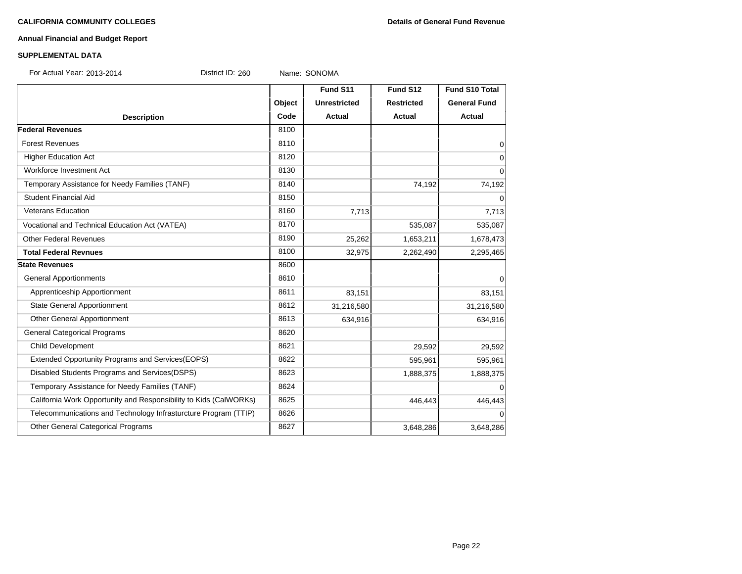**CALIFORNIA COMMUNITY COLLEGES**

**Details of General Fund Revenue**

**Annual Financial and Budget Report**

**SUPPLEMENTAL DATA**

For Actual Year: 2013-2014 District ID: 260 Name: SONOMA

| Description | Object Code | Fund S11 Unrestricted Actual | Fund S12 Restricted Actual | Fund S10 Total General Fund Actual |
|---|---|---|---|---|
| **Federal Revenues** | 8100 | | | |
| Forest Revenues | 8110 | | | 0 |
| Higher Education Act | 8120 | | | 0 |
| Workforce Investment Act | 8130 | | | 0 |
| Temporary Assistance for Needy Families (TANF) | 8140 | | 74,192 | 74,192 |
| Student Financial Aid | 8150 | | | 0 |
| Veterans Education | 8160 | 7,713 | | 7,713 |
| Vocational and Technical Education Act (VATEA) | 8170 | | 535,087 | 535,087 |
| Other Federal Revenues | 8190 | 25,262 | 1,653,211 | 1,678,473 |
| **Total Federal Revnues** | 8100 | 32,975 | 2,262,490 | 2,295,465 |
| **State Revenues** | 8600 | | | |
| General Apportionments | 8610 | | | 0 |
| Apprenticeship Apportionment | 8611 | 83,151 | | 83,151 |
| State General Apportionment | 8612 | 31,216,580 | | 31,216,580 |
| Other General Apportionment | 8613 | 634,916 | | 634,916 |
| General Categorical Programs | 8620 | | | |
| Child Development | 8621 | | 29,592 | 29,592 |
| Extended Opportunity Programs and Services(EOPS) | 8622 | | 595,961 | 595,961 |
| Disabled Students Programs and Services(DSPS) | 8623 | | 1,888,375 | 1,888,375 |
| Temporary Assistance for Needy Families (TANF) | 8624 | | | 0 |
| California Work Opportunity and Responsibility to Kids (CalWORKs) | 8625 | | 446,443 | 446,443 |
| Telecommunications and Technology Infrasturcture Program (TTIP) | 8626 | | | 0 |
| Other General Categorical Programs | 8627 | | 3,648,286 | 3,648,286 |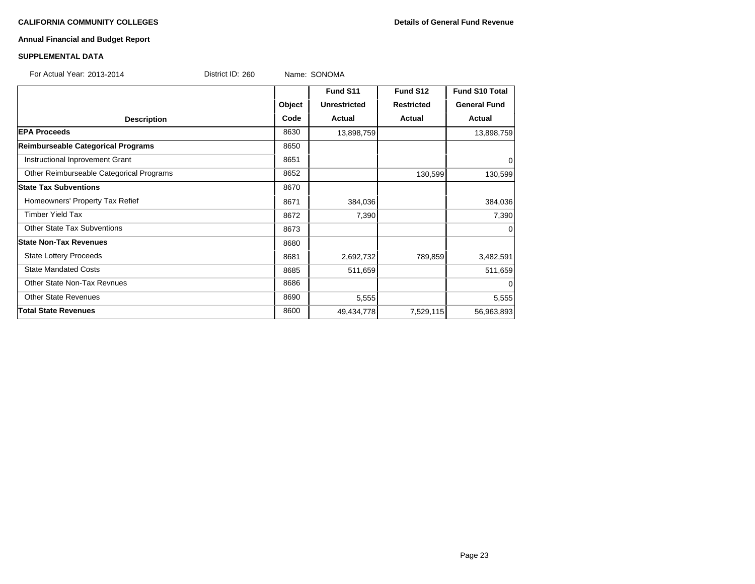**CALIFORNIA COMMUNITY COLLEGES**

**Details of General Fund Revenue**

**Annual Financial and Budget Report**

**SUPPLEMENTAL DATA**

For Actual Year: 2013-2014 District ID: 260 Name: SONOMA

| Description | Object Code | Fund S11 Unrestricted Actual | Fund S12 Restricted Actual | Fund S10 Total General Fund Actual |
|---|---|---|---|---|
| **EPA Proceeds** | 8630 | 13,898,759 | | 13,898,759 |
| **Reimburseable Categorical Programs** | 8650 | | | |
| Instructional Inprovement Grant | 8651 | | | 0 |
| Other Reimburseable Categorical Programs | 8652 | | 130,599 | 130,599 |
| **State Tax Subventions** | 8670 | | | |
| Homeowners' Property Tax Refief | 8671 | 384,036 | | 384,036 |
| Timber Yield Tax | 8672 | 7,390 | | 7,390 |
| Other State Tax Subventions | 8673 | | | 0 |
| **State Non-Tax Revenues** | 8680 | | | |
| State Lottery Proceeds | 8681 | 2,692,732 | 789,859 | 3,482,591 |
| State Mandated Costs | 8685 | 511,659 | | 511,659 |
| Other State Non-Tax Revnues | 8686 | | | 0 |
| Other State Revenues | 8690 | 5,555 | | 5,555 |
| **Total State Revenues** | 8600 | 49,434,778 | 7,529,115 | 56,963,893 |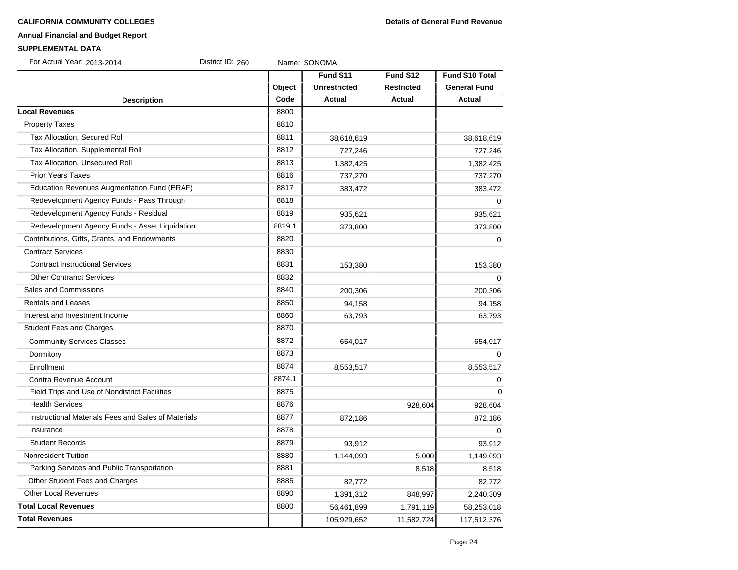**CALIFORNIA COMMUNITY COLLEGES** **Details of General Fund Revenue**

**Annual Financial and Budget Report**

**SUPPLEMENTAL DATA**

For Actual Year: 2013-2014 District ID: 260 Name: SONOMA

| Description | Object Code | Fund S11 Unrestricted Actual | Fund S12 Restricted Actual | Fund S10 Total General Fund Actual |
|---|---|---|---|---|
| **Local Revenues** | 8800 | | | |
| Property Taxes | 8810 | | | |
| Tax Allocation, Secured Roll | 8811 | 38,618,619 | | 38,618,619 |
| Tax Allocation, Supplemental Roll | 8812 | 727,246 | | 727,246 |
| Tax Allocation, Unsecured Roll | 8813 | 1,382,425 | | 1,382,425 |
| Prior Years Taxes | 8816 | 737,270 | | 737,270 |
| Education Revenues Augmentation Fund (ERAF) | 8817 | 383,472 | | 383,472 |
| Redevelopment Agency Funds - Pass Through | 8818 | | | 0 |
| Redevelopment Agency Funds - Residual | 8819 | 935,621 | | 935,621 |
| Redevelopment Agency Funds - Asset Liquidation | 8819.1 | 373,800 | | 373,800 |
| Contributions, Gifts, Grants, and Endowments | 8820 | | | 0 |
| Contract Services | 8830 | | | |
| Contract Instructional Services | 8831 | 153,380 | | 153,380 |
| Other Contranct Services | 8832 | | | 0 |
| Sales and Commissions | 8840 | 200,306 | | 200,306 |
| Rentals and Leases | 8850 | 94,158 | | 94,158 |
| Interest and Investment Income | 8860 | 63,793 | | 63,793 |
| Student Fees and Charges | 8870 | | | |
| Community Services Classes | 8872 | 654,017 | | 654,017 |
| Dormitory | 8873 | | | 0 |
| Enrollment | 8874 | 8,553,517 | | 8,553,517 |
| Contra Revenue Account | 8874.1 | | | 0 |
| Field Trips and Use of Nondistrict Facilities | 8875 | | | 0 |
| Health Services | 8876 | | 928,604 | 928,604 |
| Instructional Materials Fees and Sales of Materials | 8877 | 872,186 | | 872,186 |
| Insurance | 8878 | | | 0 |
| Student Records | 8879 | 93,912 | | 93,912 |
| Nonresident Tuition | 8880 | 1,144,093 | 5,000 | 1,149,093 |
| Parking Services and Public Transportation | 8881 | | 8,518 | 8,518 |
| Other Student Fees and Charges | 8885 | 82,772 | | 82,772 |
| Other Local Revenues | 8890 | 1,391,312 | 848,997 | 2,240,309 |
| **Total Local Revenues** | 8800 | 56,461,899 | 1,791,119 | 58,253,018 |
| **Total Revenues** | | 105,929,652 | 11,582,724 | 117,512,376 |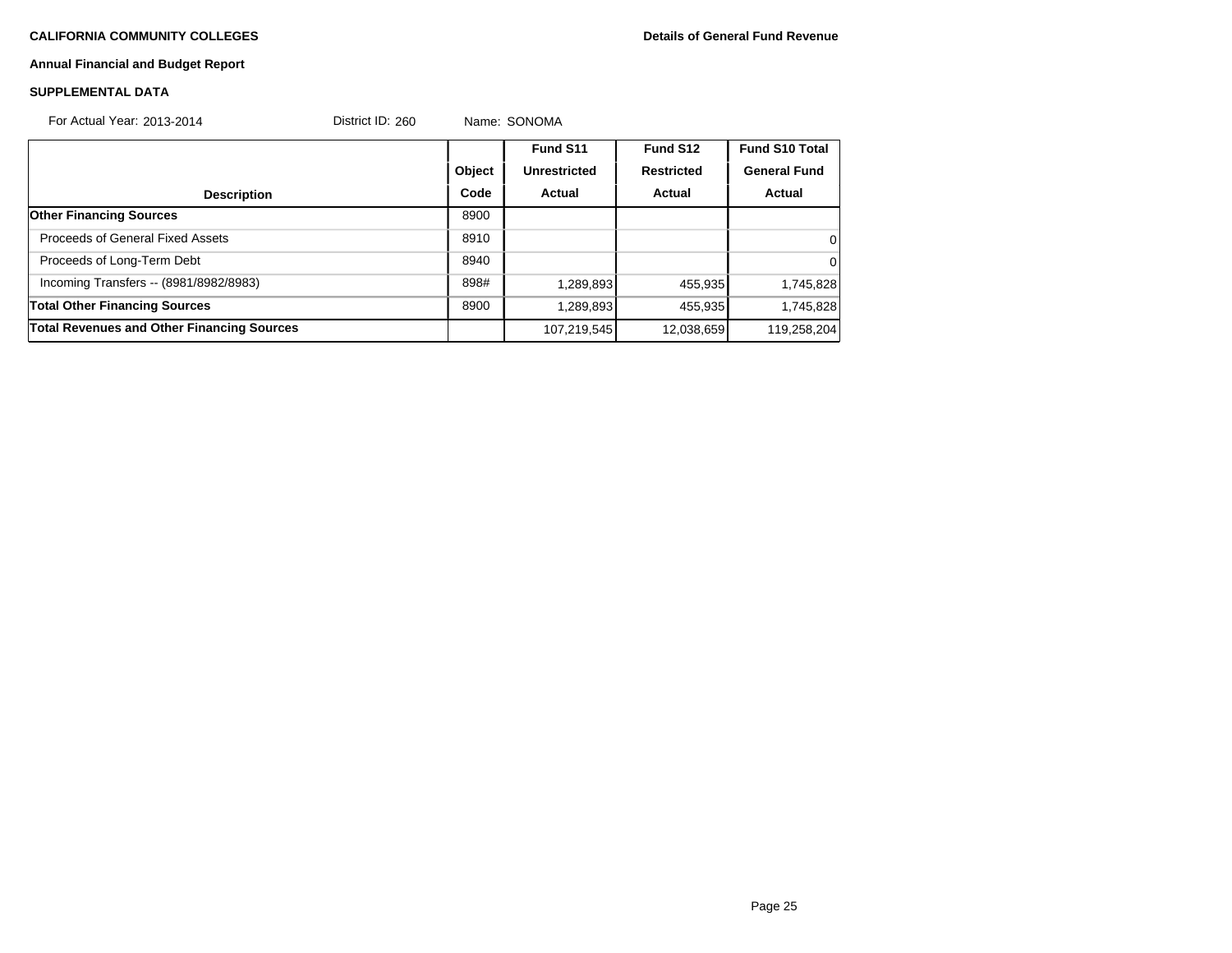**CALIFORNIA COMMUNITY COLLEGES**

**Details of General Fund Revenue**

**Annual Financial and Budget Report**

**SUPPLEMENTAL DATA**

For Actual Year: 2013-2014 District ID: 260 Name: SONOMA

| Description | Object Code | Fund S11 Unrestricted Actual | Fund S12 Restricted Actual | Fund S10 Total General Fund Actual |
|---|---|---|---|---|
| **Other Financing Sources** | 8900 | | | |
| Proceeds of General Fixed Assets | 8910 | | | 0 |
| Proceeds of Long-Term Debt | 8940 | | | 0 |
| Incoming Transfers -- (8981/8982/8983) | 898# | 1,289,893 | 455,935 | 1,745,828 |
| **Total Other Financing Sources** | 8900 | 1,289,893 | 455,935 | 1,745,828 |
| **Total Revenues and Other Financing Sources** | | 107,219,545 | 12,038,659 | 119,258,204 |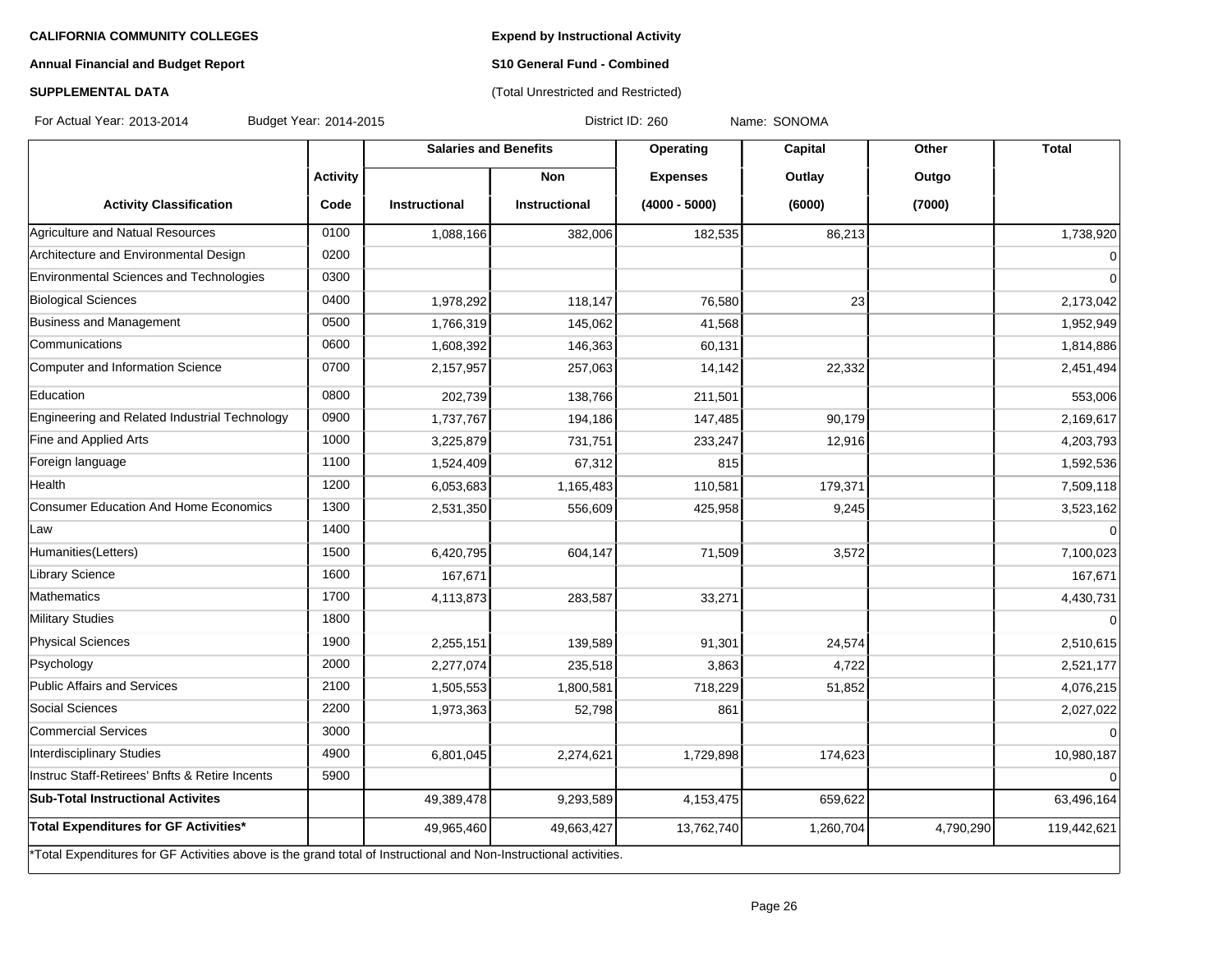**CALIFORNIA COMMUNITY COLLEGES**

**Annual Financial and Budget Report**

**SUPPLEMENTAL DATA**

**Expend by Instructional Activity**

**S10 General Fund - Combined**

(Total Unrestricted and Restricted)

For Actual Year: 2013-2014 Budget Year: 2014-2015 District ID: 260 Name: SONOMA

| Activity Classification | Activity Code | Salaries and Benefits: Instructional | Salaries and Benefits: Non Instructional | Operating Expenses (4000 - 5000) | Capital Outlay (6000) | Other Outgo (7000) | Total |
|---|---|---|---|---|---|---|---|
| Agriculture and Natual Resources | 0100 | 1,088,166 | 382,006 | 182,535 | 86,213 | | 1,738,920 |
| Architecture and Environmental Design | 0200 | | | | | | 0 |
| Environmental Sciences and Technologies | 0300 | | | | | | 0 |
| Biological Sciences | 0400 | 1,978,292 | 118,147 | 76,580 | 23 | | 2,173,042 |
| Business and Management | 0500 | 1,766,319 | 145,062 | 41,568 | | | 1,952,949 |
| Communications | 0600 | 1,608,392 | 146,363 | 60,131 | | | 1,814,886 |
| Computer and Information Science | 0700 | 2,157,957 | 257,063 | 14,142 | 22,332 | | 2,451,494 |
| Education | 0800 | 202,739 | 138,766 | 211,501 | | | 553,006 |
| Engineering and Related Industrial Technology | 0900 | 1,737,767 | 194,186 | 147,485 | 90,179 | | 2,169,617 |
| Fine and Applied Arts | 1000 | 3,225,879 | 731,751 | 233,247 | 12,916 | | 4,203,793 |
| Foreign language | 1100 | 1,524,409 | 67,312 | 815 | | | 1,592,536 |
| Health | 1200 | 6,053,683 | 1,165,483 | 110,581 | 179,371 | | 7,509,118 |
| Consumer Education And Home Economics | 1300 | 2,531,350 | 556,609 | 425,958 | 9,245 | | 3,523,162 |
| Law | 1400 | | | | | | 0 |
| Humanities(Letters) | 1500 | 6,420,795 | 604,147 | 71,509 | 3,572 | | 7,100,023 |
| Library Science | 1600 | 167,671 | | | | | 167,671 |
| Mathematics | 1700 | 4,113,873 | 283,587 | 33,271 | | | 4,430,731 |
| Military Studies | 1800 | | | | | | 0 |
| Physical Sciences | 1900 | 2,255,151 | 139,589 | 91,301 | 24,574 | | 2,510,615 |
| Psychology | 2000 | 2,277,074 | 235,518 | 3,863 | 4,722 | | 2,521,177 |
| Public Affairs and Services | 2100 | 1,505,553 | 1,800,581 | 718,229 | 51,852 | | 4,076,215 |
| Social Sciences | 2200 | 1,973,363 | 52,798 | 861 | | | 2,027,022 |
| Commercial Services | 3000 | | | | | | 0 |
| Interdisciplinary Studies | 4900 | 6,801,045 | 2,274,621 | 1,729,898 | 174,623 | | 10,980,187 |
| Instruc Staff-Retirees' Bnfts & Retire Incents | 5900 | | | | | | 0 |
| **Sub-Total Instructional Activites** | | 49,389,478 | 9,293,589 | 4,153,475 | 659,622 | | 63,496,164 |
| **Total Expenditures for GF Activities*** | | 49,965,460 | 49,663,427 | 13,762,740 | 1,260,704 | 4,790,290 | 119,442,621 |

*Total Expenditures for GF Activities above is the grand total of Instructional and Non-Instructional activities.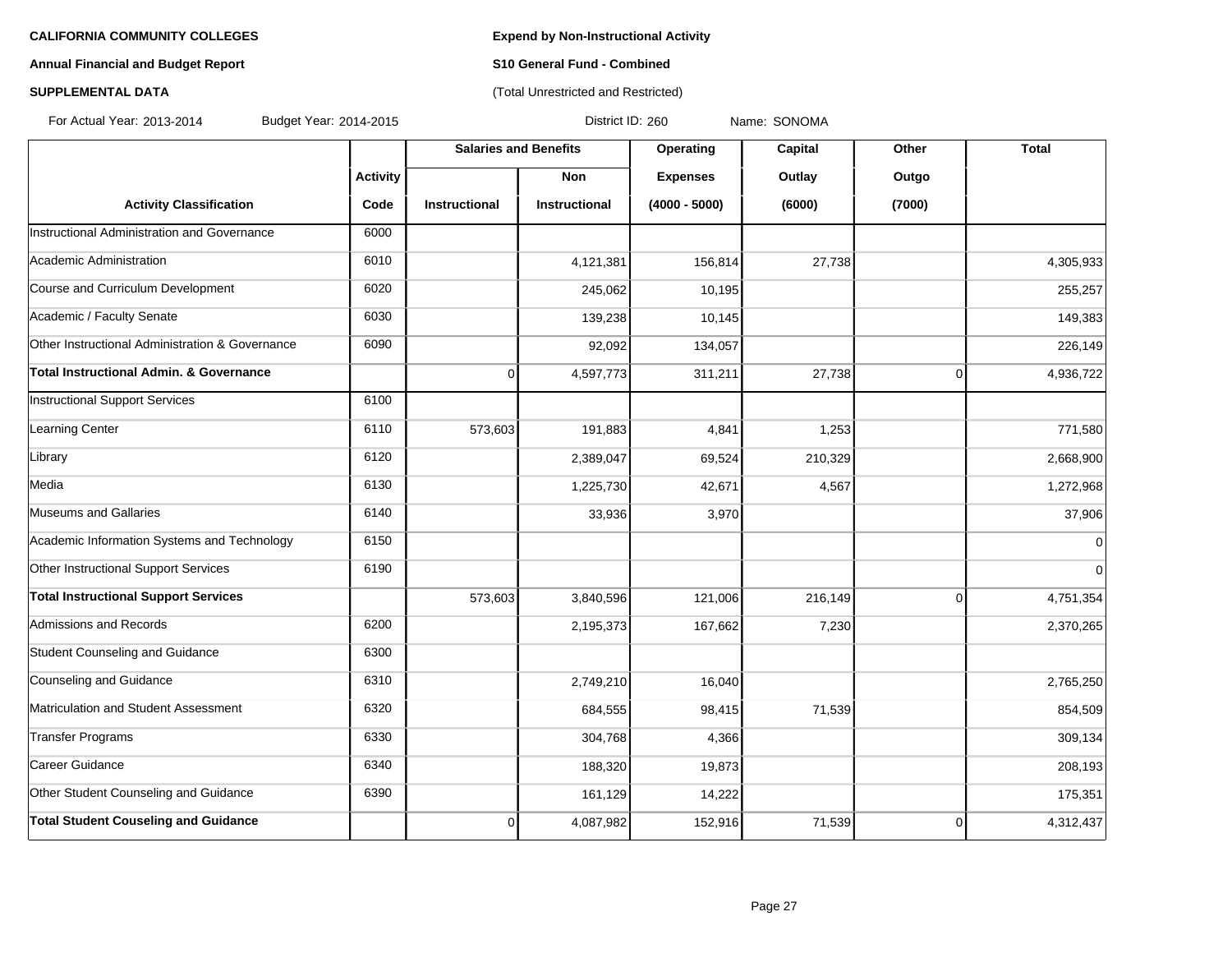**CALIFORNIA COMMUNITY COLLEGES**

**Annual Financial and Budget Report**

**SUPPLEMENTAL DATA**

**Expend by Non-Instructional Activity**

**S10 General Fund - Combined**

(Total Unrestricted and Restricted)

For Actual Year: 2013-2014 Budget Year: 2014-2015 District ID: 260 Name: SONOMA

| | | Salaries and Benefits | | Operating | Capital | Other | Total |
|---|---|---|---|---|---|---|---|
| | Activity | | Non | Expenses | Outlay | Outgo | |
| Activity Classification | Code | Instructional | Instructional | (4000 - 5000) | (6000) | (7000) | |
| Instructional Administration and Governance | 6000 | | | | | | |
| Academic Administration | 6010 | | 4,121,381 | 156,814 | 27,738 | | 4,305,933 |
| Course and Curriculum Development | 6020 | | 245,062 | 10,195 | | | 255,257 |
| Academic / Faculty Senate | 6030 | | 139,238 | 10,145 | | | 149,383 |
| Other Instructional Administration & Governance | 6090 | | 92,092 | 134,057 | | | 226,149 |
| **Total Instructional Admin. & Governance** | | 0 | 4,597,773 | 311,211 | 27,738 | 0 | 4,936,722 |
| Instructional Support Services | 6100 | | | | | | |
| Learning Center | 6110 | 573,603 | 191,883 | 4,841 | 1,253 | | 771,580 |
| Library | 6120 | | 2,389,047 | 69,524 | 210,329 | | 2,668,900 |
| Media | 6130 | | 1,225,730 | 42,671 | 4,567 | | 1,272,968 |
| Museums and Gallaries | 6140 | | 33,936 | 3,970 | | | 37,906 |
| Academic Information Systems and Technology | 6150 | | | | | | 0 |
| Other Instructional Support Services | 6190 | | | | | | 0 |
| **Total Instructional Support Services** | | 573,603 | 3,840,596 | 121,006 | 216,149 | 0 | 4,751,354 |
| Admissions and Records | 6200 | | 2,195,373 | 167,662 | 7,230 | | 2,370,265 |
| Student Counseling and Guidance | 6300 | | | | | | |
| Counseling and Guidance | 6310 | | 2,749,210 | 16,040 | | | 2,765,250 |
| Matriculation and Student Assessment | 6320 | | 684,555 | 98,415 | 71,539 | | 854,509 |
| Transfer Programs | 6330 | | 304,768 | 4,366 | | | 309,134 |
| Career Guidance | 6340 | | 188,320 | 19,873 | | | 208,193 |
| Other Student Counseling and Guidance | 6390 | | 161,129 | 14,222 | | | 175,351 |
| **Total Student Couseling and Guidance** | | 0 | 4,087,982 | 152,916 | 71,539 | 0 | 4,312,437 |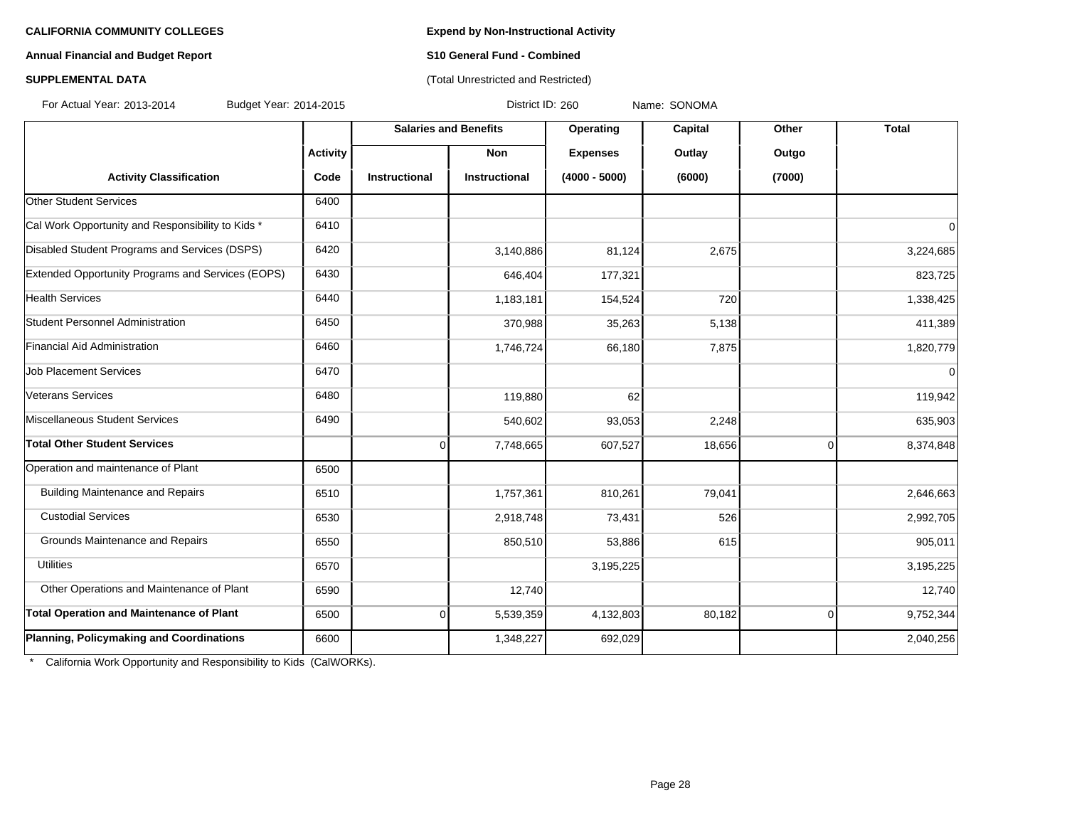**CALIFORNIA COMMUNITY COLLEGES**

**Annual Financial and Budget Report**

**SUPPLEMENTAL DATA**

**Expend by Non-Instructional Activity**

**S10 General Fund - Combined**

(Total Unrestricted and Restricted)

For Actual Year: 2013-2014 Budget Year: 2014-2015 District ID: 260 Name: SONOMA

| | Activity | Salaries and Benefits | | Operating | Capital | Other | Total |
|---|---|---|---|---|---|---|---|
| | | | Non | Expenses | Outlay | Outgo | |
| **Activity Classification** | **Code** | **Instructional** | **Instructional** | **(4000 - 5000)** | **(6000)** | **(7000)** | |
| Other Student Services | 6400 | | | | | | |
| Cal Work Opportunity and Responsibility to Kids * | 6410 | | | | | | 0 |
| Disabled Student Programs and Services (DSPS) | 6420 | | 3,140,886 | 81,124 | 2,675 | | 3,224,685 |
| Extended Opportunity Programs and Services (EOPS) | 6430 | | 646,404 | 177,321 | | | 823,725 |
| Health Services | 6440 | | 1,183,181 | 154,524 | 720 | | 1,338,425 |
| Student Personnel Administration | 6450 | | 370,988 | 35,263 | 5,138 | | 411,389 |
| Financial Aid Administration | 6460 | | 1,746,724 | 66,180 | 7,875 | | 1,820,779 |
| Job Placement Services | 6470 | | | | | | 0 |
| Veterans Services | 6480 | | 119,880 | 62 | | | 119,942 |
| Miscellaneous Student Services | 6490 | | 540,602 | 93,053 | 2,248 | | 635,903 |
| **Total Other Student Services** | | 0 | 7,748,665 | 607,527 | 18,656 | 0 | 8,374,848 |
| Operation and maintenance of Plant | 6500 | | | | | | |
| Building Maintenance and Repairs | 6510 | | 1,757,361 | 810,261 | 79,041 | | 2,646,663 |
| Custodial Services | 6530 | | 2,918,748 | 73,431 | 526 | | 2,992,705 |
| Grounds Maintenance and Repairs | 6550 | | 850,510 | 53,886 | 615 | | 905,011 |
| Utilities | 6570 | | | 3,195,225 | | | 3,195,225 |
| Other Operations and Maintenance of Plant | 6590 | | 12,740 | | | | 12,740 |
| **Total Operation and Maintenance of Plant** | 6500 | 0 | 5,539,359 | 4,132,803 | 80,182 | 0 | 9,752,344 |
| **Planning, Policymaking and Coordinations** | 6600 | | 1,348,227 | 692,029 | | | 2,040,256 |

* California Work Opportunity and Responsibility to Kids (CalWORKs).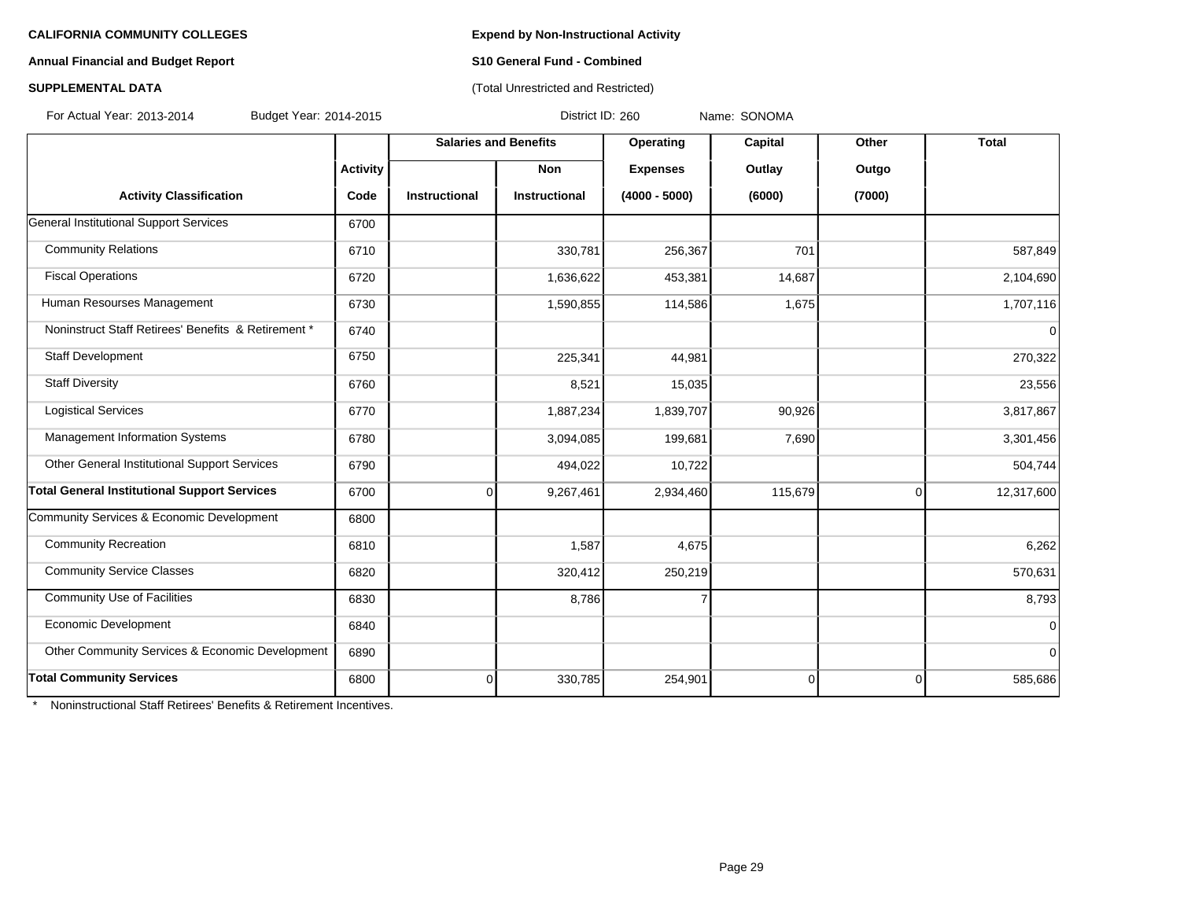**CALIFORNIA COMMUNITY COLLEGES**

**Annual Financial and Budget Report**

**SUPPLEMENTAL DATA**

**Expend by Non-Instructional Activity**

**S10 General Fund - Combined**

(Total Unrestricted and Restricted)

For Actual Year: 2013-2014 Budget Year: 2014-2015 District ID: 260 Name: SONOMA

| | | Salaries and Benefits | | Operating | Capital | Other | Total |
|---|---|---|---|---|---|---|---|
| | Activity | | Non | Expenses | Outlay | Outgo | |
| Activity Classification | Code | Instructional | Instructional | (4000 - 5000) | (6000) | (7000) | |
| General Institutional Support Services | 6700 | | | | | | |
| Community Relations | 6710 | | 330,781 | 256,367 | 701 | | 587,849 |
| Fiscal Operations | 6720 | | 1,636,622 | 453,381 | 14,687 | | 2,104,690 |
| Human Resourses Management | 6730 | | 1,590,855 | 114,586 | 1,675 | | 1,707,116 |
| Noninstruct Staff Retirees' Benefits & Retirement * | 6740 | | | | | | 0 |
| Staff Development | 6750 | | 225,341 | 44,981 | | | 270,322 |
| Staff Diversity | 6760 | | 8,521 | 15,035 | | | 23,556 |
| Logistical Services | 6770 | | 1,887,234 | 1,839,707 | 90,926 | | 3,817,867 |
| Management Information Systems | 6780 | | 3,094,085 | 199,681 | 7,690 | | 3,301,456 |
| Other General Institutional Support Services | 6790 | | 494,022 | 10,722 | | | 504,744 |
| **Total General Institutional Support Services** | 6700 | 0 | 9,267,461 | 2,934,460 | 115,679 | 0 | 12,317,600 |
| Community Services & Economic Development | 6800 | | | | | | |
| Community Recreation | 6810 | | 1,587 | 4,675 | | | 6,262 |
| Community Service Classes | 6820 | | 320,412 | 250,219 | | | 570,631 |
| Community Use of Facilities | 6830 | | 8,786 | 7 | | | 8,793 |
| Economic Development | 6840 | | | | | | 0 |
| Other Community Services & Economic Development | 6890 | | | | | | 0 |
| **Total Community Services** | 6800 | 0 | 330,785 | 254,901 | 0 | 0 | 585,686 |

\* Noninstructional Staff Retirees' Benefits & Retirement Incentives.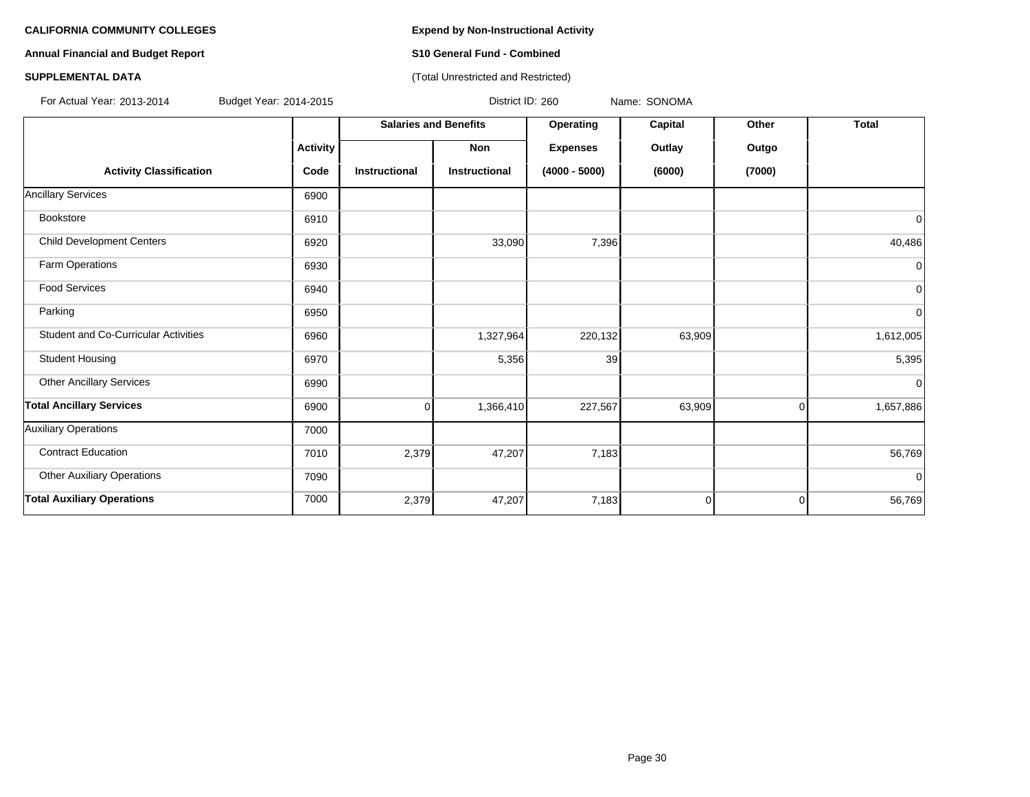**CALIFORNIA COMMUNITY COLLEGES** | **Expend by Non-Instructional Activity**

**Annual Financial and Budget Report** | **S10 General Fund - Combined**

**SUPPLEMENTAL DATA** | (Total Unrestricted and Restricted)

For Actual Year: 2013-2014 | Budget Year: 2014-2015 | District ID: 260 | Name: SONOMA

| | | Salaries and Benefits | | Operating | Capital | Other | Total |
|---|---|---|---|---|---|---|---|
| | Activity | | Non | Expenses | Outlay | Outgo | |
| **Activity Classification** | **Code** | **Instructional** | **Instructional** | **(4000 - 5000)** | **(6000)** | **(7000)** | |
| Ancillary Services | 6900 | | | | | | |
| Bookstore | 6910 | | | | | | 0 |
| Child Development Centers | 6920 | | 33,090 | 7,396 | | | 40,486 |
| Farm Operations | 6930 | | | | | | 0 |
| Food Services | 6940 | | | | | | 0 |
| Parking | 6950 | | | | | | 0 |
| Student and Co-Curricular Activities | 6960 | | 1,327,964 | 220,132 | 63,909 | | 1,612,005 |
| Student Housing | 6970 | | 5,356 | 39 | | | 5,395 |
| Other Ancillary Services | 6990 | | | | | | 0 |
| **Total Ancillary Services** | 6900 | 0 | 1,366,410 | 227,567 | 63,909 | 0 | 1,657,886 |
| Auxiliary Operations | 7000 | | | | | | |
| Contract Education | 7010 | 2,379 | 47,207 | 7,183 | | | 56,769 |
| Other Auxiliary Operations | 7090 | | | | | | 0 |
| **Total Auxiliary Operations** | 7000 | 2,379 | 47,207 | 7,183 | 0 | 0 | 56,769 |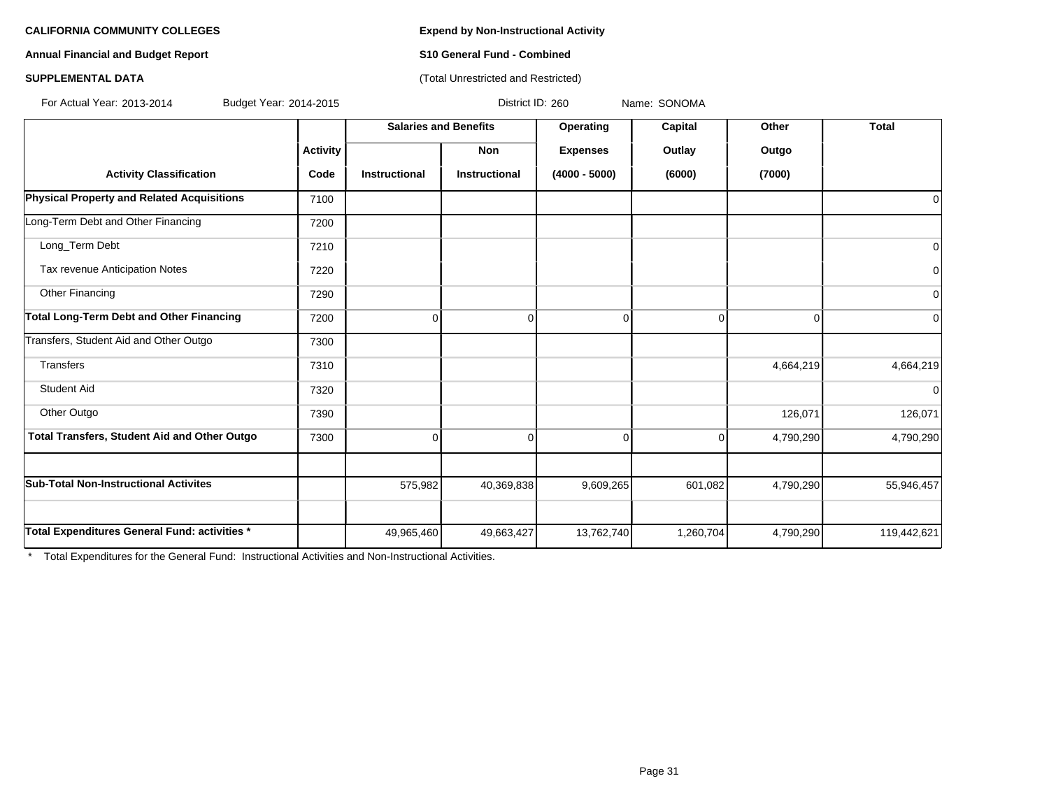**CALIFORNIA COMMUNITY COLLEGES**

**Annual Financial and Budget Report**

**SUPPLEMENTAL DATA**

**Expend by Non-Instructional Activity**

**S10 General Fund - Combined**

(Total Unrestricted and Restricted)

For Actual Year: 2013-2014 Budget Year: 2014-2015 District ID: 260 Name: SONOMA

| Activity Classification | Activity Code | Salaries and Benefits Instructional | Salaries and Benefits Non Instructional | Operating Expenses (4000 - 5000) | Capital Outlay (6000) | Other Outgo (7000) | Total |
|---|---|---|---|---|---|---|---|
| **Physical Property and Related Acquisitions** | 7100 | | | | | | 0 |
| Long-Term Debt and Other Financing | 7200 | | | | | | |
| Long_Term Debt | 7210 | | | | | | 0 |
| Tax revenue Anticipation Notes | 7220 | | | | | | 0 |
| Other Financing | 7290 | | | | | | 0 |
| **Total Long-Term Debt and Other Financing** | 7200 | 0 | 0 | 0 | 0 | 0 | 0 |
| Transfers, Student Aid and Other Outgo | 7300 | | | | | | |
| Transfers | 7310 | | | | | 4,664,219 | 4,664,219 |
| Student Aid | 7320 | | | | | | 0 |
| Other Outgo | 7390 | | | | | 126,071 | 126,071 |
| **Total Transfers, Student Aid and Other Outgo** | 7300 | 0 | 0 | 0 | 0 | 4,790,290 | 4,790,290 |
| | | | | | | | |
| **Sub-Total Non-Instructional Activites** | | 575,982 | 40,369,838 | 9,609,265 | 601,082 | 4,790,290 | 55,946,457 |
| | | | | | | | |
| **Total Expenditures General Fund: activities \*** | | 49,965,460 | 49,663,427 | 13,762,740 | 1,260,704 | 4,790,290 | 119,442,621 |

\* Total Expenditures for the General Fund: Instructional Activities and Non-Instructional Activities.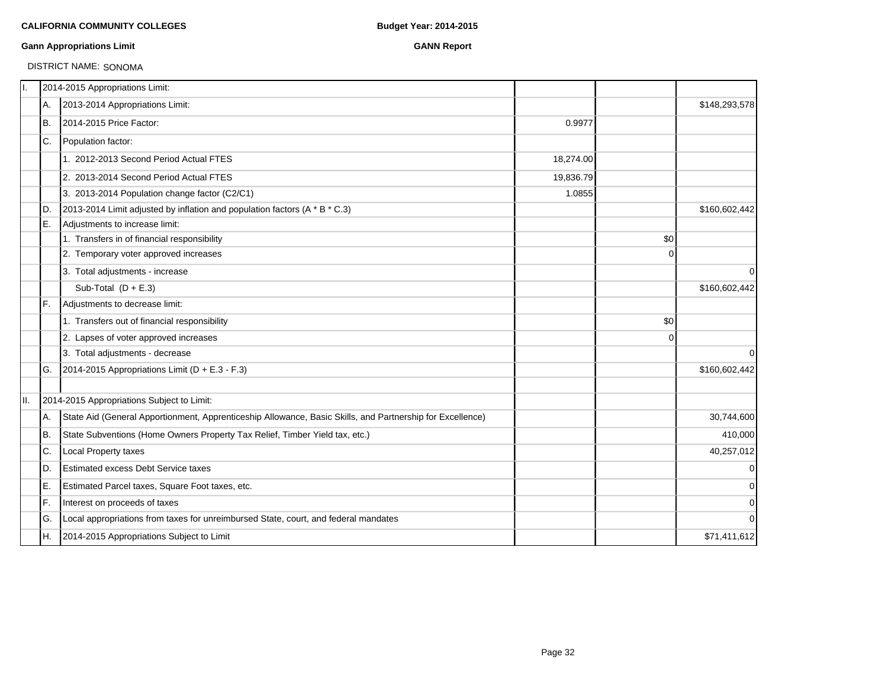**CALIFORNIA COMMUNITY COLLEGES** **Budget Year: 2014-2015**

**Gann Appropriations Limit** **GANN Report**

DISTRICT NAME: SONOMA

| | | | | | |
|---|---|---|---|---|---|
| I. | | 2014-2015 Appropriations Limit: | | | |
| | A. | 2013-2014 Appropriations Limit: | | | $148,293,578 |
| | B. | 2014-2015 Price Factor: | 0.9977 | | |
| | C. | Population factor: | | | |
| | | 1. 2012-2013 Second Period Actual FTES | 18,274.00 | | |
| | | 2. 2013-2014 Second Period Actual FTES | 19,836.79 | | |
| | | 3. 2013-2014 Population change factor (C2/C1) | 1.0855 | | |
| | D. | 2013-2014 Limit adjusted by inflation and population factors (A * B * C.3) | | | $160,602,442 |
| | E. | Adjustments to increase limit: | | | |
| | | 1. Transfers in of financial responsibility | | $0 | |
| | | 2. Temporary voter approved increases | | 0 | |
| | | 3. Total adjustments - increase | | | 0 |
| | | Sub-Total (D + E.3) | | | $160,602,442 |
| | F. | Adjustments to decrease limit: | | | |
| | | 1. Transfers out of financial responsibility | | $0 | |
| | | 2. Lapses of voter approved increases | | 0 | |
| | | 3. Total adjustments - decrease | | | 0 |
| | G. | 2014-2015 Appropriations Limit (D + E.3 - F.3) | | | $160,602,442 |
| | | | | | |
| II. | | 2014-2015 Appropriations Subject to Limit: | | | |
| | A. | State Aid (General Apportionment, Apprenticeship Allowance, Basic Skills, and Partnership for Excellence) | | | 30,744,600 |
| | B. | State Subventions (Home Owners Property Tax Relief, Timber Yield tax, etc.) | | | 410,000 |
| | C. | Local Property taxes | | | 40,257,012 |
| | D. | Estimated excess Debt Service taxes | | | 0 |
| | E. | Estimated Parcel taxes, Square Foot taxes, etc. | | | 0 |
| | F. | Interest on proceeds of taxes | | | 0 |
| | G. | Local appropriations from taxes for unreimbursed State, court, and federal mandates | | | 0 |
| | H. | 2014-2015 Appropriations Subject to Limit | | | $71,411,612 |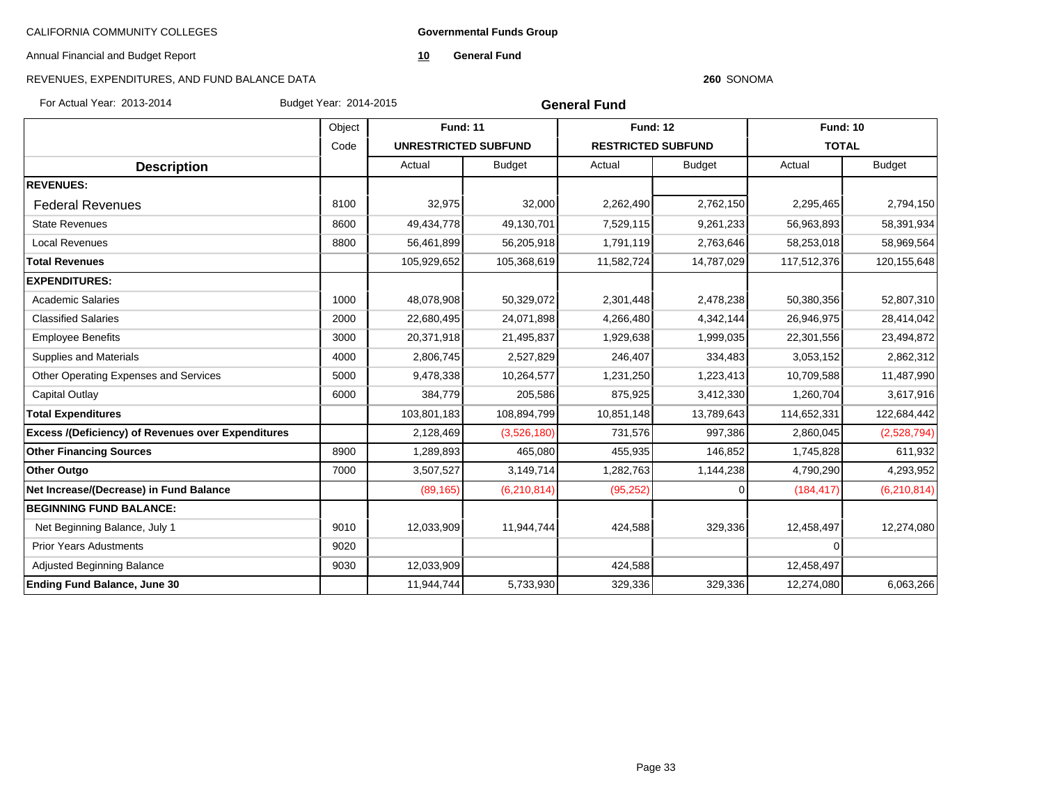CALIFORNIA COMMUNITY COLLEGES

Annual Financial and Budget Report

REVENUES, EXPENDITURES, AND FUND BALANCE DATA

**Governmental Funds Group**

**10** **General Fund**

**260** SONOMA

For Actual Year: 2013-2014 Budget Year: 2014-2015

## General Fund

| Description | Object Code | Fund: 11 UNRESTRICTED SUBFUND | | Fund: 12 RESTRICTED SUBFUND | | Fund: 10 TOTAL | |
|---|---|---|---|---|---|---|---|
| | | Actual | Budget | Actual | Budget | Actual | Budget |
| **REVENUES:** | | | | | | | |
| Federal Revenues | 8100 | 32,975 | 32,000 | 2,262,490 | 2,762,150 | 2,295,465 | 2,794,150 |
| State Revenues | 8600 | 49,434,778 | 49,130,701 | 7,529,115 | 9,261,233 | 56,963,893 | 58,391,934 |
| Local Revenues | 8800 | 56,461,899 | 56,205,918 | 1,791,119 | 2,763,646 | 58,253,018 | 58,969,564 |
| **Total Revenues** | | 105,929,652 | 105,368,619 | 11,582,724 | 14,787,029 | 117,512,376 | 120,155,648 |
| **EXPENDITURES:** | | | | | | | |
| Academic Salaries | 1000 | 48,078,908 | 50,329,072 | 2,301,448 | 2,478,238 | 50,380,356 | 52,807,310 |
| Classified Salaries | 2000 | 22,680,495 | 24,071,898 | 4,266,480 | 4,342,144 | 26,946,975 | 28,414,042 |
| Employee Benefits | 3000 | 20,371,918 | 21,495,837 | 1,929,638 | 1,999,035 | 22,301,556 | 23,494,872 |
| Supplies and Materials | 4000 | 2,806,745 | 2,527,829 | 246,407 | 334,483 | 3,053,152 | 2,862,312 |
| Other Operating Expenses and Services | 5000 | 9,478,338 | 10,264,577 | 1,231,250 | 1,223,413 | 10,709,588 | 11,487,990 |
| Capital Outlay | 6000 | 384,779 | 205,586 | 875,925 | 3,412,330 | 1,260,704 | 3,617,916 |
| **Total Expenditures** | | 103,801,183 | 108,894,799 | 10,851,148 | 13,789,643 | 114,652,331 | 122,684,442 |
| **Excess /(Deficiency) of Revenues over Expenditures** | | 2,128,469 | (3,526,180) | 731,576 | 997,386 | 2,860,045 | (2,528,794) |
| **Other Financing Sources** | 8900 | 1,289,893 | 465,080 | 455,935 | 146,852 | 1,745,828 | 611,932 |
| **Other Outgo** | 7000 | 3,507,527 | 3,149,714 | 1,282,763 | 1,144,238 | 4,790,290 | 4,293,952 |
| **Net Increase/(Decrease) in Fund Balance** | | (89,165) | (6,210,814) | (95,252) | 0 | (184,417) | (6,210,814) |
| **BEGINNING FUND BALANCE:** | | | | | | | |
| Net Beginning Balance, July 1 | 9010 | 12,033,909 | 11,944,744 | 424,588 | 329,336 | 12,458,497 | 12,274,080 |
| Prior Years Adustments | 9020 | | | | | 0 | |
| Adjusted Beginning Balance | 9030 | 12,033,909 | | 424,588 | | 12,458,497 | |
| **Ending Fund Balance, June 30** | | 11,944,744 | 5,733,930 | 329,336 | 329,336 | 12,274,080 | 6,063,266 |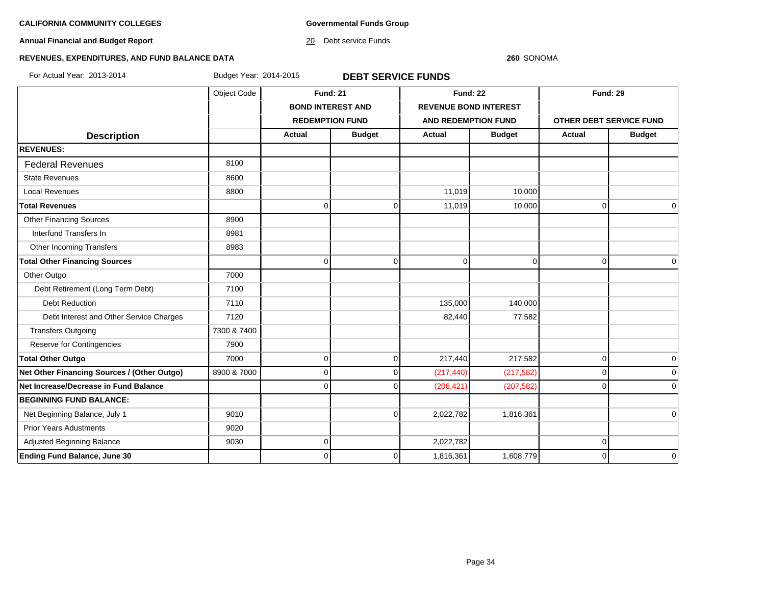**CALIFORNIA COMMUNITY COLLEGES**

**Governmental Funds Group**

**Annual Financial and Budget Report**

20 Debt service Funds

**REVENUES, EXPENDITURES, AND FUND BALANCE DATA**

**260** SONOMA

For Actual Year: 2013-2014 Budget Year: 2014-2015

## DEBT SERVICE FUNDS

| Description | Object Code | Fund: 21 BOND INTEREST AND REDEMPTION FUND | | Fund: 22 REVENUE BOND INTEREST AND REDEMPTION FUND | | Fund: 29 OTHER DEBT SERVICE FUND | |
|---|---|---|---|---|---|---|---|
| | | Actual | Budget | Actual | Budget | Actual | Budget |
| **REVENUES:** | | | | | | | |
| Federal Revenues | 8100 | | | | | | |
| State Revenues | 8600 | | | | | | |
| Local Revenues | 8800 | | | 11,019 | 10,000 | | |
| **Total Revenues** | | 0 | 0 | 11,019 | 10,000 | 0 | 0 |
| Other Financing Sources | 8900 | | | | | | |
| Interfund Transfers In | 8981 | | | | | | |
| Other Incoming Transfers | 8983 | | | | | | |
| **Total Other Financing Sources** | | 0 | 0 | 0 | 0 | 0 | 0 |
| Other Outgo | 7000 | | | | | | |
| Debt Retirement (Long Term Debt) | 7100 | | | | | | |
| Debt Reduction | 7110 | | | 135,000 | 140,000 | | |
| Debt Interest and Other Service Charges | 7120 | | | 82,440 | 77,582 | | |
| Transfers Outgoing | 7300 & 7400 | | | | | | |
| Reserve for Contingencies | 7900 | | | | | | |
| **Total Other Outgo** | 7000 | 0 | 0 | 217,440 | 217,582 | 0 | 0 |
| **Net Other Financing Sources / (Other Outgo)** | 8900 & 7000 | 0 | 0 | (217,440) | (217,582) | 0 | 0 |
| **Net Increase/Decrease in Fund Balance** | | 0 | 0 | (206,421) | (207,582) | 0 | 0 |
| **BEGINNING FUND BALANCE:** | | | | | | | |
| Net Beginning Balance, July 1 | 9010 | | 0 | 2,022,782 | 1,816,361 | | 0 |
| Prior Years Adustments | 9020 | | | | | | |
| Adjusted Beginning Balance | 9030 | 0 | | 2,022,782 | | 0 | |
| **Ending Fund Balance, June 30** | | 0 | 0 | 1,816,361 | 1,608,779 | 0 | 0 |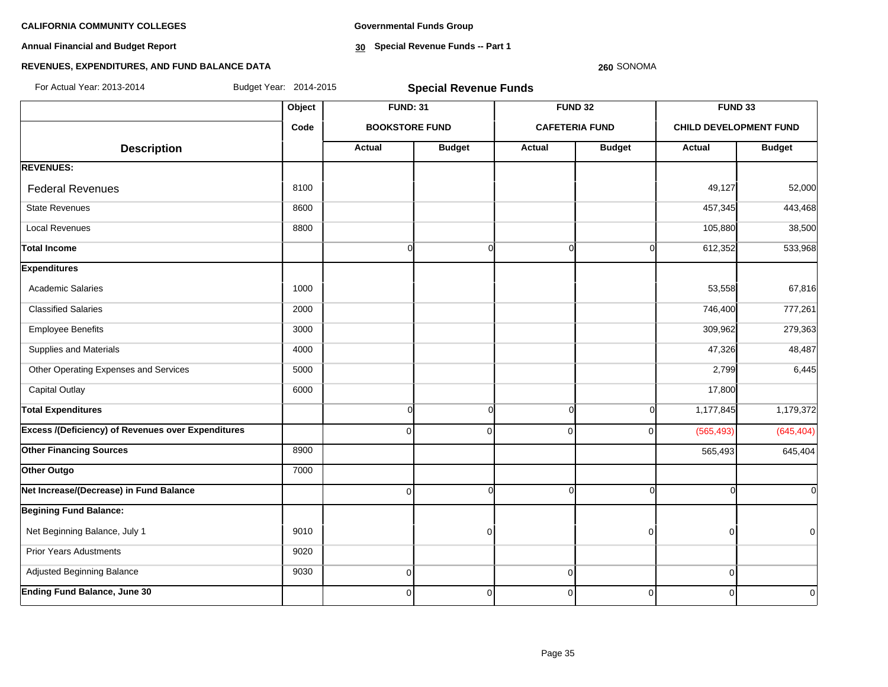**CALIFORNIA COMMUNITY COLLEGES**

**Annual Financial and Budget Report**

**REVENUES, EXPENDITURES, AND FUND BALANCE DATA**

**Governmental Funds Group**

**30 Special Revenue Funds -- Part 1**

**260** SONOMA

For Actual Year: 2013-2014 Budget Year: 2014-2015

## Special Revenue Funds

| Description | Object Code | FUND: 31 BOOKSTORE FUND | | FUND 32 CAFETERIA FUND | | FUND 33 CHILD DEVELOPMENT FUND | |
|---|---|---|---|---|---|---|---|
| | | Actual | Budget | Actual | Budget | Actual | Budget |
| **REVENUES:** | | | | | | | |
| Federal Revenues | 8100 | | | | | 49,127 | 52,000 |
| State Revenues | 8600 | | | | | 457,345 | 443,468 |
| Local Revenues | 8800 | | | | | 105,880 | 38,500 |
| **Total Income** | | 0 | 0 | 0 | 0 | 612,352 | 533,968 |
| **Expenditures** | | | | | | | |
| Academic Salaries | 1000 | | | | | 53,558 | 67,816 |
| Classified Salaries | 2000 | | | | | 746,400 | 777,261 |
| Employee Benefits | 3000 | | | | | 309,962 | 279,363 |
| Supplies and Materials | 4000 | | | | | 47,326 | 48,487 |
| Other Operating Expenses and Services | 5000 | | | | | 2,799 | 6,445 |
| Capital Outlay | 6000 | | | | | 17,800 | |
| **Total Expenditures** | | 0 | 0 | 0 | 0 | 1,177,845 | 1,179,372 |
| **Excess /(Deficiency) of Revenues over Expenditures** | | 0 | 0 | 0 | 0 | (565,493) | (645,404) |
| **Other Financing Sources** | 8900 | | | | | 565,493 | 645,404 |
| **Other Outgo** | 7000 | | | | | | |
| **Net Increase/(Decrease) in Fund Balance** | | 0 | 0 | 0 | 0 | 0 | 0 |
| **Begining Fund Balance:** | | | | | | | |
| Net Beginning Balance, July 1 | 9010 | | 0 | | 0 | 0 | 0 |
| Prior Years Adustments | 9020 | | | | | | |
| Adjusted Beginning Balance | 9030 | 0 | | 0 | | 0 | |
| **Ending Fund Balance, June 30** | | 0 | 0 | 0 | 0 | 0 | 0 |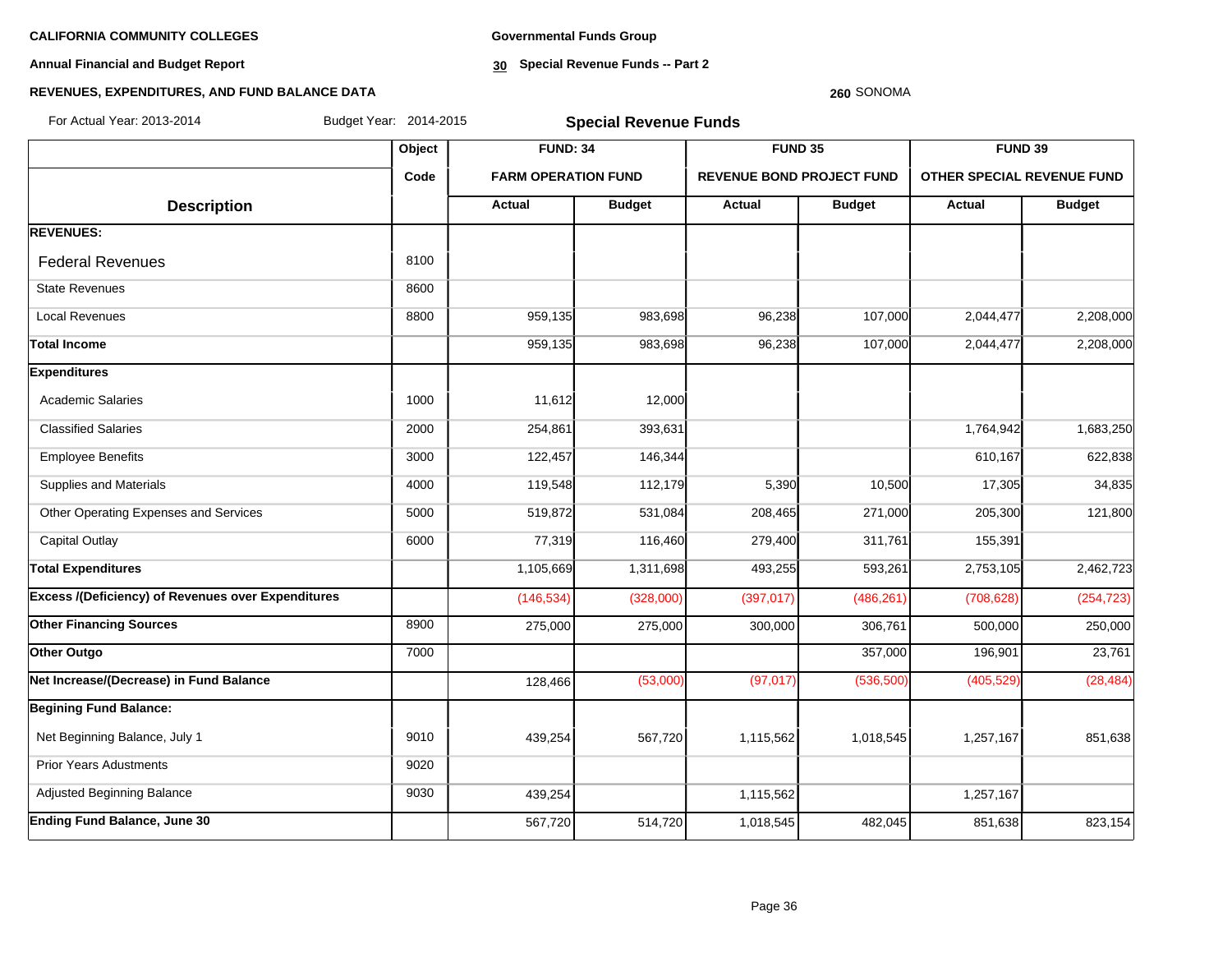**CALIFORNIA COMMUNITY COLLEGES**

**Annual Financial and Budget Report**

**REVENUES, EXPENDITURES, AND FUND BALANCE DATA**

**Governmental Funds Group**

**30 Special Revenue Funds -- Part 2**

**260** SONOMA

For Actual Year: 2013-2014 Budget Year: 2014-2015

## Special Revenue Funds

| Description | Object Code | FUND: 34 FARM OPERATION FUND | | FUND 35 REVENUE BOND PROJECT FUND | | FUND 39 OTHER SPECIAL REVENUE FUND | |
|---|---|---|---|---|---|---|---|
| | | Actual | Budget | Actual | Budget | Actual | Budget |
| **REVENUES:** | | | | | | | |
| Federal Revenues | 8100 | | | | | | |
| State Revenues | 8600 | | | | | | |
| Local Revenues | 8800 | 959,135 | 983,698 | 96,238 | 107,000 | 2,044,477 | 2,208,000 |
| **Total Income** | | 959,135 | 983,698 | 96,238 | 107,000 | 2,044,477 | 2,208,000 |
| **Expenditures** | | | | | | | |
| Academic Salaries | 1000 | 11,612 | 12,000 | | | | |
| Classified Salaries | 2000 | 254,861 | 393,631 | | | 1,764,942 | 1,683,250 |
| Employee Benefits | 3000 | 122,457 | 146,344 | | | 610,167 | 622,838 |
| Supplies and Materials | 4000 | 119,548 | 112,179 | 5,390 | 10,500 | 17,305 | 34,835 |
| Other Operating Expenses and Services | 5000 | 519,872 | 531,084 | 208,465 | 271,000 | 205,300 | 121,800 |
| Capital Outlay | 6000 | 77,319 | 116,460 | 279,400 | 311,761 | 155,391 | |
| **Total Expenditures** | | 1,105,669 | 1,311,698 | 493,255 | 593,261 | 2,753,105 | 2,462,723 |
| **Excess /(Deficiency) of Revenues over Expenditures** | | (146,534) | (328,000) | (397,017) | (486,261) | (708,628) | (254,723) |
| **Other Financing Sources** | 8900 | 275,000 | 275,000 | 300,000 | 306,761 | 500,000 | 250,000 |
| **Other Outgo** | 7000 | | | | 357,000 | 196,901 | 23,761 |
| **Net Increase/(Decrease) in Fund Balance** | | 128,466 | (53,000) | (97,017) | (536,500) | (405,529) | (28,484) |
| **Begining Fund Balance:** | | | | | | | |
| Net Beginning Balance, July 1 | 9010 | 439,254 | 567,720 | 1,115,562 | 1,018,545 | 1,257,167 | 851,638 |
| Prior Years Adustments | 9020 | | | | | | |
| Adjusted Beginning Balance | 9030 | 439,254 | | 1,115,562 | | 1,257,167 | |
| **Ending Fund Balance, June 30** | | 567,720 | 514,720 | 1,018,545 | 482,045 | 851,638 | 823,154 |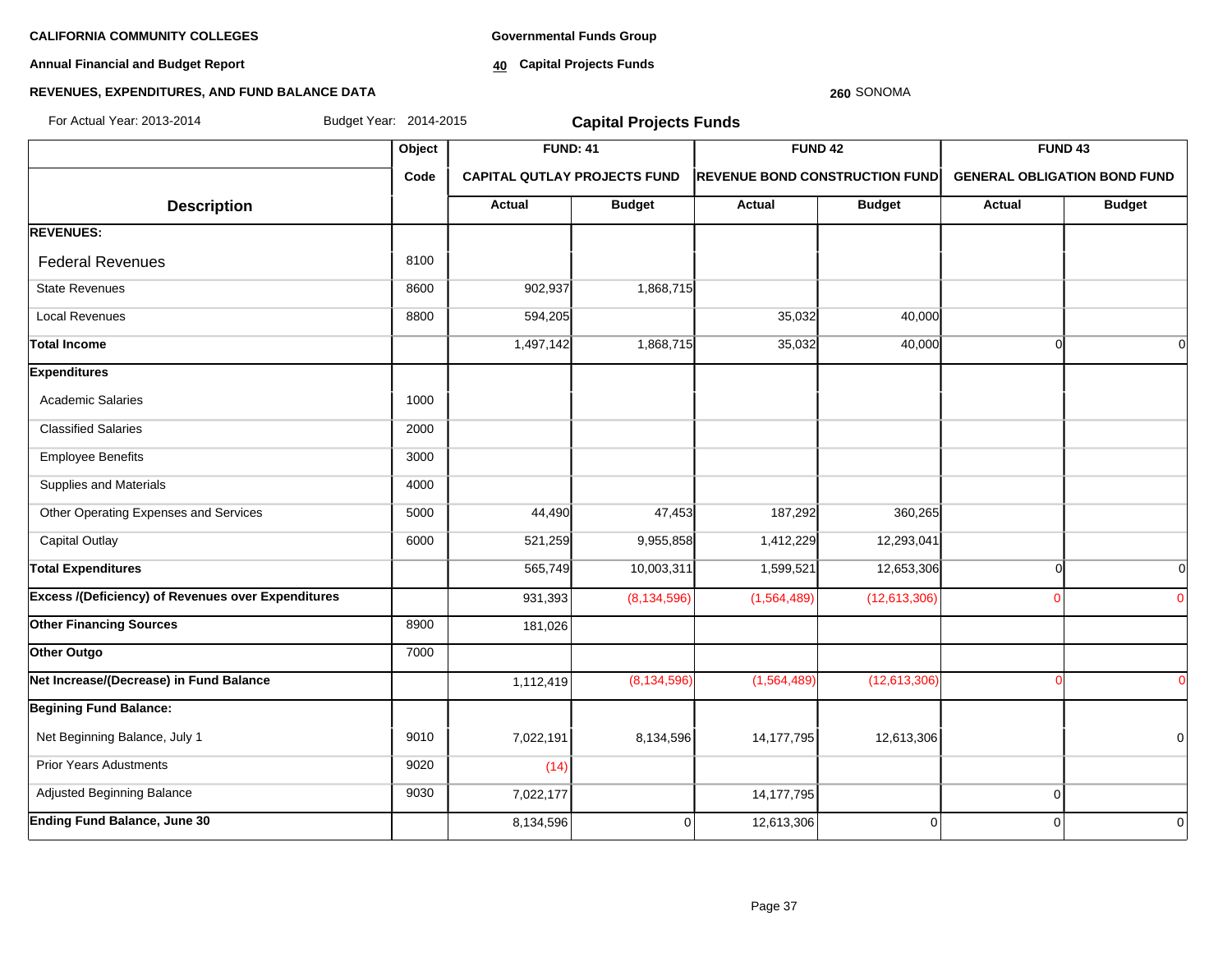**CALIFORNIA COMMUNITY COLLEGES**

**Annual Financial and Budget Report**

**REVENUES, EXPENDITURES, AND FUND BALANCE DATA**

**Governmental Funds Group**

**40 Capital Projects Funds**

**260** SONOMA

For Actual Year: 2013-2014 Budget Year: 2014-2015

## Capital Projects Funds

| Description | Object Code | FUND: 41 CAPITAL QUTLAY PROJECTS FUND Actual | FUND: 41 CAPITAL QUTLAY PROJECTS FUND Budget | FUND 42 REVENUE BOND CONSTRUCTION FUND Actual | FUND 42 REVENUE BOND CONSTRUCTION FUND Budget | FUND 43 GENERAL OBLIGATION BOND FUND Actual | FUND 43 GENERAL OBLIGATION BOND FUND Budget |
|---|---|---|---|---|---|---|---|
| **REVENUES:** | | | | | | | |
| Federal Revenues | 8100 | | | | | | |
| State Revenues | 8600 | 902,937 | 1,868,715 | | | | |
| Local Revenues | 8800 | 594,205 | | 35,032 | 40,000 | | |
| **Total Income** | | 1,497,142 | 1,868,715 | 35,032 | 40,000 | 0 | 0 |
| **Expenditures** | | | | | | | |
| Academic Salaries | 1000 | | | | | | |
| Classified Salaries | 2000 | | | | | | |
| Employee Benefits | 3000 | | | | | | |
| Supplies and Materials | 4000 | | | | | | |
| Other Operating Expenses and Services | 5000 | 44,490 | 47,453 | 187,292 | 360,265 | | |
| Capital Outlay | 6000 | 521,259 | 9,955,858 | 1,412,229 | 12,293,041 | | |
| **Total Expenditures** | | 565,749 | 10,003,311 | 1,599,521 | 12,653,306 | 0 | 0 |
| **Excess /(Deficiency) of Revenues over Expenditures** | | 931,393 | (8,134,596) | (1,564,489) | (12,613,306) | 0 | 0 |
| **Other Financing Sources** | 8900 | 181,026 | | | | | |
| **Other Outgo** | 7000 | | | | | | |
| **Net Increase/(Decrease) in Fund Balance** | | 1,112,419 | (8,134,596) | (1,564,489) | (12,613,306) | 0 | 0 |
| **Begining Fund Balance:** | | | | | | | |
| Net Beginning Balance, July 1 | 9010 | 7,022,191 | 8,134,596 | 14,177,795 | 12,613,306 | | 0 |
| Prior Years Adustments | 9020 | (14) | | | | | |
| Adjusted Beginning Balance | 9030 | 7,022,177 | | 14,177,795 | | 0 | |
| **Ending Fund Balance, June 30** | | 8,134,596 | 0 | 12,613,306 | 0 | 0 | 0 |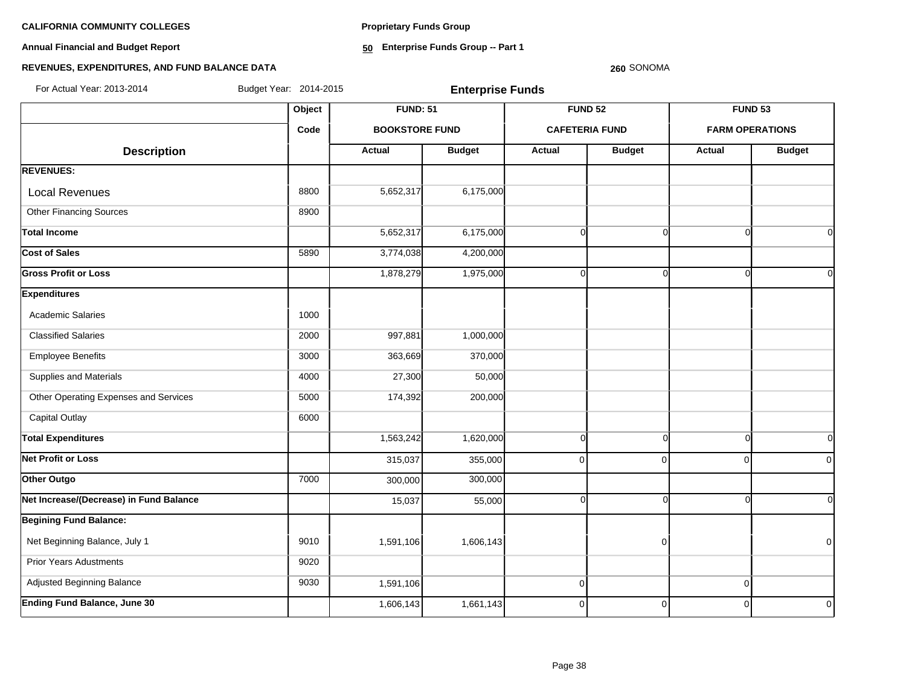**CALIFORNIA COMMUNITY COLLEGES**

**Annual Financial and Budget Report**

**REVENUES, EXPENDITURES, AND FUND BALANCE DATA**

**Proprietary Funds Group**

**50 Enterprise Funds Group -- Part 1**

**260** SONOMA

For Actual Year: 2013-2014 Budget Year: 2014-2015

**Enterprise Funds**

| Description | Object Code | FUND: 51 BOOKSTORE FUND | | FUND 52 CAFETERIA FUND | | FUND 53 FARM OPERATIONS | |
|---|---|---|---|---|---|---|---|
| | | Actual | Budget | Actual | Budget | Actual | Budget |
| **REVENUES:** | | | | | | | |
| Local Revenues | 8800 | 5,652,317 | 6,175,000 | | | | |
| Other Financing Sources | 8900 | | | | | | |
| **Total Income** | | 5,652,317 | 6,175,000 | 0 | 0 | 0 | 0 |
| **Cost of Sales** | 5890 | 3,774,038 | 4,200,000 | | | | |
| **Gross Profit or Loss** | | 1,878,279 | 1,975,000 | 0 | 0 | 0 | 0 |
| **Expenditures** | | | | | | | |
| Academic Salaries | 1000 | | | | | | |
| Classified Salaries | 2000 | 997,881 | 1,000,000 | | | | |
| Employee Benefits | 3000 | 363,669 | 370,000 | | | | |
| Supplies and Materials | 4000 | 27,300 | 50,000 | | | | |
| Other Operating Expenses and Services | 5000 | 174,392 | 200,000 | | | | |
| Capital Outlay | 6000 | | | | | | |
| **Total Expenditures** | | 1,563,242 | 1,620,000 | 0 | 0 | 0 | 0 |
| **Net Profit or Loss** | | 315,037 | 355,000 | 0 | 0 | 0 | 0 |
| **Other Outgo** | 7000 | 300,000 | 300,000 | | | | |
| **Net Increase/(Decrease) in Fund Balance** | | 15,037 | 55,000 | 0 | 0 | 0 | 0 |
| **Begining Fund Balance:** | | | | | | | |
| Net Beginning Balance, July 1 | 9010 | 1,591,106 | 1,606,143 | | 0 | | 0 |
| Prior Years Adustments | 9020 | | | | | | |
| Adjusted Beginning Balance | 9030 | 1,591,106 | | 0 | | 0 | |
| **Ending Fund Balance, June 30** | | 1,606,143 | 1,661,143 | 0 | 0 | 0 | 0 |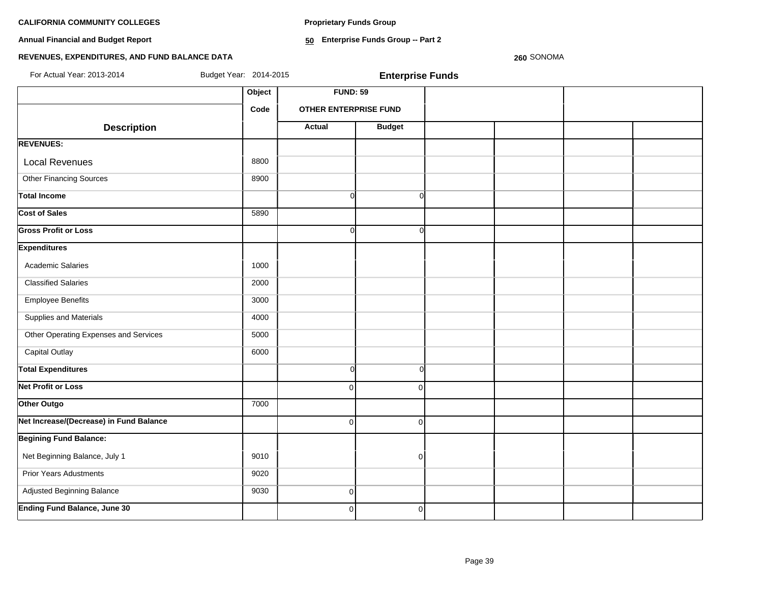**CALIFORNIA COMMUNITY COLLEGES**

**Annual Financial and Budget Report**

**REVENUES, EXPENDITURES, AND FUND BALANCE DATA**

**Proprietary Funds Group**

**50 Enterprise Funds Group -- Part 2**

**260** SONOMA

For Actual Year: 2013-2014 Budget Year: 2014-2015

**Enterprise Funds**

| Description | Object Code | FUND: 59 OTHER ENTERPRISE FUND | | | | | |
|---|---|---|---|---|---|---|---|
| | | Actual | Budget | | | | |
| **REVENUES:** | | | | | | | |
| Local Revenues | 8800 | | | | | | |
| Other Financing Sources | 8900 | | | | | | |
| **Total Income** | | 0 | 0 | | | | |
| **Cost of Sales** | 5890 | | | | | | |
| **Gross Profit or Loss** | | 0 | 0 | | | | |
| **Expenditures** | | | | | | | |
| Academic Salaries | 1000 | | | | | | |
| Classified Salaries | 2000 | | | | | | |
| Employee Benefits | 3000 | | | | | | |
| Supplies and Materials | 4000 | | | | | | |
| Other Operating Expenses and Services | 5000 | | | | | | |
| Capital Outlay | 6000 | | | | | | |
| **Total Expenditures** | | 0 | 0 | | | | |
| **Net Profit or Loss** | | 0 | 0 | | | | |
| **Other Outgo** | 7000 | | | | | | |
| **Net Increase/(Decrease) in Fund Balance** | | 0 | 0 | | | | |
| **Begining Fund Balance:** | | | | | | | |
| Net Beginning Balance, July 1 | 9010 | | 0 | | | | |
| Prior Years Adustments | 9020 | | | | | | |
| Adjusted Beginning Balance | 9030 | 0 | | | | | |
| **Ending Fund Balance, June 30** | | 0 | 0 | | | | |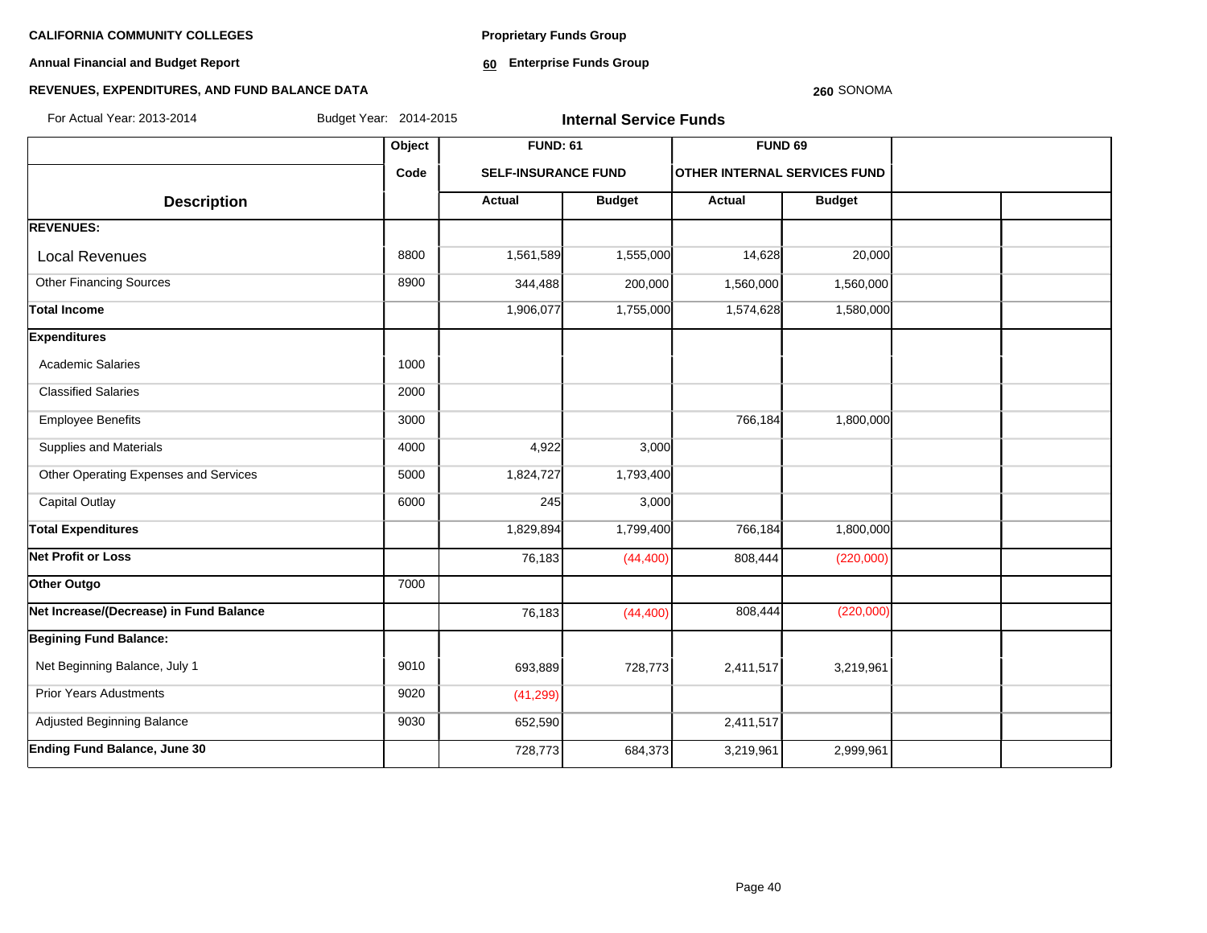**CALIFORNIA COMMUNITY COLLEGES**

**Annual Financial and Budget Report**

**REVENUES, EXPENDITURES, AND FUND BALANCE DATA**

**Proprietary Funds Group**

**60 Enterprise Funds Group**

**260** SONOMA

For Actual Year: 2013-2014 Budget Year: 2014-2015

**Internal Service Funds**

| Description | Object Code | FUND: 61 SELF-INSURANCE FUND Actual | FUND: 61 SELF-INSURANCE FUND Budget | FUND 69 OTHER INTERNAL SERVICES FUND Actual | FUND 69 OTHER INTERNAL SERVICES FUND Budget | | |
|---|---|---|---|---|---|---|---|
| **REVENUES:** | | | | | | | |
| Local Revenues | 8800 | 1,561,589 | 1,555,000 | 14,628 | 20,000 | | |
| Other Financing Sources | 8900 | 344,488 | 200,000 | 1,560,000 | 1,560,000 | | |
| **Total Income** | | 1,906,077 | 1,755,000 | 1,574,628 | 1,580,000 | | |
| **Expenditures** | | | | | | | |
| Academic Salaries | 1000 | | | | | | |
| Classified Salaries | 2000 | | | | | | |
| Employee Benefits | 3000 | | | 766,184 | 1,800,000 | | |
| Supplies and Materials | 4000 | 4,922 | 3,000 | | | | |
| Other Operating Expenses and Services | 5000 | 1,824,727 | 1,793,400 | | | | |
| Capital Outlay | 6000 | 245 | 3,000 | | | | |
| **Total Expenditures** | | 1,829,894 | 1,799,400 | 766,184 | 1,800,000 | | |
| **Net Profit or Loss** | | 76,183 | (44,400) | 808,444 | (220,000) | | |
| **Other Outgo** | 7000 | | | | | | |
| **Net Increase/(Decrease) in Fund Balance** | | 76,183 | (44,400) | 808,444 | (220,000) | | |
| **Begining Fund Balance:** | | | | | | | |
| Net Beginning Balance, July 1 | 9010 | 693,889 | 728,773 | 2,411,517 | 3,219,961 | | |
| Prior Years Adustments | 9020 | (41,299) | | | | | |
| Adjusted Beginning Balance | 9030 | 652,590 | | 2,411,517 | | | |
| **Ending Fund Balance, June 30** | | 728,773 | 684,373 | 3,219,961 | 2,999,961 | | |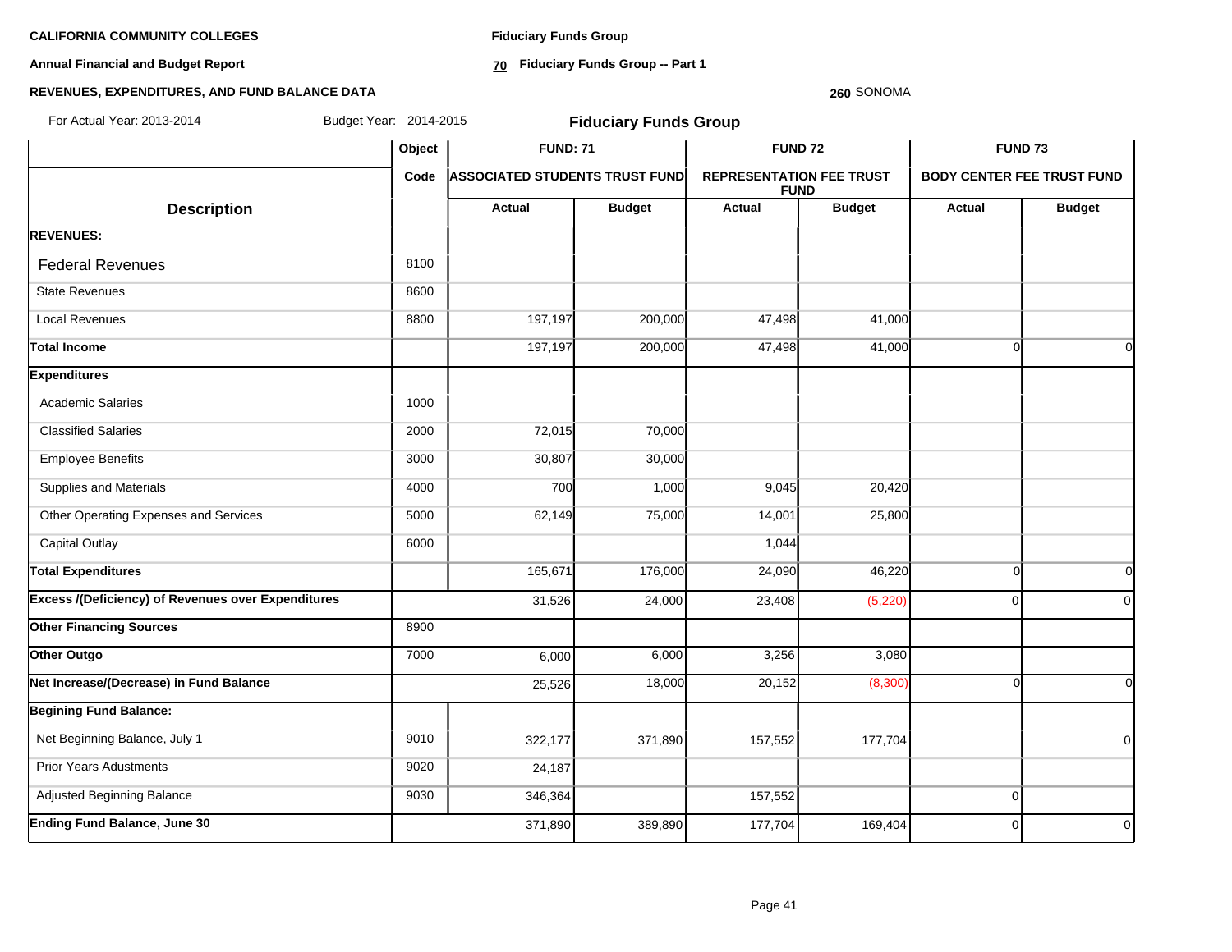**CALIFORNIA COMMUNITY COLLEGES**

**Annual Financial and Budget Report**

**REVENUES, EXPENDITURES, AND FUND BALANCE DATA**

**Fiduciary Funds Group**

**70 Fiduciary Funds Group -- Part 1**

**260** SONOMA

For Actual Year: 2013-2014 Budget Year: 2014-2015

## Fiduciary Funds Group

| | Object | FUND: 71 | | FUND 72 | | FUND 73 | |
|---|---|---|---|---|---|---|---|
| | Code | ASSOCIATED STUDENTS TRUST FUND | | REPRESENTATION FEE TRUST FUND | | BODY CENTER FEE TRUST FUND | |
| **Description** | | **Actual** | **Budget** | **Actual** | **Budget** | **Actual** | **Budget** |
| **REVENUES:** | | | | | | | |
| Federal Revenues | 8100 | | | | | | |
| State Revenues | 8600 | | | | | | |
| Local Revenues | 8800 | 197,197 | 200,000 | 47,498 | 41,000 | | |
| **Total Income** | | 197,197 | 200,000 | 47,498 | 41,000 | 0 | 0 |
| **Expenditures** | | | | | | | |
| Academic Salaries | 1000 | | | | | | |
| Classified Salaries | 2000 | 72,015 | 70,000 | | | | |
| Employee Benefits | 3000 | 30,807 | 30,000 | | | | |
| Supplies and Materials | 4000 | 700 | 1,000 | 9,045 | 20,420 | | |
| Other Operating Expenses and Services | 5000 | 62,149 | 75,000 | 14,001 | 25,800 | | |
| Capital Outlay | 6000 | | | 1,044 | | | |
| **Total Expenditures** | | 165,671 | 176,000 | 24,090 | 46,220 | 0 | 0 |
| **Excess /(Deficiency) of Revenues over Expenditures** | | 31,526 | 24,000 | 23,408 | (5,220) | 0 | 0 |
| **Other Financing Sources** | 8900 | | | | | | |
| **Other Outgo** | 7000 | 6,000 | 6,000 | 3,256 | 3,080 | | |
| **Net Increase/(Decrease) in Fund Balance** | | 25,526 | 18,000 | 20,152 | (8,300) | 0 | 0 |
| **Begining Fund Balance:** | | | | | | | |
| Net Beginning Balance, July 1 | 9010 | 322,177 | 371,890 | 157,552 | 177,704 | | 0 |
| Prior Years Adjustments | 9020 | 24,187 | | | | | |
| Adjusted Beginning Balance | 9030 | 346,364 | | 157,552 | | 0 | |
| **Ending Fund Balance, June 30** | | 371,890 | 389,890 | 177,704 | 169,404 | 0 | 0 |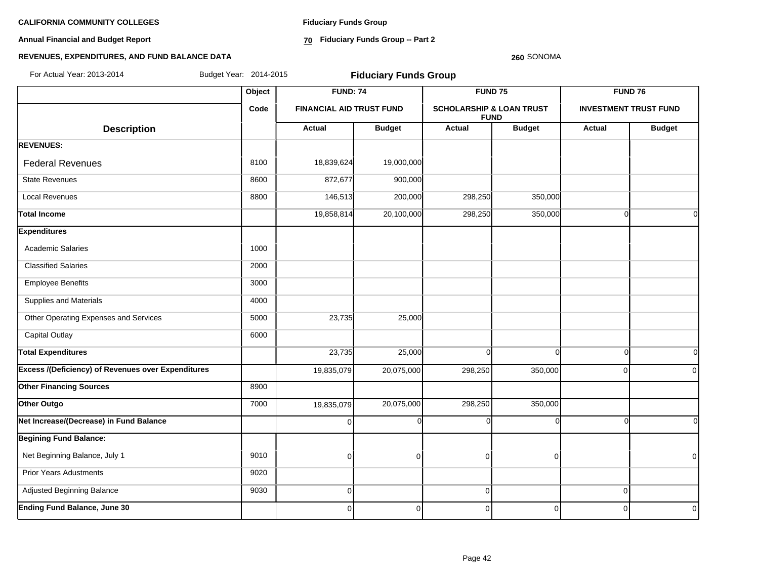**CALIFORNIA COMMUNITY COLLEGES**

**Annual Financial and Budget Report**

**REVENUES, EXPENDITURES, AND FUND BALANCE DATA**

**Fiduciary Funds Group**

**70 Fiduciary Funds Group -- Part 2**

**260** SONOMA

For Actual Year: 2013-2014 Budget Year: 2014-2015

## Fiduciary Funds Group

| Description | Object Code | FUND: 74 FINANCIAL AID TRUST FUND | | FUND 75 SCHOLARSHIP & LOAN TRUST FUND | | FUND 76 INVESTMENT TRUST FUND | |
|---|---|---|---|---|---|---|---|
| | | Actual | Budget | Actual | Budget | Actual | Budget |
| **REVENUES:** | | | | | | | |
| Federal Revenues | 8100 | 18,839,624 | 19,000,000 | | | | |
| State Revenues | 8600 | 872,677 | 900,000 | | | | |
| Local Revenues | 8800 | 146,513 | 200,000 | 298,250 | 350,000 | | |
| **Total Income** | | 19,858,814 | 20,100,000 | 298,250 | 350,000 | 0 | 0 |
| **Expenditures** | | | | | | | |
| Academic Salaries | 1000 | | | | | | |
| Classified Salaries | 2000 | | | | | | |
| Employee Benefits | 3000 | | | | | | |
| Supplies and Materials | 4000 | | | | | | |
| Other Operating Expenses and Services | 5000 | 23,735 | 25,000 | | | | |
| Capital Outlay | 6000 | | | | | | |
| **Total Expenditures** | | 23,735 | 25,000 | 0 | 0 | 0 | 0 |
| **Excess /(Deficiency) of Revenues over Expenditures** | | 19,835,079 | 20,075,000 | 298,250 | 350,000 | 0 | 0 |
| **Other Financing Sources** | 8900 | | | | | | |
| **Other Outgo** | 7000 | 19,835,079 | 20,075,000 | 298,250 | 350,000 | | |
| **Net Increase/(Decrease) in Fund Balance** | | 0 | 0 | 0 | 0 | 0 | 0 |
| **Begining Fund Balance:** | | | | | | | |
| Net Beginning Balance, July 1 | 9010 | 0 | 0 | 0 | 0 | | 0 |
| Prior Years Adustments | 9020 | | | | | | |
| Adjusted Beginning Balance | 9030 | 0 | | 0 | | 0 | |
| **Ending Fund Balance, June 30** | | 0 | 0 | 0 | 0 | 0 | 0 |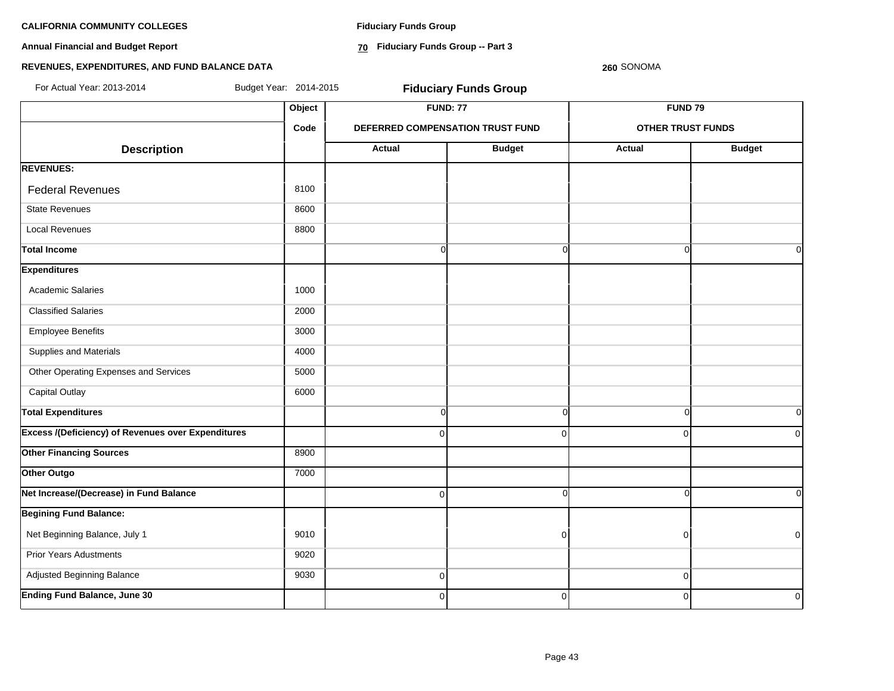**CALIFORNIA COMMUNITY COLLEGES**

**Annual Financial and Budget Report**

**REVENUES, EXPENDITURES, AND FUND BALANCE DATA**

**Fiduciary Funds Group**

**70 Fiduciary Funds Group -- Part 3**

**260** SONOMA

For Actual Year: 2013-2014 Budget Year: 2014-2015

**Fiduciary Funds Group**

| | Object | FUND: 77 | | FUND 79 | |
|---|---|---|---|---|---|
| | Code | DEFERRED COMPENSATION TRUST FUND | | OTHER TRUST FUNDS | |
| **Description** | | Actual | Budget | Actual | Budget |
| **REVENUES:** | | | | | |
| Federal Revenues | 8100 | | | | |
| State Revenues | 8600 | | | | |
| Local Revenues | 8800 | | | | |
| **Total Income** | | 0 | 0 | 0 | 0 |
| **Expenditures** | | | | | |
| Academic Salaries | 1000 | | | | |
| Classified Salaries | 2000 | | | | |
| Employee Benefits | 3000 | | | | |
| Supplies and Materials | 4000 | | | | |
| Other Operating Expenses and Services | 5000 | | | | |
| Capital Outlay | 6000 | | | | |
| **Total Expenditures** | | 0 | 0 | 0 | 0 |
| **Excess /(Deficiency) of Revenues over Expenditures** | | 0 | 0 | 0 | 0 |
| **Other Financing Sources** | 8900 | | | | |
| **Other Outgo** | 7000 | | | | |
| **Net Increase/(Decrease) in Fund Balance** | | 0 | 0 | 0 | 0 |
| **Begining Fund Balance:** | | | | | |
| Net Beginning Balance, July 1 | 9010 | | 0 | 0 | 0 |
| Prior Years Adustments | 9020 | | | | |
| Adjusted Beginning Balance | 9030 | 0 | | 0 | |
| **Ending Fund Balance, June 30** | | 0 | 0 | 0 | 0 |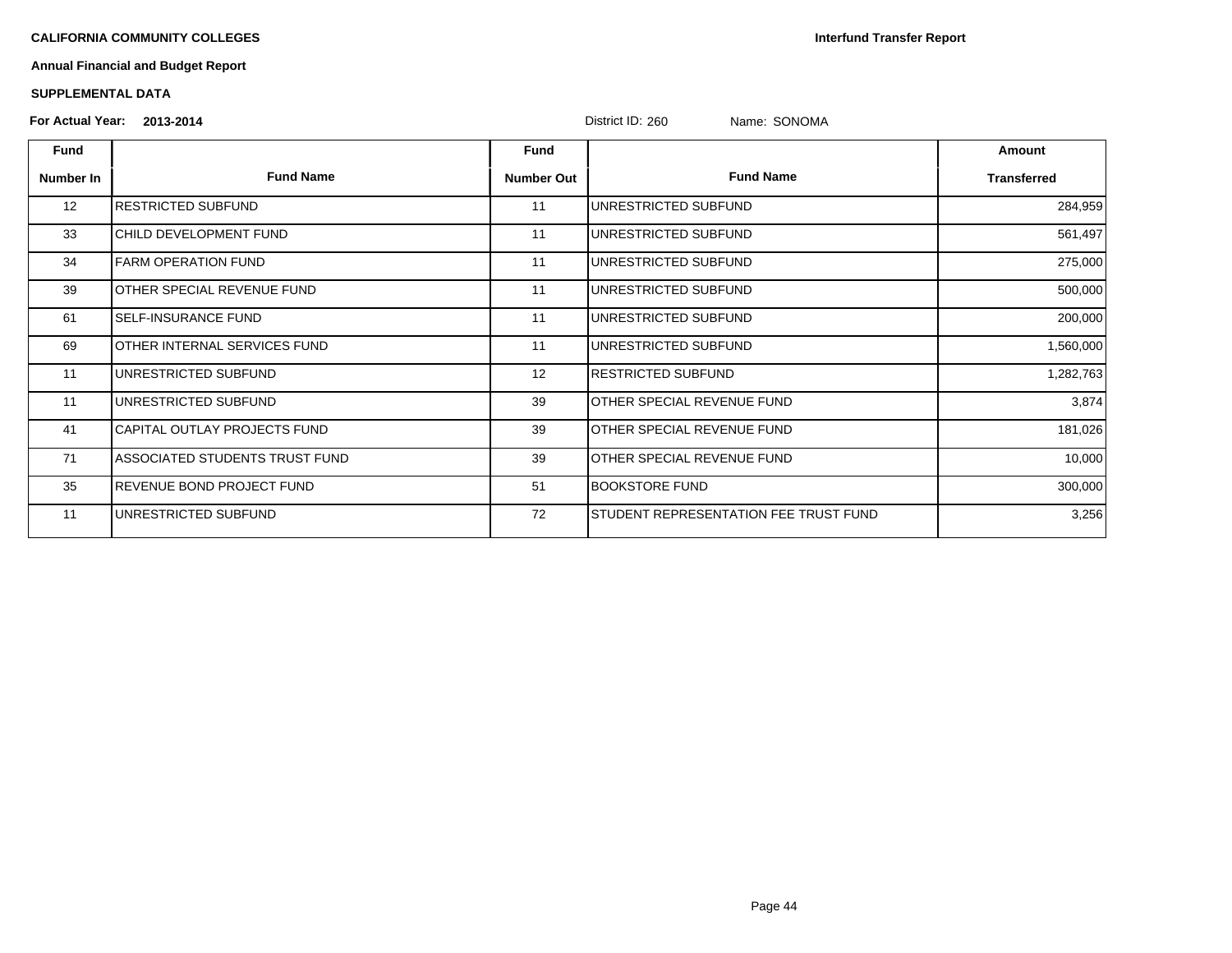**CALIFORNIA COMMUNITY COLLEGES**

**Interfund Transfer Report**

**Annual Financial and Budget Report**

**SUPPLEMENTAL DATA**

**For Actual Year: 2013-2014** District ID: 260 Name: SONOMA

| Fund Number In | Fund Name | Fund Number Out | Fund Name | Amount Transferred |
|---|---|---|---|---|
| 12 | RESTRICTED SUBFUND | 11 | UNRESTRICTED SUBFUND | 284,959 |
| 33 | CHILD DEVELOPMENT FUND | 11 | UNRESTRICTED SUBFUND | 561,497 |
| 34 | FARM OPERATION FUND | 11 | UNRESTRICTED SUBFUND | 275,000 |
| 39 | OTHER SPECIAL REVENUE FUND | 11 | UNRESTRICTED SUBFUND | 500,000 |
| 61 | SELF-INSURANCE FUND | 11 | UNRESTRICTED SUBFUND | 200,000 |
| 69 | OTHER INTERNAL SERVICES FUND | 11 | UNRESTRICTED SUBFUND | 1,560,000 |
| 11 | UNRESTRICTED SUBFUND | 12 | RESTRICTED SUBFUND | 1,282,763 |
| 11 | UNRESTRICTED SUBFUND | 39 | OTHER SPECIAL REVENUE FUND | 3,874 |
| 41 | CAPITAL OUTLAY PROJECTS FUND | 39 | OTHER SPECIAL REVENUE FUND | 181,026 |
| 71 | ASSOCIATED STUDENTS TRUST FUND | 39 | OTHER SPECIAL REVENUE FUND | 10,000 |
| 35 | REVENUE BOND PROJECT FUND | 51 | BOOKSTORE FUND | 300,000 |
| 11 | UNRESTRICTED SUBFUND | 72 | STUDENT REPRESENTATION FEE TRUST FUND | 3,256 |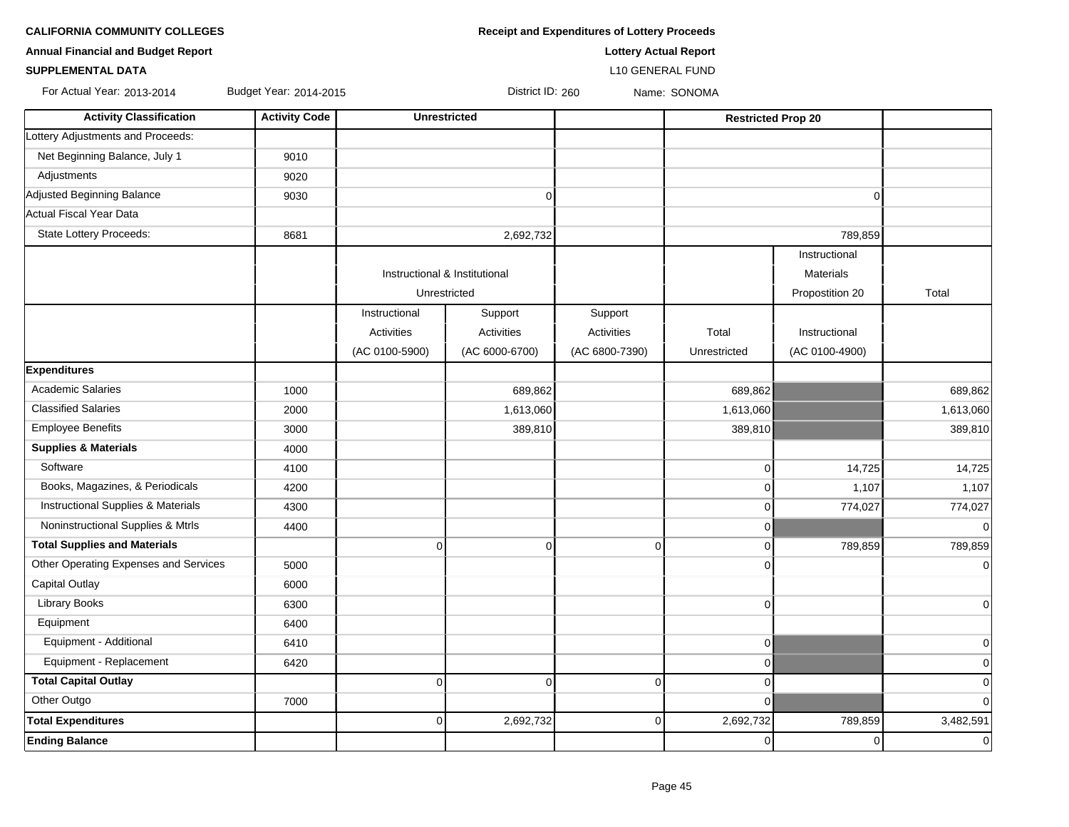**CALIFORNIA COMMUNITY COLLEGES**

**Annual Financial and Budget Report**

**SUPPLEMENTAL DATA**

**Receipt and Expenditures of Lottery Proceeds**

**Lottery Actual Report**

L10 GENERAL FUND

For Actual Year: 2013-2014 Budget Year: 2014-2015 District ID: 260 Name: SONOMA

| Activity Classification | Activity Code | Unrestricted | | | Restricted Prop 20 | | |
|---|---|---|---|---|---|---|---|
| Lottery Adjustments and Proceeds: | | | | | | | |
| Net Beginning Balance, July 1 | 9010 | | | | | | |
| Adjustments | 9020 | | | | | | |
| Adjusted Beginning Balance | 9030 | | 0 | | | 0 | |
| Actual Fiscal Year Data | | | | | | | |
| State Lottery Proceeds: | 8681 | | 2,692,732 | | | 789,859 | |
| | | Instructional & Institutional Unrestricted | | | | Instructional Materials Propostition 20 | Total |
| | | Instructional Activities (AC 0100-5900) | Support Activities (AC 6000-6700) | Support Activities (AC 6800-7390) | Total Unrestricted | Instructional (AC 0100-4900) | |
| **Expenditures** | | | | | | | |
| Academic Salaries | 1000 | | 689,862 | | 689,862 | | 689,862 |
| Classified Salaries | 2000 | | 1,613,060 | | 1,613,060 | | 1,613,060 |
| Employee Benefits | 3000 | | 389,810 | | 389,810 | | 389,810 |
| **Supplies & Materials** | 4000 | | | | | | |
| Software | 4100 | | | | 0 | 14,725 | 14,725 |
| Books, Magazines, & Periodicals | 4200 | | | | 0 | 1,107 | 1,107 |
| Instructional Supplies & Materials | 4300 | | | | 0 | 774,027 | 774,027 |
| Noninstructional Supplies & Mtrls | 4400 | | | | 0 | | 0 |
| **Total Supplies and Materials** | | 0 | 0 | 0 | 0 | 789,859 | 789,859 |
| Other Operating Expenses and Services | 5000 | | | | 0 | | 0 |
| Capital Outlay | 6000 | | | | | | |
| Library Books | 6300 | | | | 0 | | 0 |
| Equipment | 6400 | | | | | | |
| Equipment - Additional | 6410 | | | | 0 | | 0 |
| Equipment - Replacement | 6420 | | | | 0 | | 0 |
| **Total Capital Outlay** | | 0 | 0 | 0 | 0 | | 0 |
| Other Outgo | 7000 | | | | 0 | | 0 |
| **Total Expenditures** | | 0 | 2,692,732 | 0 | 2,692,732 | 789,859 | 3,482,591 |
| **Ending Balance** | | | | | 0 | 0 | 0 |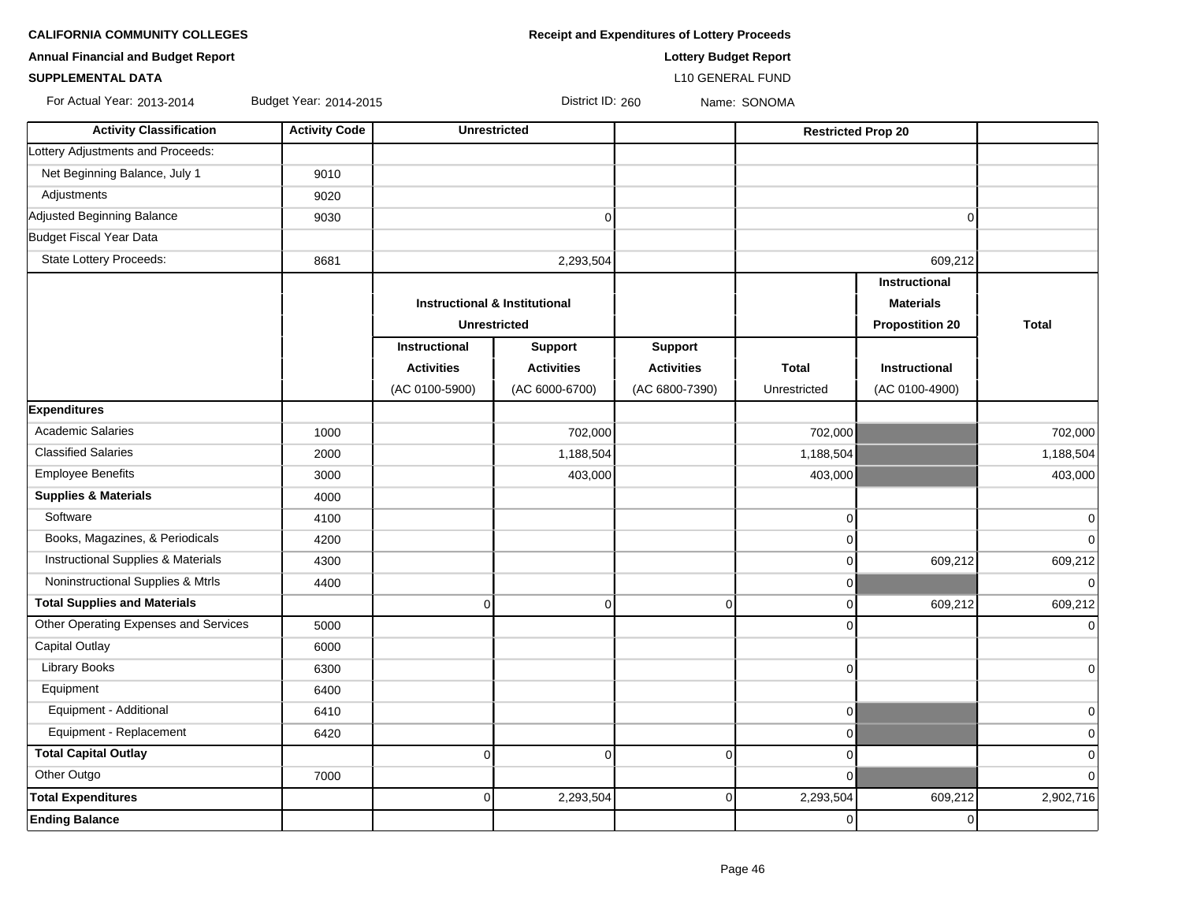**CALIFORNIA COMMUNITY COLLEGES**

**Annual Financial and Budget Report**

**SUPPLEMENTAL DATA**

**Receipt and Expenditures of Lottery Proceeds**

**Lottery Budget Report**

L10 GENERAL FUND

For Actual Year: 2013-2014 Budget Year: 2014-2015 District ID: 260 Name: SONOMA

| Activity Classification | Activity Code | Unrestricted | | | | Restricted Prop 20 | |
|---|---|---|---|---|---|---|---|
| Lottery Adjustments and Proceeds: | | | | | | | |
| Net Beginning Balance, July 1 | 9010 | | | | | | |
| Adjustments | 9020 | | | | | | |
| Adjusted Beginning Balance | 9030 | | 0 | | | 0 | |
| Budget Fiscal Year Data | | | | | | | |
| State Lottery Proceeds: | 8681 | | 2,293,504 | | | 609,212 | |
| | | Instructional & Institutional Unrestricted | | | | Instructional Materials Propostition 20 | Total |
| | | Instructional Activities (AC 0100-5900) | Support Activities (AC 6000-6700) | Support Activities (AC 6800-7390) | Total Unrestricted | Instructional (AC 0100-4900) | |
| **Expenditures** | | | | | | | |
| Academic Salaries | 1000 | | 702,000 | | 702,000 | | 702,000 |
| Classified Salaries | 2000 | | 1,188,504 | | 1,188,504 | | 1,188,504 |
| Employee Benefits | 3000 | | 403,000 | | 403,000 | | 403,000 |
| **Supplies & Materials** | 4000 | | | | | | |
| Software | 4100 | | | | 0 | | 0 |
| Books, Magazines, & Periodicals | 4200 | | | | 0 | | 0 |
| Instructional Supplies & Materials | 4300 | | | | 0 | 609,212 | 609,212 |
| Noninstructional Supplies & Mtrls | 4400 | | | | 0 | | 0 |
| **Total Supplies and Materials** | | 0 | 0 | 0 | 0 | 609,212 | 609,212 |
| Other Operating Expenses and Services | 5000 | | | | 0 | | 0 |
| Capital Outlay | 6000 | | | | | | |
| Library Books | 6300 | | | | 0 | | 0 |
| Equipment | 6400 | | | | | | |
| Equipment - Additional | 6410 | | | | 0 | | 0 |
| Equipment - Replacement | 6420 | | | | 0 | | 0 |
| **Total Capital Outlay** | | 0 | 0 | 0 | 0 | | 0 |
| Other Outgo | 7000 | | | | 0 | | 0 |
| **Total Expenditures** | | 0 | 2,293,504 | 0 | 2,293,504 | 609,212 | 2,902,716 |
| **Ending Balance** | | | | | 0 | 0 | |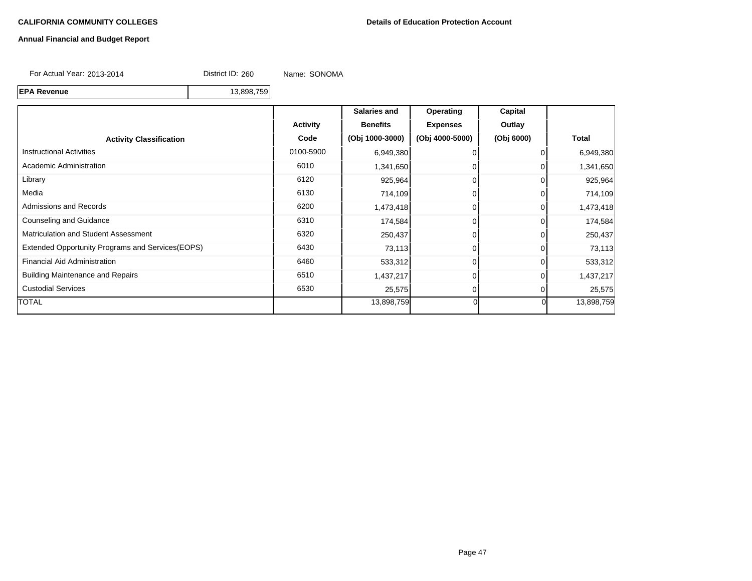**CALIFORNIA COMMUNITY COLLEGES**

**Details of Education Protection Account**

**Annual Financial and Budget Report**

For Actual Year: 2013-2014 District ID: 260 Name: SONOMA

| **EPA Revenue** | 13,898,759 |
|---|---|

| **Activity Classification** | **Activity Code** | **Salaries and Benefits (Obj 1000-3000)** | **Operating Expenses (Obj 4000-5000)** | **Capital Outlay (Obj 6000)** | **Total** |
|---|---|---|---|---|---|
| Instructional Activities | 0100-5900 | 6,949,380 | 0 | 0 | 6,949,380 |
| Academic Administration | 6010 | 1,341,650 | 0 | 0 | 1,341,650 |
| Library | 6120 | 925,964 | 0 | 0 | 925,964 |
| Media | 6130 | 714,109 | 0 | 0 | 714,109 |
| Admissions and Records | 6200 | 1,473,418 | 0 | 0 | 1,473,418 |
| Counseling and Guidance | 6310 | 174,584 | 0 | 0 | 174,584 |
| Matriculation and Student Assessment | 6320 | 250,437 | 0 | 0 | 250,437 |
| Extended Opportunity Programs and Services(EOPS) | 6430 | 73,113 | 0 | 0 | 73,113 |
| Financial Aid Administration | 6460 | 533,312 | 0 | 0 | 533,312 |
| Building Maintenance and Repairs | 6510 | 1,437,217 | 0 | 0 | 1,437,217 |
| Custodial Services | 6530 | 25,575 | 0 | 0 | 25,575 |
| TOTAL | | 13,898,759 | 0 | 0 | 13,898,759 |